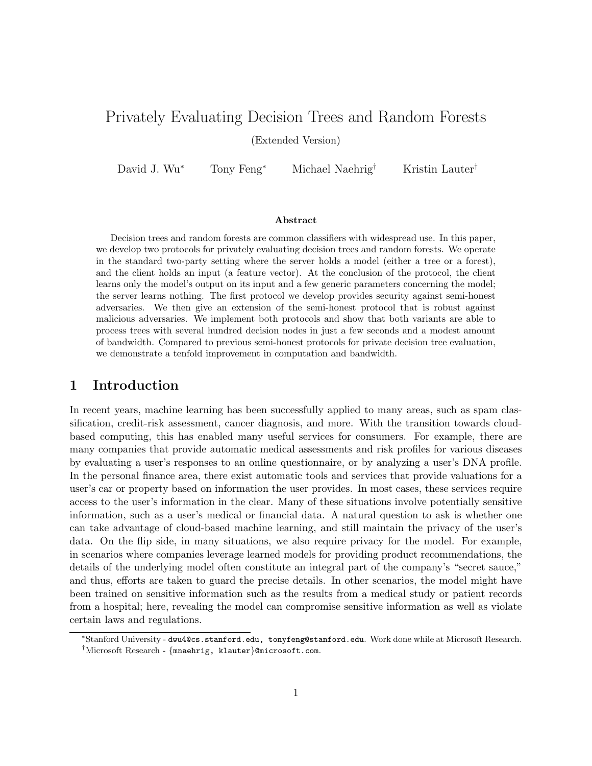# Privately Evaluating Decision Trees and Random Forests

(Extended Version)

David J. Wu[*] Tony Feng[*] Michael Naehrig[†] Kristin Lauter[†]

### Abstract

Decision trees and random forests are common classifiers with widespread use. In this paper, we develop two protocols for privately evaluating decision trees and random forests. We operate in the standard two-party setting where the server holds a model (either a tree or a forest), and the client holds an input (a feature vector). At the conclusion of the protocol, the client learns only the model's output on its input and a few generic parameters concerning the model; the server learns nothing. The first protocol we develop provides security against semi-honest adversaries. We then give an extension of the semi-honest protocol that is robust against malicious adversaries. We implement both protocols and show that both variants are able to process trees with several hundred decision nodes in just a few seconds and a modest amount of bandwidth. Compared to previous semi-honest protocols for private decision tree evaluation, we demonstrate a tenfold improvement in computation and bandwidth.

## 1 Introduction

In recent years, machine learning has been successfully applied to many areas, such as spam classification, credit-risk assessment, cancer diagnosis, and more. With the transition towards cloud-based computing, this has enabled many useful services for consumers. For example, there are many companies that provide automatic medical assessments and risk profiles for various diseases by evaluating a user's responses to an online questionnaire, or by analyzing a user's DNA profile. In the personal finance area, there exist automatic tools and services that provide valuations for a user's car or property based on information the user provides. In most cases, these services require access to the user's information in the clear. Many of these situations involve potentially sensitive information, such as a user's medical or financial data. A natural question to ask is whether one can take advantage of cloud-based machine learning, and still maintain the privacy of the user's data. On the flip side, in many situations, we also require privacy for the model. For example, in scenarios where companies leverage learned models for providing product recommendations, the details of the underlying model often constitute an integral part of the company's "secret sauce," and thus, efforts are taken to guard the precise details. In other scenarios, the model might have been trained on sensitive information such as the results from a medical study or patient records from a hospital; here, revealing the model can compromise sensitive information as well as violate certain laws and regulations.

[*]Stanford University - dwu4@cs.stanford.edu, tonyfeng@stanford.edu. Work done while at Microsoft Research.

[†]Microsoft Research - {mnaehrig, klauter}@microsoft.com.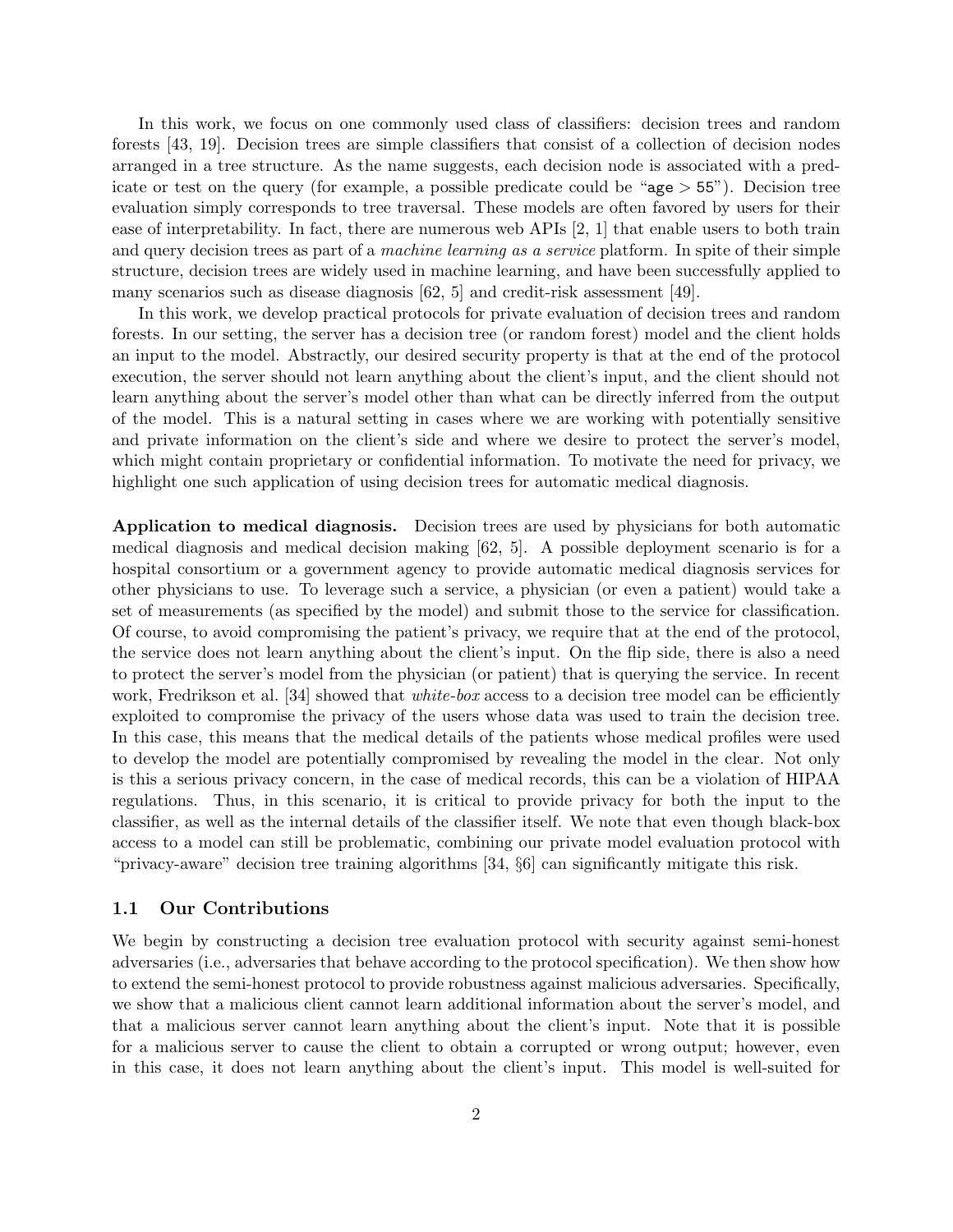In this work, we focus on one commonly used class of classifiers: decision trees and random forests [43, 19]. Decision trees are simple classifiers that consist of a collection of decision nodes arranged in a tree structure. As the name suggests, each decision node is associated with a predicate or test on the query (for example, a possible predicate could be "`age` $>$ `55`"). Decision tree evaluation simply corresponds to tree traversal. These models are often favored by users for their ease of interpretability. In fact, there are numerous web APIs [2, 1] that enable users to both train and query decision trees as part of a *machine learning as a service* platform. In spite of their simple structure, decision trees are widely used in machine learning, and have been successfully applied to many scenarios such as disease diagnosis [62, 5] and credit-risk assessment [49].

In this work, we develop practical protocols for private evaluation of decision trees and random forests. In our setting, the server has a decision tree (or random forest) model and the client holds an input to the model. Abstractly, our desired security property is that at the end of the protocol execution, the server should not learn anything about the client's input, and the client should not learn anything about the server's model other than what can be directly inferred from the output of the model. This is a natural setting in cases where we are working with potentially sensitive and private information on the client's side and where we desire to protect the server's model, which might contain proprietary or confidential information. To motivate the need for privacy, we highlight one such application of using decision trees for automatic medical diagnosis.

**Application to medical diagnosis.** Decision trees are used by physicians for both automatic medical diagnosis and medical decision making [62, 5]. A possible deployment scenario is for a hospital consortium or a government agency to provide automatic medical diagnosis services for other physicians to use. To leverage such a service, a physician (or even a patient) would take a set of measurements (as specified by the model) and submit those to the service for classification. Of course, to avoid compromising the patient's privacy, we require that at the end of the protocol, the service does not learn anything about the client's input. On the flip side, there is also a need to protect the server's model from the physician (or patient) that is querying the service. In recent work, Fredrikson et al. [34] showed that *white-box* access to a decision tree model can be efficiently exploited to compromise the privacy of the users whose data was used to train the decision tree. In this case, this means that the medical details of the patients whose medical profiles were used to develop the model are potentially compromised by revealing the model in the clear. Not only is this a serious privacy concern, in the case of medical records, this can be a violation of HIPAA regulations. Thus, in this scenario, it is critical to provide privacy for both the input to the classifier, as well as the internal details of the classifier itself. We note that even though black-box access to a model can still be problematic, combining our private model evaluation protocol with "privacy-aware" decision tree training algorithms [34, §6] can significantly mitigate this risk.

## 1.1 Our Contributions

We begin by constructing a decision tree evaluation protocol with security against semi-honest adversaries (i.e., adversaries that behave according to the protocol specification). We then show how to extend the semi-honest protocol to provide robustness against malicious adversaries. Specifically, we show that a malicious client cannot learn additional information about the server's model, and that a malicious server cannot learn anything about the client's input. Note that it is possible for a malicious server to cause the client to obtain a corrupted or wrong output; however, even in this case, it does not learn anything about the client's input. This model is well-suited for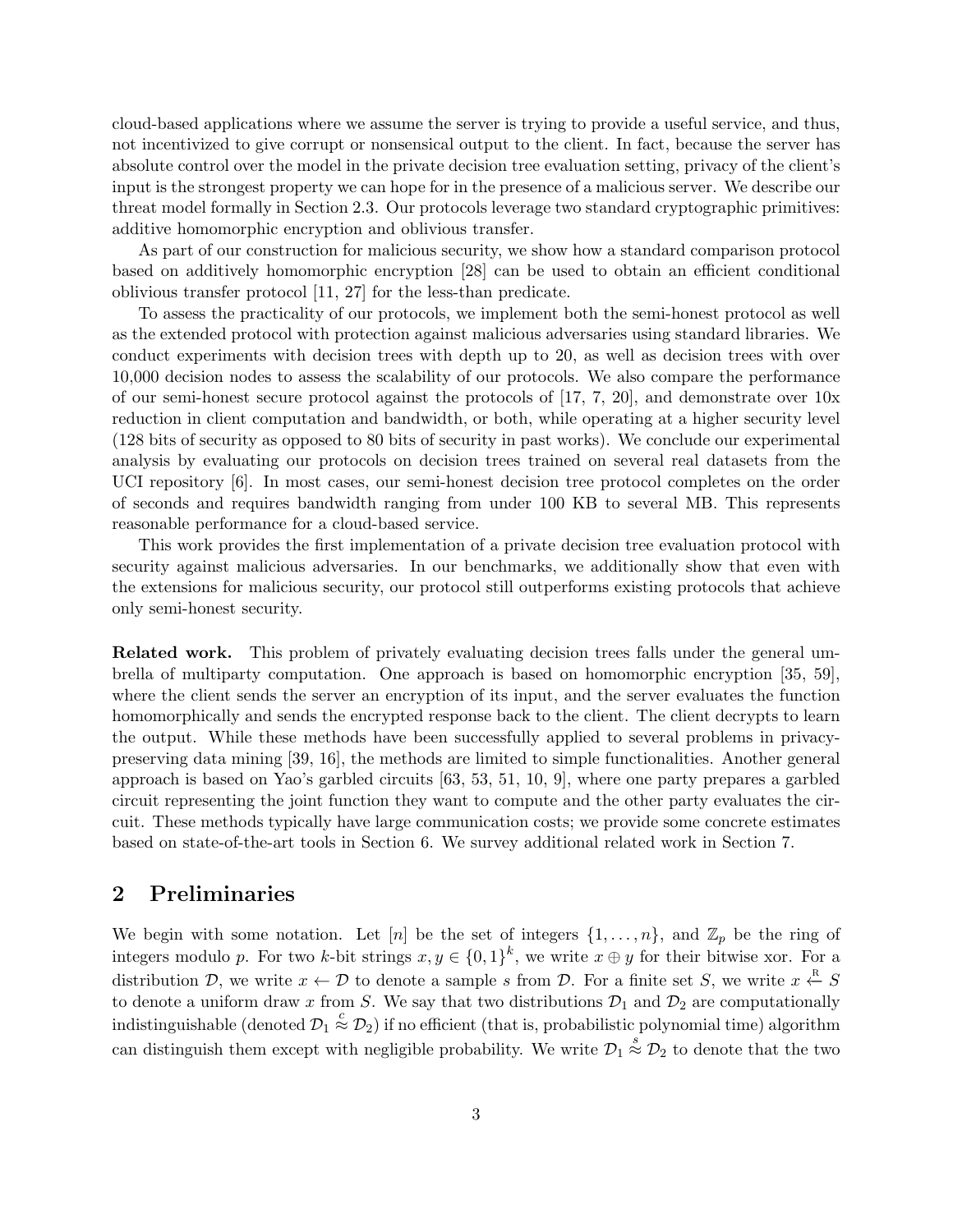cloud-based applications where we assume the server is trying to provide a useful service, and thus, not incentivized to give corrupt or nonsensical output to the client. In fact, because the server has absolute control over the model in the private decision tree evaluation setting, privacy of the client's input is the strongest property we can hope for in the presence of a malicious server. We describe our threat model formally in Section 2.3. Our protocols leverage two standard cryptographic primitives: additive homomorphic encryption and oblivious transfer.

As part of our construction for malicious security, we show how a standard comparison protocol based on additively homomorphic encryption [28] can be used to obtain an efficient conditional oblivious transfer protocol [11, 27] for the less-than predicate.

To assess the practicality of our protocols, we implement both the semi-honest protocol as well as the extended protocol with protection against malicious adversaries using standard libraries. We conduct experiments with decision trees with depth up to 20, as well as decision trees with over 10,000 decision nodes to assess the scalability of our protocols. We also compare the performance of our semi-honest secure protocol against the protocols of [17, 7, 20], and demonstrate over 10x reduction in client computation and bandwidth, or both, while operating at a higher security level (128 bits of security as opposed to 80 bits of security in past works). We conclude our experimental analysis by evaluating our protocols on decision trees trained on several real datasets from the UCI repository [6]. In most cases, our semi-honest decision tree protocol completes on the order of seconds and requires bandwidth ranging from under 100 KB to several MB. This represents reasonable performance for a cloud-based service.

This work provides the first implementation of a private decision tree evaluation protocol with security against malicious adversaries. In our benchmarks, we additionally show that even with the extensions for malicious security, our protocol still outperforms existing protocols that achieve only semi-honest security.

**Related work.** This problem of privately evaluating decision trees falls under the general umbrella of multiparty computation. One approach is based on homomorphic encryption [35, 59], where the client sends the server an encryption of its input, and the server evaluates the function homomorphically and sends the encrypted response back to the client. The client decrypts to learn the output. While these methods have been successfully applied to several problems in privacy-preserving data mining [39, 16], the methods are limited to simple functionalities. Another general approach is based on Yao's garbled circuits [63, 53, 51, 10, 9], where one party prepares a garbled circuit representing the joint function they want to compute and the other party evaluates the circuit. These methods typically have large communication costs; we provide some concrete estimates based on state-of-the-art tools in Section 6. We survey additional related work in Section 7.

## 2 Preliminaries

We begin with some notation. Let $[n]$ be the set of integers $\{1, \ldots, n\}$, and $\mathbb{Z}_p$ be the ring of integers modulo $p$. For two $k$-bit strings $x, y \in \{0,1\}^k$, we write $x \oplus y$ for their bitwise xor. For a distribution $\mathcal{D}$, we write $x \leftarrow \mathcal{D}$ to denote a sample $s$ from $\mathcal{D}$. For a finite set $S$, we write $x \xleftarrow{\text{R}} S$ to denote a uniform draw $x$ from $S$. We say that two distributions $\mathcal{D}_1$ and $\mathcal{D}_2$ are computationally indistinguishable (denoted $\mathcal{D}_1 \overset{c}{\approx} \mathcal{D}_2$) if no efficient (that is, probabilistic polynomial time) algorithm can distinguish them except with negligible probability. We write $\mathcal{D}_1 \overset{s}{\approx} \mathcal{D}_2$ to denote that the two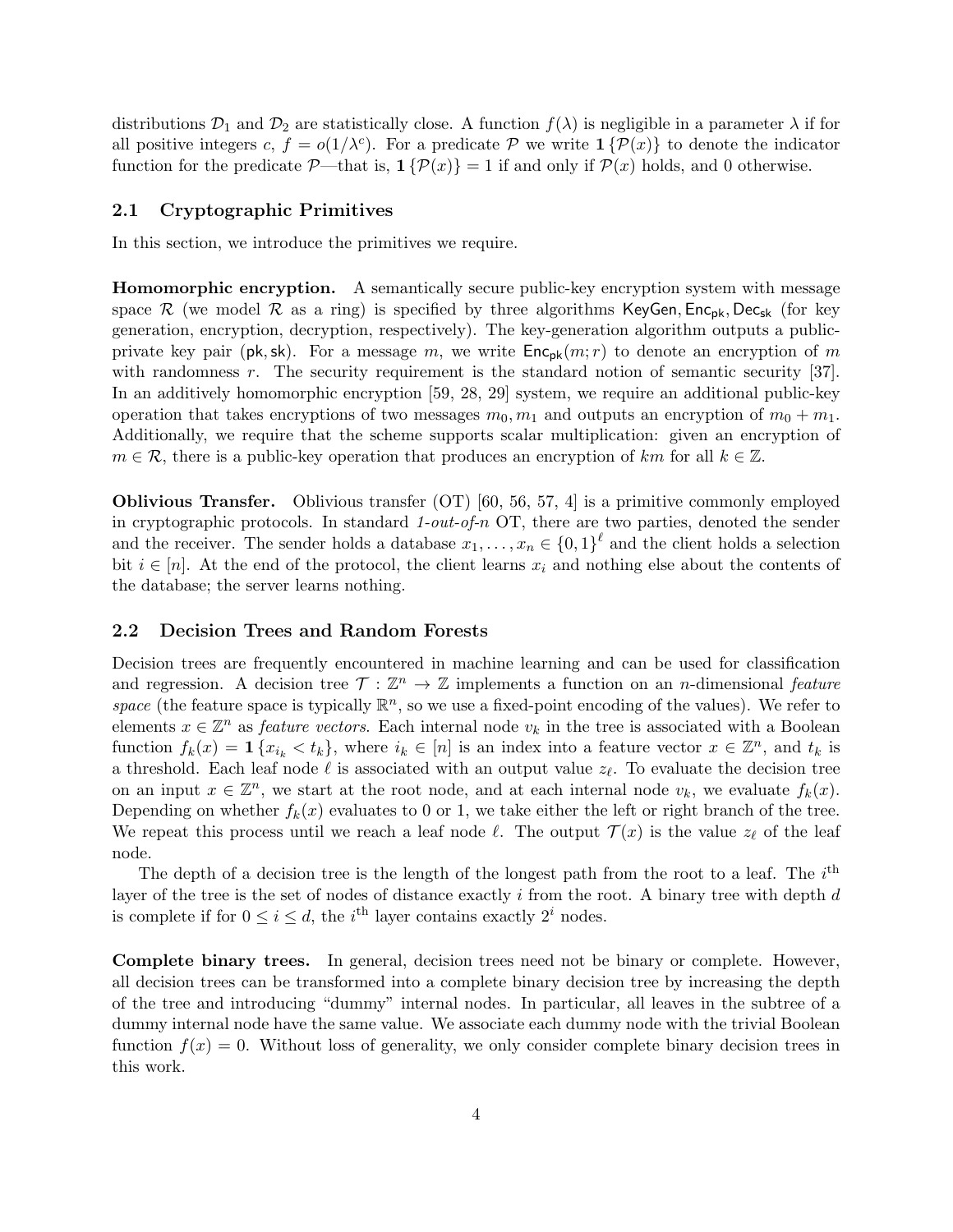distributions $\mathcal{D}_1$ and $\mathcal{D}_2$ are statistically close. A function $f(\lambda)$ is negligible in a parameter $\lambda$ if for all positive integers $c$, $f = o(1/\lambda^c)$. For a predicate $\mathcal{P}$ we write $\mathbf{1}\{\mathcal{P}(x)\}$ to denote the indicator function for the predicate $\mathcal{P}$—that is, $\mathbf{1}\{\mathcal{P}(x)\} = 1$ if and only if $\mathcal{P}(x)$ holds, and 0 otherwise.

## 2.1 Cryptographic Primitives

In this section, we introduce the primitives we require.

**Homomorphic encryption.** A semantically secure public-key encryption system with message space $\mathcal{R}$ (we model $\mathcal{R}$ as a ring) is specified by three algorithms $\mathsf{KeyGen}, \mathsf{Enc}_{\mathsf{pk}}, \mathsf{Dec}_{\mathsf{sk}}$ (for key generation, encryption, decryption, respectively). The key-generation algorithm outputs a public-private key pair $(\mathsf{pk}, \mathsf{sk})$. For a message $m$, we write $\mathsf{Enc}_{\mathsf{pk}}(m; r)$ to denote an encryption of $m$ with randomness $r$. The security requirement is the standard notion of semantic security [37]. In an additively homomorphic encryption [59, 28, 29] system, we require an additional public-key operation that takes encryptions of two messages $m_0, m_1$ and outputs an encryption of $m_0 + m_1$. Additionally, we require that the scheme supports scalar multiplication: given an encryption of $m \in \mathcal{R}$, there is a public-key operation that produces an encryption of $km$ for all $k \in \mathbb{Z}$.

**Oblivious Transfer.** Oblivious transfer (OT) [60, 56, 57, 4] is a primitive commonly employed in cryptographic protocols. In standard *1-out-of-n* OT, there are two parties, denoted the sender and the receiver. The sender holds a database $x_1, \ldots, x_n \in \{0,1\}^\ell$ and the client holds a selection bit $i \in [n]$. At the end of the protocol, the client learns $x_i$ and nothing else about the contents of the database; the server learns nothing.

## 2.2 Decision Trees and Random Forests

Decision trees are frequently encountered in machine learning and can be used for classification and regression. A decision tree $\mathcal{T} : \mathbb{Z}^n \to \mathbb{Z}$ implements a function on an $n$-dimensional *feature space* (the feature space is typically $\mathbb{R}^n$, so we use a fixed-point encoding of the values). We refer to elements $x \in \mathbb{Z}^n$ as *feature vectors*. Each internal node $v_k$ in the tree is associated with a Boolean function $f_k(x) = \mathbf{1}\{x_{i_k} < t_k\}$, where $i_k \in [n]$ is an index into a feature vector $x \in \mathbb{Z}^n$, and $t_k$ is a threshold. Each leaf node $\ell$ is associated with an output value $z_\ell$. To evaluate the decision tree on an input $x \in \mathbb{Z}^n$, we start at the root node, and at each internal node $v_k$, we evaluate $f_k(x)$. Depending on whether $f_k(x)$ evaluates to 0 or 1, we take either the left or right branch of the tree. We repeat this process until we reach a leaf node $\ell$. The output $\mathcal{T}(x)$ is the value $z_\ell$ of the leaf node.

The depth of a decision tree is the length of the longest path from the root to a leaf. The $i^{\text{th}}$ layer of the tree is the set of nodes of distance exactly $i$ from the root. A binary tree with depth $d$ is complete if for $0 \le i \le d$, the $i^{\text{th}}$ layer contains exactly $2^i$ nodes.

**Complete binary trees.** In general, decision trees need not be binary or complete. However, all decision trees can be transformed into a complete binary decision tree by increasing the depth of the tree and introducing "dummy" internal nodes. In particular, all leaves in the subtree of a dummy internal node have the same value. We associate each dummy node with the trivial Boolean function $f(x) = 0$. Without loss of generality, we only consider complete binary decision trees in this work.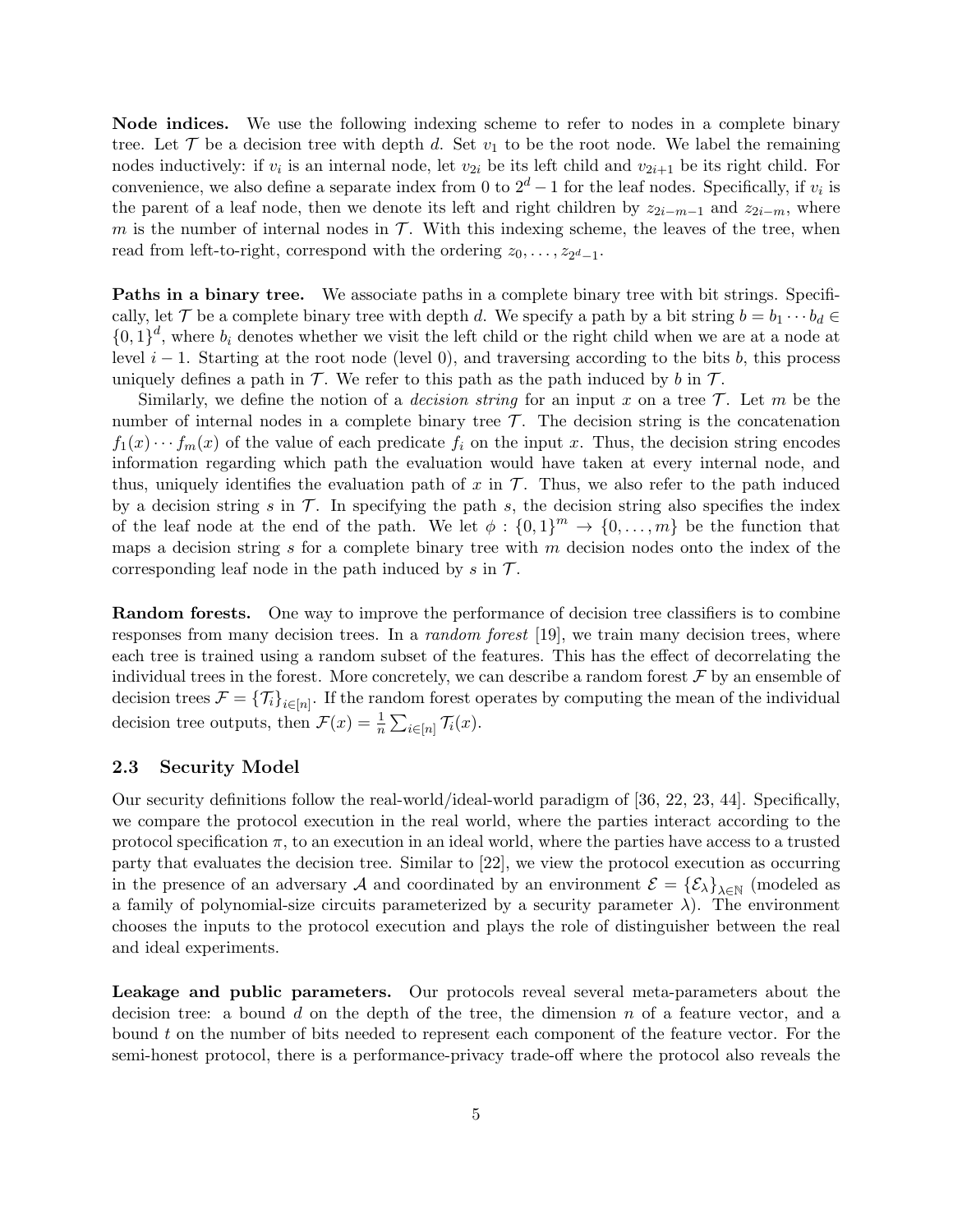**Node indices.** We use the following indexing scheme to refer to nodes in a complete binary tree. Let $\mathcal{T}$ be a decision tree with depth $d$. Set $v_1$ to be the root node. We label the remaining nodes inductively: if $v_i$ is an internal node, let $v_{2i}$ be its left child and $v_{2i+1}$ be its right child. For convenience, we also define a separate index from 0 to $2^d - 1$ for the leaf nodes. Specifically, if $v_i$ is the parent of a leaf node, then we denote its left and right children by $z_{2i-m-1}$ and $z_{2i-m}$, where $m$ is the number of internal nodes in $\mathcal{T}$. With this indexing scheme, the leaves of the tree, when read from left-to-right, correspond with the ordering $z_0, \ldots, z_{2^d-1}$.

**Paths in a binary tree.** We associate paths in a complete binary tree with bit strings. Specifically, let $\mathcal{T}$ be a complete binary tree with depth $d$. We specify a path by a bit string $b = b_1 \cdots b_d \in \{0,1\}^d$, where $b_i$ denotes whether we visit the left child or the right child when we are at a node at level $i-1$. Starting at the root node (level 0), and traversing according to the bits $b$, this process uniquely defines a path in $\mathcal{T}$. We refer to this path as the path induced by $b$ in $\mathcal{T}$.

Similarly, we define the notion of a *decision string* for an input $x$ on a tree $\mathcal{T}$. Let $m$ be the number of internal nodes in a complete binary tree $\mathcal{T}$. The decision string is the concatenation $f_1(x) \cdots f_m(x)$ of the value of each predicate $f_i$ on the input $x$. Thus, the decision string encodes information regarding which path the evaluation would have taken at every internal node, and thus, uniquely identifies the evaluation path of $x$ in $\mathcal{T}$. Thus, we also refer to the path induced by a decision string $s$ in $\mathcal{T}$. In specifying the path $s$, the decision string also specifies the index of the leaf node at the end of the path. We let $\phi : \{0,1\}^m \to \{0, \ldots, m\}$ be the function that maps a decision string $s$ for a complete binary tree with $m$ decision nodes onto the index of the corresponding leaf node in the path induced by $s$ in $\mathcal{T}$.

**Random forests.** One way to improve the performance of decision tree classifiers is to combine responses from many decision trees. In a *random forest* [19], we train many decision trees, where each tree is trained using a random subset of the features. This has the effect of decorrelating the individual trees in the forest. More concretely, we can describe a random forest $\mathcal{F}$ by an ensemble of decision trees $\mathcal{F} = \{\mathcal{T}_i\}_{i \in [n]}$. If the random forest operates by computing the mean of the individual decision tree outputs, then $\mathcal{F}(x) = \frac{1}{n} \sum_{i \in [n]} \mathcal{T}_i(x)$.

## 2.3 Security Model

Our security definitions follow the real-world/ideal-world paradigm of [36, 22, 23, 44]. Specifically, we compare the protocol execution in the real world, where the parties interact according to the protocol specification $\pi$, to an execution in an ideal world, where the parties have access to a trusted party that evaluates the decision tree. Similar to [22], we view the protocol execution as occurring in the presence of an adversary $\mathcal{A}$ and coordinated by an environment $\mathcal{E} = \{\mathcal{E}_\lambda\}_{\lambda \in \mathbb{N}}$ (modeled as a family of polynomial-size circuits parameterized by a security parameter $\lambda$). The environment chooses the inputs to the protocol execution and plays the role of distinguisher between the real and ideal experiments.

**Leakage and public parameters.** Our protocols reveal several meta-parameters about the decision tree: a bound $d$ on the depth of the tree, the dimension $n$ of a feature vector, and a bound $t$ on the number of bits needed to represent each component of the feature vector. For the semi-honest protocol, there is a performance-privacy trade-off where the protocol also reveals the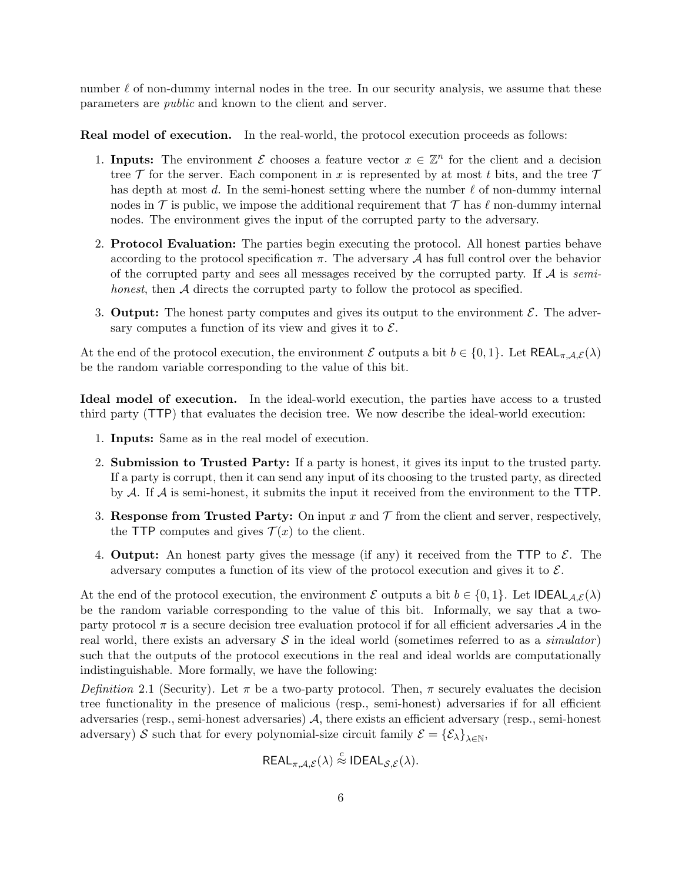number $\ell$ of non-dummy internal nodes in the tree. In our security analysis, we assume that these parameters are *public* and known to the client and server.

**Real model of execution.** In the real-world, the protocol execution proceeds as follows:

1. **Inputs:** The environment $\mathcal{E}$ chooses a feature vector $x \in \mathbb{Z}^n$ for the client and a decision tree $\mathcal{T}$ for the server. Each component in $x$ is represented by at most $t$ bits, and the tree $\mathcal{T}$ has depth at most $d$. In the semi-honest setting where the number $\ell$ of non-dummy internal nodes in $\mathcal{T}$ is public, we impose the additional requirement that $\mathcal{T}$ has $\ell$ non-dummy internal nodes. The environment gives the input of the corrupted party to the adversary.
2. **Protocol Evaluation:** The parties begin executing the protocol. All honest parties behave according to the protocol specification $\pi$. The adversary $\mathcal{A}$ has full control over the behavior of the corrupted party and sees all messages received by the corrupted party. If $\mathcal{A}$ is *semi-honest*, then $\mathcal{A}$ directs the corrupted party to follow the protocol as specified.
3. **Output:** The honest party computes and gives its output to the environment $\mathcal{E}$. The adversary computes a function of its view and gives it to $\mathcal{E}$.

At the end of the protocol execution, the environment $\mathcal{E}$ outputs a bit $b \in \{0,1\}$. Let $\mathsf{REAL}_{\pi,\mathcal{A},\mathcal{E}}(\lambda)$ be the random variable corresponding to the value of this bit.

**Ideal model of execution.** In the ideal-world execution, the parties have access to a trusted third party ($\mathsf{TTP}$) that evaluates the decision tree. We now describe the ideal-world execution:

1. **Inputs:** Same as in the real model of execution.
2. **Submission to Trusted Party:** If a party is honest, it gives its input to the trusted party. If a party is corrupt, then it can send any input of its choosing to the trusted party, as directed by $\mathcal{A}$. If $\mathcal{A}$ is semi-honest, it submits the input it received from the environment to the $\mathsf{TTP}$.
3. **Response from Trusted Party:** On input $x$ and $\mathcal{T}$ from the client and server, respectively, the $\mathsf{TTP}$ computes and gives $\mathcal{T}(x)$ to the client.
4. **Output:** An honest party gives the message (if any) it received from the $\mathsf{TTP}$ to $\mathcal{E}$. The adversary computes a function of its view of the protocol execution and gives it to $\mathcal{E}$.

At the end of the protocol execution, the environment $\mathcal{E}$ outputs a bit $b \in \{0,1\}$. Let $\mathsf{IDEAL}_{\mathcal{A},\mathcal{E}}(\lambda)$ be the random variable corresponding to the value of this bit. Informally, we say that a two-party protocol $\pi$ is a secure decision tree evaluation protocol if for all efficient adversaries $\mathcal{A}$ in the real world, there exists an adversary $\mathcal{S}$ in the ideal world (sometimes referred to as a *simulator*) such that the outputs of the protocol executions in the real and ideal worlds are computationally indistinguishable. More formally, we have the following:

*Definition* 2.1 (Security). Let $\pi$ be a two-party protocol. Then, $\pi$ securely evaluates the decision tree functionality in the presence of malicious (resp., semi-honest) adversaries if for all efficient adversaries (resp., semi-honest adversaries) $\mathcal{A}$, there exists an efficient adversary (resp., semi-honest adversary) $\mathcal{S}$ such that for every polynomial-size circuit family $\mathcal{E} = \{\mathcal{E}_\lambda\}_{\lambda \in \mathbb{N}}$,

$$\mathsf{REAL}_{\pi,\mathcal{A},\mathcal{E}}(\lambda) \stackrel{c}{\approx} \mathsf{IDEAL}_{\mathcal{S},\mathcal{E}}(\lambda).$$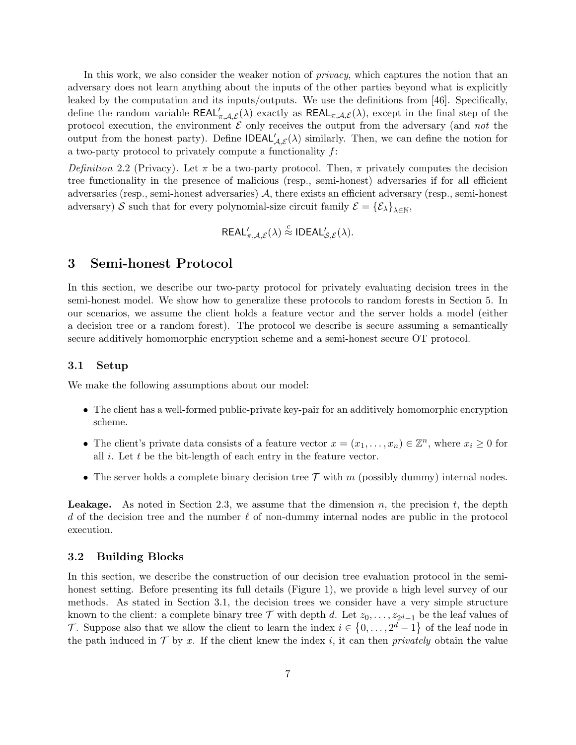In this work, we also consider the weaker notion of *privacy*, which captures the notion that an adversary does not learn anything about the inputs of the other parties beyond what is explicitly leaked by the computation and its inputs/outputs. We use the definitions from [46]. Specifically, define the random variable $\mathsf{REAL}'_{\pi,\mathcal{A},\mathcal{E}}(\lambda)$ exactly as $\mathsf{REAL}_{\pi,\mathcal{A},\mathcal{E}}(\lambda)$, except in the final step of the protocol execution, the environment $\mathcal{E}$ only receives the output from the adversary (and *not* the output from the honest party). Define $\mathsf{IDEAL}'_{\mathcal{A},\mathcal{E}}(\lambda)$ similarly. Then, we can define the notion for a two-party protocol to privately compute a functionality $f$:

*Definition* 2.2 (Privacy). Let $\pi$ be a two-party protocol. Then, $\pi$ privately computes the decision tree functionality in the presence of malicious (resp., semi-honest) adversaries if for all efficient adversaries (resp., semi-honest adversaries) $\mathcal{A}$, there exists an efficient adversary (resp., semi-honest adversary) $\mathcal{S}$ such that for every polynomial-size circuit family $\mathcal{E} = \{\mathcal{E}_\lambda\}_{\lambda \in \mathbb{N}}$,

$$\mathsf{REAL}'_{\pi,\mathcal{A},\mathcal{E}}(\lambda) \stackrel{c}{\approx} \mathsf{IDEAL}'_{\mathcal{S},\mathcal{E}}(\lambda).$$

# 3 Semi-honest Protocol

In this section, we describe our two-party protocol for privately evaluating decision trees in the semi-honest model. We show how to generalize these protocols to random forests in Section 5. In our scenarios, we assume the client holds a feature vector and the server holds a model (either a decision tree or a random forest). The protocol we describe is secure assuming a semantically secure additively homomorphic encryption scheme and a semi-honest secure OT protocol.

## 3.1 Setup

We make the following assumptions about our model:

- The client has a well-formed public-private key-pair for an additively homomorphic encryption scheme.
- The client's private data consists of a feature vector $x = (x_1, \ldots, x_n) \in \mathbb{Z}^n$, where $x_i \geq 0$ for all $i$. Let $t$ be the bit-length of each entry in the feature vector.
- The server holds a complete binary decision tree $\mathcal{T}$ with $m$ (possibly dummy) internal nodes.

**Leakage.** As noted in Section 2.3, we assume that the dimension $n$, the precision $t$, the depth $d$ of the decision tree and the number $\ell$ of non-dummy internal nodes are public in the protocol execution.

## 3.2 Building Blocks

In this section, we describe the construction of our decision tree evaluation protocol in the semi-honest setting. Before presenting its full details (Figure 1), we provide a high level survey of our methods. As stated in Section 3.1, the decision trees we consider have a very simple structure known to the client: a complete binary tree $\mathcal{T}$ with depth $d$. Let $z_0, \ldots, z_{2^d-1}$ be the leaf values of $\mathcal{T}$. Suppose also that we allow the client to learn the index $i \in \{0, \ldots, 2^d - 1\}$ of the leaf node in the path induced in $\mathcal{T}$ by $x$. If the client knew the index $i$, it can then *privately* obtain the value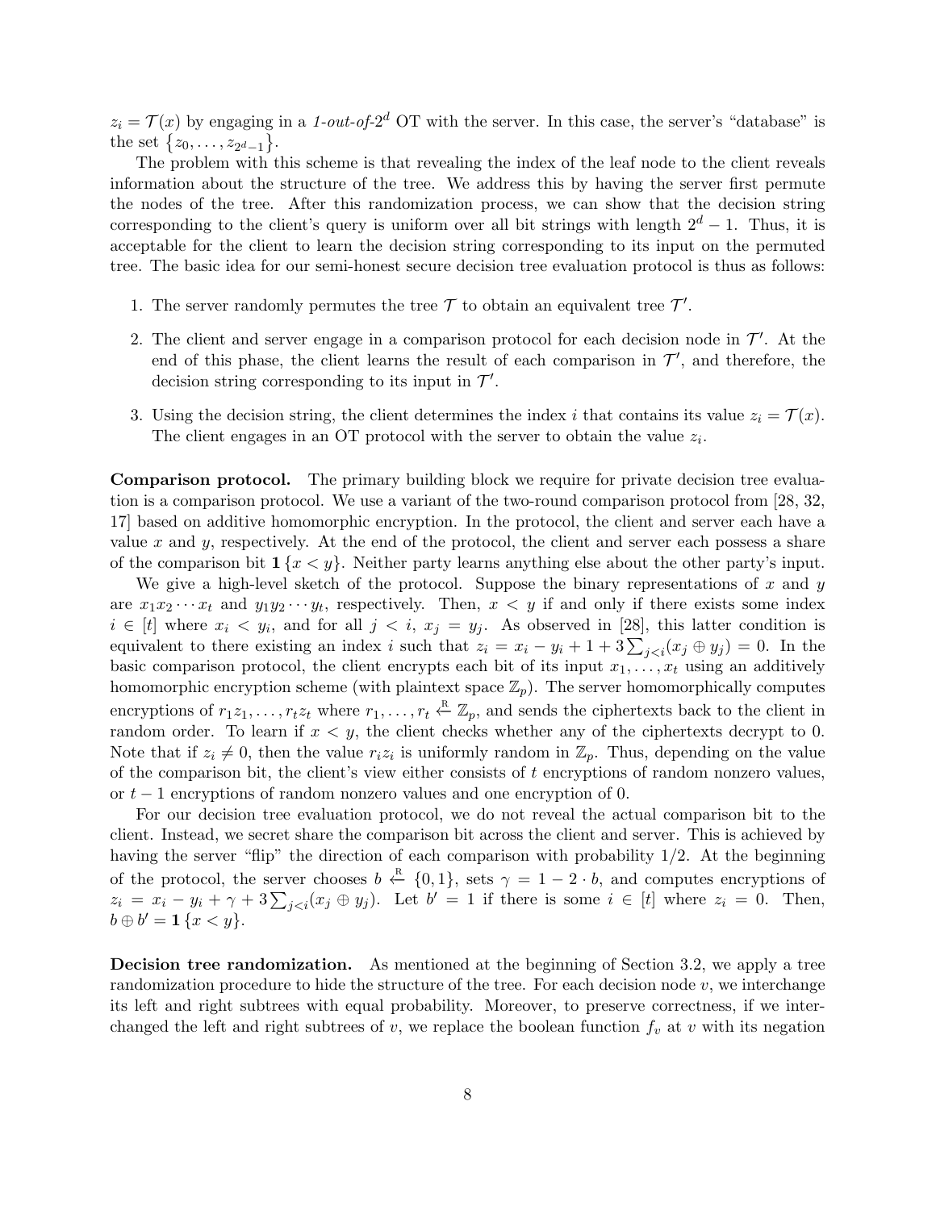$z_i = \mathcal{T}(x)$ by engaging in a *1-out-of-*$2^d$ OT with the server. In this case, the server's "database" is the set $\{z_0, \ldots, z_{2^d-1}\}$.

The problem with this scheme is that revealing the index of the leaf node to the client reveals information about the structure of the tree. We address this by having the server first permute the nodes of the tree. After this randomization process, we can show that the decision string corresponding to the client's query is uniform over all bit strings with length $2^d - 1$. Thus, it is acceptable for the client to learn the decision string corresponding to its input on the permuted tree. The basic idea for our semi-honest secure decision tree evaluation protocol is thus as follows:

1. The server randomly permutes the tree $\mathcal{T}$ to obtain an equivalent tree $\mathcal{T}'$.
2. The client and server engage in a comparison protocol for each decision node in $\mathcal{T}'$. At the end of this phase, the client learns the result of each comparison in $\mathcal{T}'$, and therefore, the decision string corresponding to its input in $\mathcal{T}'$.
3. Using the decision string, the client determines the index $i$ that contains its value $z_i = \mathcal{T}(x)$. The client engages in an OT protocol with the server to obtain the value $z_i$.

**Comparison protocol.** The primary building block we require for private decision tree evaluation is a comparison protocol. We use a variant of the two-round comparison protocol from [28, 32, 17] based on additive homomorphic encryption. In the protocol, the client and server each have a value $x$ and $y$, respectively. At the end of the protocol, the client and server each possess a share of the comparison bit $\mathbf{1}\{x < y\}$. Neither party learns anything else about the other party's input.

We give a high-level sketch of the protocol. Suppose the binary representations of $x$ and $y$ are $x_1 x_2 \cdots x_t$ and $y_1 y_2 \cdots y_t$, respectively. Then, $x < y$ if and only if there exists some index $i \in [t]$ where $x_i < y_i$, and for all $j < i$, $x_j = y_j$. As observed in [28], this latter condition is equivalent to there existing an index $i$ such that $z_i = x_i - y_i + 1 + 3\sum_{j<i}(x_j \oplus y_j) = 0$. In the basic comparison protocol, the client encrypts each bit of its input $x_1, \ldots, x_t$ using an additively homomorphic encryption scheme (with plaintext space $\mathbb{Z}_p$). The server homomorphically computes encryptions of $r_1 z_1, \ldots, r_t z_t$ where $r_1, \ldots, r_t \xleftarrow{\text{R}} \mathbb{Z}_p$, and sends the ciphertexts back to the client in random order. To learn if $x < y$, the client checks whether any of the ciphertexts decrypt to 0. Note that if $z_i \neq 0$, then the value $r_i z_i$ is uniformly random in $\mathbb{Z}_p$. Thus, depending on the value of the comparison bit, the client's view either consists of $t$ encryptions of random nonzero values, or $t - 1$ encryptions of random nonzero values and one encryption of 0.

For our decision tree evaluation protocol, we do not reveal the actual comparison bit to the client. Instead, we secret share the comparison bit across the client and server. This is achieved by having the server "flip" the direction of each comparison with probability 1/2. At the beginning of the protocol, the server chooses $b \xleftarrow{\text{R}} \{0, 1\}$, sets $\gamma = 1 - 2 \cdot b$, and computes encryptions of $z_i = x_i - y_i + \gamma + 3\sum_{j<i}(x_j \oplus y_j)$. Let $b' = 1$ if there is some $i \in [t]$ where $z_i = 0$. Then, $b \oplus b' = \mathbf{1}\{x < y\}$.

**Decision tree randomization.** As mentioned at the beginning of Section 3.2, we apply a tree randomization procedure to hide the structure of the tree. For each decision node $v$, we interchange its left and right subtrees with equal probability. Moreover, to preserve correctness, if we interchanged the left and right subtrees of $v$, we replace the boolean function $f_v$ at $v$ with its negation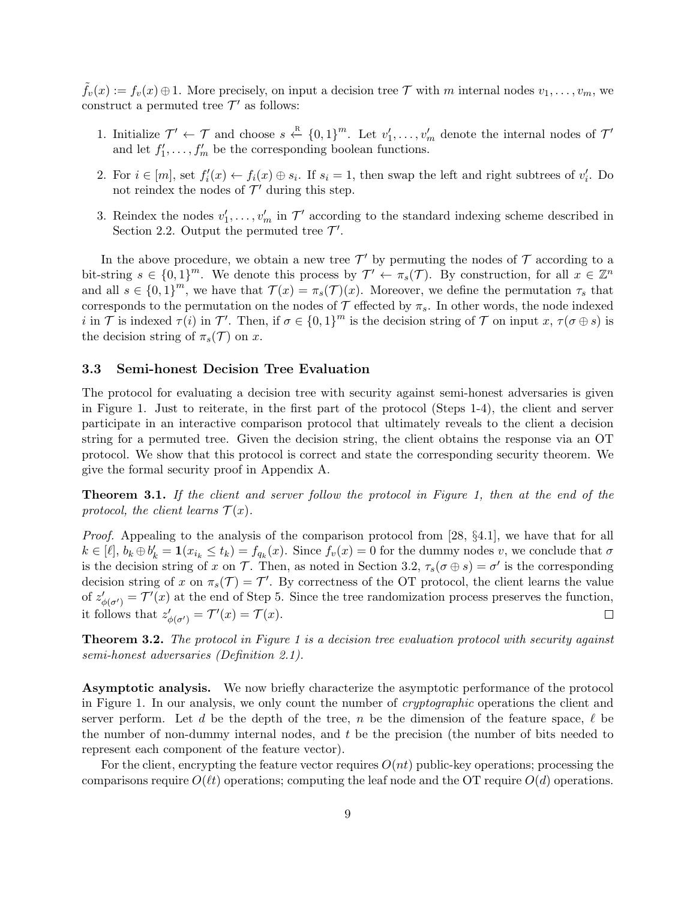$\tilde{f}_v(x) := f_v(x) \oplus 1$. More precisely, on input a decision tree $\mathcal{T}$ with $m$ internal nodes $v_1, \ldots, v_m$, we construct a permuted tree $\mathcal{T}'$ as follows:

1. Initialize $\mathcal{T}' \leftarrow \mathcal{T}$ and choose $s \xleftarrow{\text{R}} \{0,1\}^m$. Let $v'_1, \ldots, v'_m$ denote the internal nodes of $\mathcal{T}'$ and let $f'_1, \ldots, f'_m$ be the corresponding boolean functions.
2. For $i \in [m]$, set $f'_i(x) \leftarrow f_i(x) \oplus s_i$. If $s_i = 1$, then swap the left and right subtrees of $v'_i$. Do not reindex the nodes of $\mathcal{T}'$ during this step.
3. Reindex the nodes $v'_1, \ldots, v'_m$ in $\mathcal{T}'$ according to the standard indexing scheme described in Section 2.2. Output the permuted tree $\mathcal{T}'$.

In the above procedure, we obtain a new tree $\mathcal{T}'$ by permuting the nodes of $\mathcal{T}$ according to a bit-string $s \in \{0,1\}^m$. We denote this process by $\mathcal{T}' \leftarrow \pi_s(\mathcal{T})$. By construction, for all $x \in \mathbb{Z}^n$ and all $s \in \{0,1\}^m$, we have that $\mathcal{T}(x) = \pi_s(\mathcal{T})(x)$. Moreover, we define the permutation $\tau_s$ that corresponds to the permutation on the nodes of $\mathcal{T}$ effected by $\pi_s$. In other words, the node indexed $i$ in $\mathcal{T}$ is indexed $\tau(i)$ in $\mathcal{T}'$. Then, if $\sigma \in \{0,1\}^m$ is the decision string of $\mathcal{T}$ on input $x$, $\tau(\sigma \oplus s)$ is the decision string of $\pi_s(\mathcal{T})$ on $x$.

### 3.3 Semi-honest Decision Tree Evaluation

The protocol for evaluating a decision tree with security against semi-honest adversaries is given in Figure 1. Just to reiterate, in the first part of the protocol (Steps 1-4), the client and server participate in an interactive comparison protocol that ultimately reveals to the client a decision string for a permuted tree. Given the decision string, the client obtains the response via an OT protocol. We show that this protocol is correct and state the corresponding security theorem. We give the formal security proof in Appendix A.

**Theorem 3.1.** *If the client and server follow the protocol in Figure 1, then at the end of the protocol, the client learns $\mathcal{T}(x)$.*

*Proof.* Appealing to the analysis of the comparison protocol from [28, §4.1], we have that for all $k \in [\ell]$, $b_k \oplus b'_k = \mathbf{1}(x_{i_k} \leq t_k) = f_{q_k}(x)$. Since $f_v(x) = 0$ for the dummy nodes $v$, we conclude that $\sigma$ is the decision string of $x$ on $\mathcal{T}$. Then, as noted in Section 3.2, $\tau_s(\sigma \oplus s) = \sigma'$ is the corresponding decision string of $x$ on $\pi_s(\mathcal{T}) = \mathcal{T}'$. By correctness of the OT protocol, the client learns the value of $z'_{\phi(\sigma')} = \mathcal{T}'(x)$ at the end of Step 5. Since the tree randomization process preserves the function, it follows that $z'_{\phi(\sigma')} = \mathcal{T}'(x) = \mathcal{T}(x)$. □

**Theorem 3.2.** *The protocol in Figure 1 is a decision tree evaluation protocol with security against semi-honest adversaries (Definition 2.1).*

**Asymptotic analysis.** We now briefly characterize the asymptotic performance of the protocol in Figure 1. In our analysis, we only count the number of *cryptographic* operations the client and server perform. Let $d$ be the depth of the tree, $n$ be the dimension of the feature space, $\ell$ be the number of non-dummy internal nodes, and $t$ be the precision (the number of bits needed to represent each component of the feature vector).

For the client, encrypting the feature vector requires $O(nt)$ public-key operations; processing the comparisons require $O(\ell t)$ operations; computing the leaf node and the OT require $O(d)$ operations.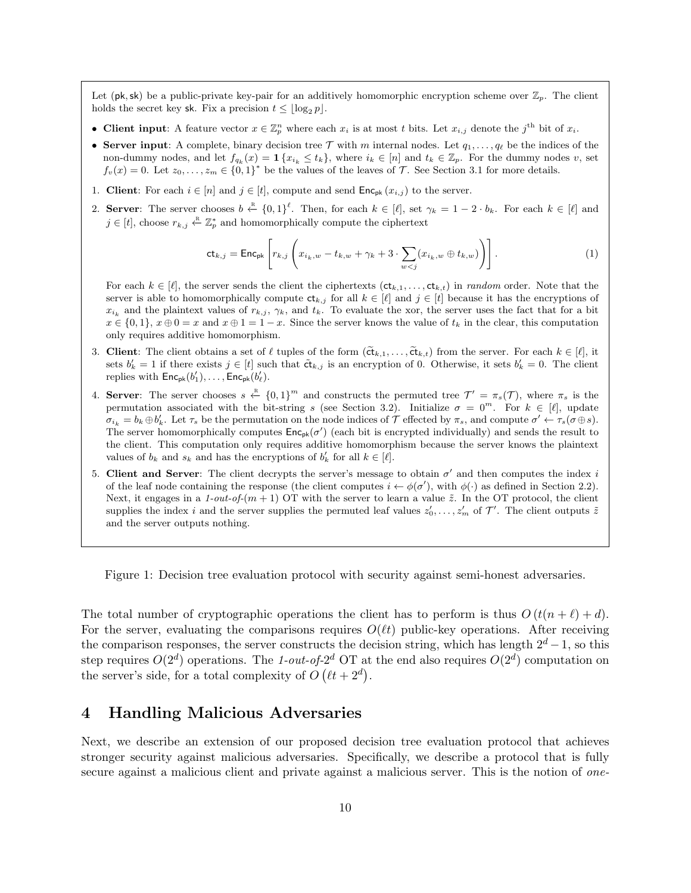Let $(\mathsf{pk}, \mathsf{sk})$ be a public-private key-pair for an additively homomorphic encryption scheme over $\mathbb{Z}_p$. The client holds the secret key $\mathsf{sk}$. Fix a precision $t \leq \lfloor \log_2 p \rfloor$.

- **Client input**: A feature vector $x \in \mathbb{Z}_p^n$ where each $x_i$ is at most $t$ bits. Let $x_{i,j}$ denote the $j^{\text{th}}$ bit of $x_i$.
- **Server input**: A complete, binary decision tree $\mathcal{T}$ with $m$ internal nodes. Let $q_1, \ldots, q_\ell$ be the indices of the non-dummy nodes, and let $f_{q_k}(x) = \mathbf{1}\{x_{i_k} \leq t_k\}$, where $i_k \in [n]$ and $t_k \in \mathbb{Z}_p$. For the dummy nodes $v$, set $f_v(x) = 0$. Let $z_0, \ldots, z_m \in \{0,1\}^*$ be the values of the leaves of $\mathcal{T}$. See Section 3.1 for more details.

1. **Client**: For each $i \in [n]$ and $j \in [t]$, compute and send $\mathsf{Enc}_{\mathsf{pk}}(x_{i,j})$ to the server.
2. **Server**: The server chooses $b \xleftarrow{\text{R}} \{0,1\}^\ell$. Then, for each $k \in [\ell]$, set $\gamma_k = 1 - 2 \cdot b_k$. For each $k \in [\ell]$ and $j \in [t]$, choose $r_{k,j} \xleftarrow{\text{R}} \mathbb{Z}_p^*$ and homomorphically compute the ciphertext
$$\mathsf{ct}_{k,j} = \mathsf{Enc}_{\mathsf{pk}}\left[ r_{k,j}\left( x_{i_k,w} - t_{k,w} + \gamma_k + 3 \cdot \sum_{w<j} (x_{i_k,w} \oplus t_{k,w}) \right) \right]. \tag{1}$$
For each $k \in [\ell]$, the server sends the client the ciphertexts $(\mathsf{ct}_{k,1}, \ldots, \mathsf{ct}_{k,t})$ in *random* order. Note that the server is able to homomorphically compute $\mathsf{ct}_{k,j}$ for all $k \in [\ell]$ and $j \in [t]$ because it has the encryptions of $x_{i_k}$ and the plaintext values of $r_{k,j}$, $\gamma_k$, and $t_k$. To evaluate the xor, the server uses the fact that for a bit $x \in \{0,1\}$, $x \oplus 0 = x$ and $x \oplus 1 = 1 - x$. Since the server knows the value of $t_k$ in the clear, this computation only requires additive homomorphism.
3. **Client**: The client obtains a set of $\ell$ tuples of the form $(\widetilde{\mathsf{ct}}_{k,1}, \ldots, \widetilde{\mathsf{ct}}_{k,t})$ from the server. For each $k \in [\ell]$, it sets $b'_k = 1$ if there exists $j \in [t]$ such that $\tilde{\mathsf{ct}}_{k,j}$ is an encryption of 0. Otherwise, it sets $b'_k = 0$. The client replies with $\mathsf{Enc}_{\mathsf{pk}}(b'_1), \ldots, \mathsf{Enc}_{\mathsf{pk}}(b'_\ell)$.
4. **Server**: The server chooses $s \xleftarrow{\text{R}} \{0,1\}^m$ and constructs the permuted tree $\mathcal{T}' = \pi_s(\mathcal{T})$, where $\pi_s$ is the permutation associated with the bit-string $s$ (see Section 3.2). Initialize $\sigma = 0^m$. For $k \in [\ell]$, update $\sigma_{i_k} = b_k \oplus b'_k$. Let $\tau_s$ be the permutation on the node indices of $\mathcal{T}$ effected by $\pi_s$, and compute $\sigma' \leftarrow \tau_s(\sigma \oplus s)$. The server homomorphically computes $\mathsf{Enc}_{\mathsf{pk}}(\sigma')$ (each bit is encrypted individually) and sends the result to the client. This computation only requires additive homomorphism because the server knows the plaintext values of $b_k$ and $s_k$ and has the encryptions of $b'_k$ for all $k \in [\ell]$.
5. **Client and Server**: The client decrypts the server's message to obtain $\sigma'$ and then computes the index $i$ of the leaf node containing the response (the client computes $i \leftarrow \phi(\sigma')$, with $\phi(\cdot)$ as defined in Section 2.2). Next, it engages in a *1-out-of-*$(m+1)$ OT with the server to learn a value $\tilde{z}$. In the OT protocol, the client supplies the index $i$ and the server supplies the permuted leaf values $z'_0, \ldots, z'_m$ of $\mathcal{T}'$. The client outputs $\tilde{z}$ and the server outputs nothing.

Figure 1: Decision tree evaluation protocol with security against semi-honest adversaries.

The total number of cryptographic operations the client has to perform is thus $O\left(t(n+\ell)+d\right)$. For the server, evaluating the comparisons requires $O(\ell t)$ public-key operations. After receiving the comparison responses, the server constructs the decision string, which has length $2^d - 1$, so this step requires $O(2^d)$ operations. The *1-out-of-*$2^d$ OT at the end also requires $O(2^d)$ computation on the server's side, for a total complexity of $O\left(\ell t + 2^d\right)$.

# 4 Handling Malicious Adversaries

Next, we describe an extension of our proposed decision tree evaluation protocol that achieves stronger security against malicious adversaries. Specifically, we describe a protocol that is fully secure against a malicious client and private against a malicious server. This is the notion of *one-*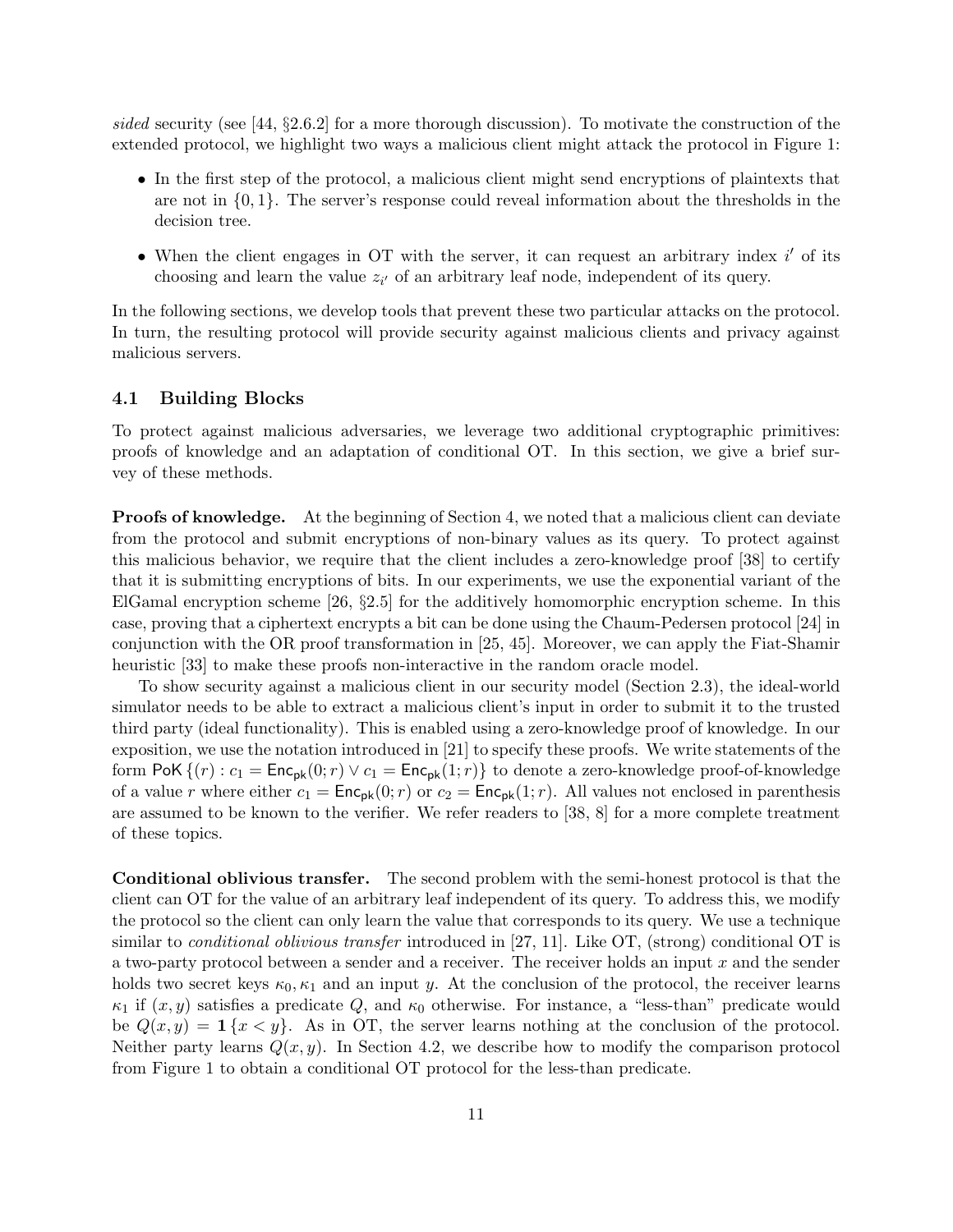*sided* security (see [44, §2.6.2] for a more thorough discussion). To motivate the construction of the extended protocol, we highlight two ways a malicious client might attack the protocol in Figure 1:

- In the first step of the protocol, a malicious client might send encryptions of plaintexts that are not in $\{0, 1\}$. The server's response could reveal information about the thresholds in the decision tree.
- When the client engages in OT with the server, it can request an arbitrary index $i'$ of its choosing and learn the value $z_{i'}$ of an arbitrary leaf node, independent of its query.

In the following sections, we develop tools that prevent these two particular attacks on the protocol. In turn, the resulting protocol will provide security against malicious clients and privacy against malicious servers.

### 4.1 Building Blocks

To protect against malicious adversaries, we leverage two additional cryptographic primitives: proofs of knowledge and an adaptation of conditional OT. In this section, we give a brief survey of these methods.

**Proofs of knowledge.** At the beginning of Section 4, we noted that a malicious client can deviate from the protocol and submit encryptions of non-binary values as its query. To protect against this malicious behavior, we require that the client includes a zero-knowledge proof [38] to certify that it is submitting encryptions of bits. In our experiments, we use the exponential variant of the ElGamal encryption scheme [26, §2.5] for the additively homomorphic encryption scheme. In this case, proving that a ciphertext encrypts a bit can be done using the Chaum-Pedersen protocol [24] in conjunction with the OR proof transformation in [25, 45]. Moreover, we can apply the Fiat-Shamir heuristic [33] to make these proofs non-interactive in the random oracle model.

To show security against a malicious client in our security model (Section 2.3), the ideal-world simulator needs to be able to extract a malicious client's input in order to submit it to the trusted third party (ideal functionality). This is enabled using a zero-knowledge proof of knowledge. In our exposition, we use the notation introduced in [21] to specify these proofs. We write statements of the form $\mathsf{PoK}\left\{(r) : c_1 = \mathsf{Enc}_{\mathsf{pk}}(0; r) \vee c_1 = \mathsf{Enc}_{\mathsf{pk}}(1; r)\right\}$ to denote a zero-knowledge proof-of-knowledge of a value $r$ where either $c_1 = \mathsf{Enc}_{\mathsf{pk}}(0; r)$ or $c_2 = \mathsf{Enc}_{\mathsf{pk}}(1; r)$. All values not enclosed in parenthesis are assumed to be known to the verifier. We refer readers to [38, 8] for a more complete treatment of these topics.

**Conditional oblivious transfer.** The second problem with the semi-honest protocol is that the client can OT for the value of an arbitrary leaf independent of its query. To address this, we modify the protocol so the client can only learn the value that corresponds to its query. We use a technique similar to *conditional oblivious transfer* introduced in [27, 11]. Like OT, (strong) conditional OT is a two-party protocol between a sender and a receiver. The receiver holds an input $x$ and the sender holds two secret keys $\kappa_0, \kappa_1$ and an input $y$. At the conclusion of the protocol, the receiver learns $\kappa_1$ if $(x, y)$ satisfies a predicate $Q$, and $\kappa_0$ otherwise. For instance, a "less-than" predicate would be $Q(x, y) = \mathbf{1}\{x < y\}$. As in OT, the server learns nothing at the conclusion of the protocol. Neither party learns $Q(x, y)$. In Section 4.2, we describe how to modify the comparison protocol from Figure 1 to obtain a conditional OT protocol for the less-than predicate.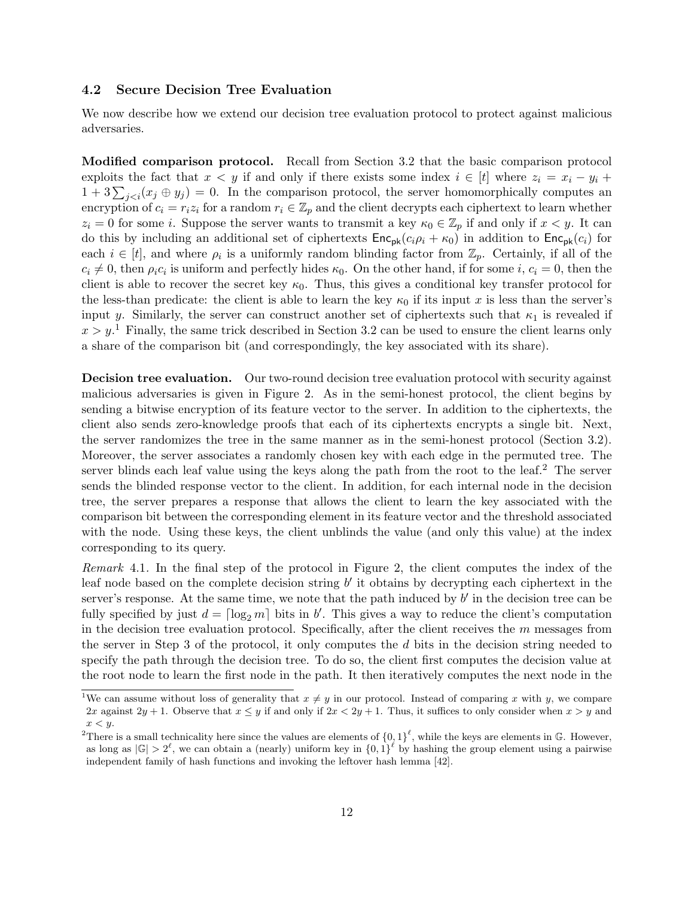### 4.2 Secure Decision Tree Evaluation

We now describe how we extend our decision tree evaluation protocol to protect against malicious adversaries.

**Modified comparison protocol.** Recall from Section 3.2 that the basic comparison protocol exploits the fact that $x < y$ if and only if there exists some index $i \in [t]$ where $z_i = x_i - y_i + 1 + 3\sum_{j<i}(x_j \oplus y_j) = 0$. In the comparison protocol, the server homomorphically computes an encryption of $c_i = r_i z_i$ for a random $r_i \in \mathbb{Z}_p$ and the client decrypts each ciphertext to learn whether $z_i = 0$ for some $i$. Suppose the server wants to transmit a key $\kappa_0 \in \mathbb{Z}_p$ if and only if $x < y$. It can do this by including an additional set of ciphertexts $\mathsf{Enc}_{\mathsf{pk}}(c_i \rho_i + \kappa_0)$ in addition to $\mathsf{Enc}_{\mathsf{pk}}(c_i)$ for each $i \in [t]$, and where $\rho_i$ is a uniformly random blinding factor from $\mathbb{Z}_p$. Certainly, if all of the $c_i \neq 0$, then $\rho_i c_i$ is uniform and perfectly hides $\kappa_0$. On the other hand, if for some $i$, $c_i = 0$, then the client is able to recover the secret key $\kappa_0$. Thus, this gives a conditional key transfer protocol for the less-than predicate: the client is able to learn the key $\kappa_0$ if its input $x$ is less than the server's input $y$. Similarly, the server can construct another set of ciphertexts such that $\kappa_1$ is revealed if $x > y$.[1] Finally, the same trick described in Section 3.2 can be used to ensure the client learns only a share of the comparison bit (and correspondingly, the key associated with its share).

**Decision tree evaluation.** Our two-round decision tree evaluation protocol with security against malicious adversaries is given in Figure 2. As in the semi-honest protocol, the client begins by sending a bitwise encryption of its feature vector to the server. In addition to the ciphertexts, the client also sends zero-knowledge proofs that each of its ciphertexts encrypts a single bit. Next, the server randomizes the tree in the same manner as in the semi-honest protocol (Section 3.2). Moreover, the server associates a randomly chosen key with each edge in the permuted tree. The server blinds each leaf value using the keys along the path from the root to the leaf.[2] The server sends the blinded response vector to the client. In addition, for each internal node in the decision tree, the server prepares a response that allows the client to learn the key associated with the comparison bit between the corresponding element in its feature vector and the threshold associated with the node. Using these keys, the client unblinds the value (and only this value) at the index corresponding to its query.

*Remark* 4.1. In the final step of the protocol in Figure 2, the client computes the index of the leaf node based on the complete decision string $b'$ it obtains by decrypting each ciphertext in the server's response. At the same time, we note that the path induced by $b'$ in the decision tree can be fully specified by just $d = \lceil \log_2 m \rceil$ bits in $b'$. This gives a way to reduce the client's computation in the decision tree evaluation protocol. Specifically, after the client receives the $m$ messages from the server in Step 3 of the protocol, it only computes the $d$ bits in the decision string needed to specify the path through the decision tree. To do so, the client first computes the decision value at the root node to learn the first node in the path. It then iteratively computes the next node in the

---

[1] We can assume without loss of generality that $x \neq y$ in our protocol. Instead of comparing $x$ with $y$, we compare $2x$ against $2y + 1$. Observe that $x \leq y$ if and only if $2x < 2y + 1$. Thus, it suffices to only consider when $x > y$ and $x < y$.

[2] There is a small technicality here since the values are elements of $\{0,1\}^\ell$, while the keys are elements in $\mathbb{G}$. However, as long as $|\mathbb{G}| > 2^\ell$, we can obtain a (nearly) uniform key in $\{0,1\}^\ell$ by hashing the group element using a pairwise independent family of hash functions and invoking the leftover hash lemma [42].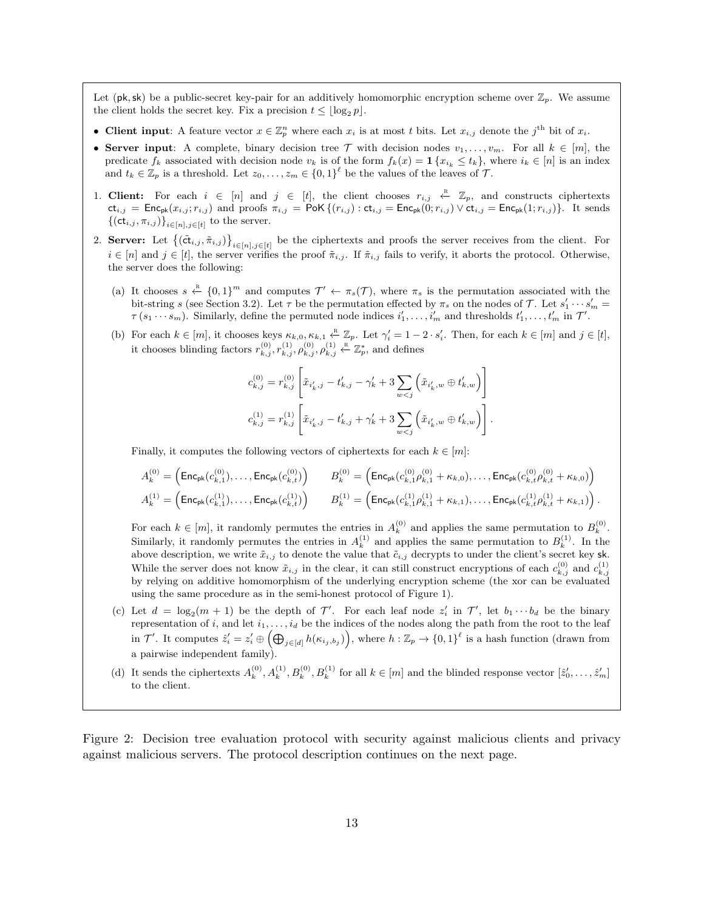Let $(\mathsf{pk}, \mathsf{sk})$ be a public-secret key-pair for an additively homomorphic encryption scheme over $\mathbb{Z}_p$. We assume the client holds the secret key. Fix a precision $t \le \lfloor \log_2 p \rfloor$.

- **Client input**: A feature vector $x \in \mathbb{Z}_p^n$ where each $x_i$ is at most $t$ bits. Let $x_{i,j}$ denote the $j^{\text{th}}$ bit of $x_i$.
- **Server input**: A complete, binary decision tree $\mathcal{T}$ with decision nodes $v_1, \ldots, v_m$. For all $k \in [m]$, the predicate $f_k$ associated with decision node $v_k$ is of the form $f_k(x) = \mathbf{1}\{x_{i_k} \le t_k\}$, where $i_k \in [n]$ is an index and $t_k \in \mathbb{Z}_p$ is a threshold. Let $z_0, \ldots, z_m \in \{0,1\}^\ell$ be the values of the leaves of $\mathcal{T}$.

1. **Client:** For each $i \in [n]$ and $j \in [t]$, the client chooses $r_{i,j} \xleftarrow{\text{R}} \mathbb{Z}_p$, and constructs ciphertexts $\mathsf{ct}_{i,j} = \mathsf{Enc}_{\mathsf{pk}}(x_{i,j}; r_{i,j})$ and proofs $\pi_{i,j} = \mathsf{PoK}\{(r_{i,j}) : \mathsf{ct}_{i,j} = \mathsf{Enc}_{\mathsf{pk}}(0; r_{i,j}) \vee \mathsf{ct}_{i,j} = \mathsf{Enc}_{\mathsf{pk}}(1; r_{i,j})\}$. It sends $\{(\mathsf{ct}_{i,j}, \pi_{i,j})\}_{i \in [n], j \in [t]}$ to the server.

2. **Server:** Let $\{(\tilde{\mathsf{ct}}_{i,j}, \tilde{\pi}_{i,j})\}_{i \in [n], j \in [t]}$ be the ciphertexts and proofs the server receives from the client. For $i \in [n]$ and $j \in [t]$, the server verifies the proof $\tilde{\pi}_{i,j}$. If $\tilde{\pi}_{i,j}$ fails to verify, it aborts the protocol. Otherwise, the server does the following:

   (a) It chooses $s \xleftarrow{\text{R}} \{0,1\}^m$ and computes $\mathcal{T}' \leftarrow \pi_s(\mathcal{T})$, where $\pi_s$ is the permutation associated with the bit-string $s$ (see Section 3.2). Let $\tau$ be the permutation effected by $\pi_s$ on the nodes of $\mathcal{T}$. Let $s'_1 \cdots s'_m = \tau(s_1 \cdots s_m)$. Similarly, define the permuted node indices $i'_1, \ldots, i'_m$ and thresholds $t'_1, \ldots, t'_m$ in $\mathcal{T}'$.

   (b) For each $k \in [m]$, it chooses keys $\kappa_{k,0}, \kappa_{k,1} \xleftarrow{\text{R}} \mathbb{Z}_p$. Let $\gamma'_i = 1 - 2 \cdot s'_i$. Then, for each $k \in [m]$ and $j \in [t]$, it chooses blinding factors $r_{k,j}^{(0)}, r_{k,j}^{(1)}, \rho_{k,j}^{(0)}, \rho_{k,j}^{(1)} \xleftarrow{\text{R}} \mathbb{Z}_p^*$, and defines

$$c_{k,j}^{(0)} = r_{k,j}^{(0)} \left[ \tilde{x}_{i'_k,j} - t'_{k,j} - \gamma'_k + 3 \sum_{w<j} \left( \tilde{x}_{i'_k,w} \oplus t'_{k,w} \right) \right]$$

$$c_{k,j}^{(1)} = r_{k,j}^{(1)} \left[ \tilde{x}_{i'_k,j} - t'_{k,j} + \gamma'_k + 3 \sum_{w<j} \left( \tilde{x}_{i'_k,w} \oplus t'_{k,w} \right) \right].$$

   Finally, it computes the following vectors of ciphertexts for each $k \in [m]$:

$$A_k^{(0)} = \left( \mathsf{Enc}_{\mathsf{pk}}(c_{k,1}^{(0)}), \ldots, \mathsf{Enc}_{\mathsf{pk}}(c_{k,t}^{(0)}) \right) \qquad B_k^{(0)} = \left( \mathsf{Enc}_{\mathsf{pk}}(c_{k,1}^{(0)} \rho_{k,1}^{(0)} + \kappa_{k,0}), \ldots, \mathsf{Enc}_{\mathsf{pk}}(c_{k,t}^{(0)} \rho_{k,t}^{(0)} + \kappa_{k,0}) \right)$$

$$A_k^{(1)} = \left( \mathsf{Enc}_{\mathsf{pk}}(c_{k,1}^{(1)}), \ldots, \mathsf{Enc}_{\mathsf{pk}}(c_{k,t}^{(1)}) \right) \qquad B_k^{(1)} = \left( \mathsf{Enc}_{\mathsf{pk}}(c_{k,1}^{(1)} \rho_{k,1}^{(1)} + \kappa_{k,1}), \ldots, \mathsf{Enc}_{\mathsf{pk}}(c_{k,t}^{(1)} \rho_{k,t}^{(1)} + \kappa_{k,1}) \right).$$

   For each $k \in [m]$, it randomly permutes the entries in $A_k^{(0)}$ and applies the same permutation to $B_k^{(0)}$. Similarly, it randomly permutes the entries in $A_k^{(1)}$ and applies the same permutation to $B_k^{(1)}$. In the above description, we write $\tilde{x}_{i,j}$ to denote the value that $\tilde{c}_{i,j}$ decrypts to under the client's secret key $\mathsf{sk}$. While the server does not know $\tilde{x}_{i,j}$ in the clear, it can still construct encryptions of each $c_{k,j}^{(0)}$ and $c_{k,j}^{(1)}$ by relying on additive homomorphism of the underlying encryption scheme (the xor can be evaluated using the same procedure as in the semi-honest protocol of Figure 1).

   (c) Let $d = \log_2(m+1)$ be the depth of $\mathcal{T}'$. For each leaf node $z'_i$ in $\mathcal{T}'$, let $b_1 \cdots b_d$ be the binary representation of $i$, and let $i_1, \ldots, i_d$ be the indices of the nodes along the path from the root to the leaf in $\mathcal{T}'$. It computes $\hat{z}'_i = z'_i \oplus \left( \bigoplus_{j \in [d]} h(\kappa_{i_j, b_j}) \right)$, where $h : \mathbb{Z}_p \to \{0,1\}^\ell$ is a hash function (drawn from a pairwise independent family).

   (d) It sends the ciphertexts $A_k^{(0)}, A_k^{(1)}, B_k^{(0)}, B_k^{(1)}$ for all $k \in [m]$ and the blinded response vector $[\hat{z}'_0, \ldots, \hat{z}'_m]$ to the client.

Figure 2: Decision tree evaluation protocol with security against malicious clients and privacy against malicious servers. The protocol description continues on the next page.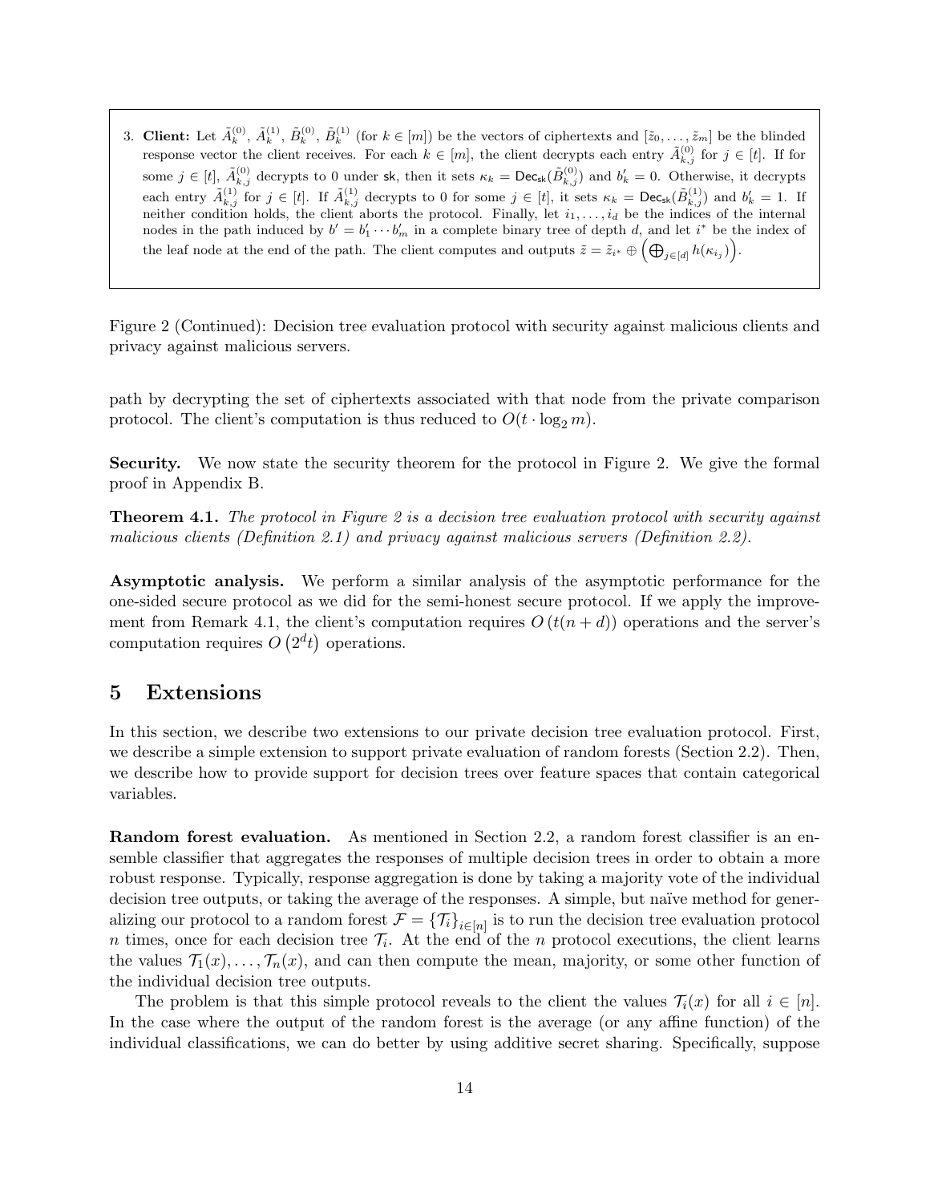3. **Client:** Let $\tilde{A}_k^{(0)}$, $\tilde{A}_k^{(1)}$, $\tilde{B}_k^{(0)}$, $\tilde{B}_k^{(1)}$ (for $k \in [m]$) be the vectors of ciphertexts and $[\tilde{z}_0, \ldots, \tilde{z}_m]$ be the blinded response vector the client receives. For each $k \in [m]$, the client decrypts each entry $\tilde{A}_{k,j}^{(0)}$ for $j \in [t]$. If for some $j \in [t]$, $\tilde{A}_{k,j}^{(0)}$ decrypts to 0 under $\mathsf{sk}$, then it sets $\kappa_k = \mathsf{Dec}_{\mathsf{sk}}(\tilde{B}_{k,j}^{(0)})$ and $b'_k = 0$. Otherwise, it decrypts each entry $\tilde{A}_{k,j}^{(1)}$ for $j \in [t]$. If $\tilde{A}_{k,j}^{(1)}$ decrypts to 0 for some $j \in [t]$, it sets $\kappa_k = \mathsf{Dec}_{\mathsf{sk}}(\tilde{B}_{k,j}^{(1)})$ and $b'_k = 1$. If neither condition holds, the client aborts the protocol. Finally, let $i_1, \ldots, i_d$ be the indices of the internal nodes in the path induced by $b' = b'_1 \cdots b'_m$ in a complete binary tree of depth $d$, and let $i^*$ be the index of the leaf node at the end of the path. The client computes and outputs $\tilde{z} = \tilde{z}_{i^*} \oplus \left( \bigoplus_{j \in [d]} h(\kappa_{i_j}) \right)$.

Figure 2 (Continued): Decision tree evaluation protocol with security against malicious clients and privacy against malicious servers.

path by decrypting the set of ciphertexts associated with that node from the private comparison protocol. The client's computation is thus reduced to $O(t \cdot \log_2 m)$.

**Security.** We now state the security theorem for the protocol in Figure 2. We give the formal proof in Appendix B.

**Theorem 4.1.** *The protocol in Figure 2 is a decision tree evaluation protocol with security against malicious clients (Definition 2.1) and privacy against malicious servers (Definition 2.2).*

**Asymptotic analysis.** We perform a similar analysis of the asymptotic performance for the one-sided secure protocol as we did for the semi-honest secure protocol. If we apply the improvement from Remark 4.1, the client's computation requires $O(t(n + d))$ operations and the server's computation requires $O(2^d t)$ operations.

# 5 Extensions

In this section, we describe two extensions to our private decision tree evaluation protocol. First, we describe a simple extension to support private evaluation of random forests (Section 2.2). Then, we describe how to provide support for decision trees over feature spaces that contain categorical variables.

**Random forest evaluation.** As mentioned in Section 2.2, a random forest classifier is an ensemble classifier that aggregates the responses of multiple decision trees in order to obtain a more robust response. Typically, response aggregation is done by taking a majority vote of the individual decision tree outputs, or taking the average of the responses. A simple, but naïve method for generalizing our protocol to a random forest $\mathcal{F} = \{\mathcal{T}_i\}_{i \in [n]}$ is to run the decision tree evaluation protocol $n$ times, once for each decision tree $\mathcal{T}_i$. At the end of the $n$ protocol executions, the client learns the values $\mathcal{T}_1(x), \ldots, \mathcal{T}_n(x)$, and can then compute the mean, majority, or some other function of the individual decision tree outputs.

The problem is that this simple protocol reveals to the client the values $\mathcal{T}_i(x)$ for all $i \in [n]$. In the case where the output of the random forest is the average (or any affine function) of the individual classifications, we can do better by using additive secret sharing. Specifically, suppose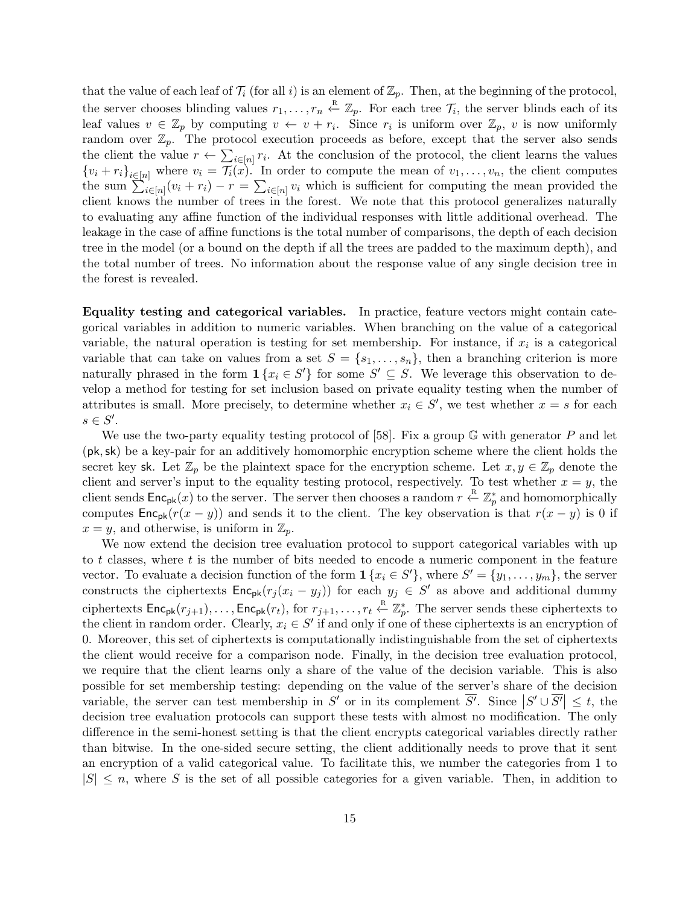that the value of each leaf of $\mathcal{T}_i$ (for all $i$) is an element of $\mathbb{Z}_p$. Then, at the beginning of the protocol, the server chooses blinding values $r_1, \ldots, r_n \xleftarrow{\text{R}} \mathbb{Z}_p$. For each tree $\mathcal{T}_i$, the server blinds each of its leaf values $v \in \mathbb{Z}_p$ by computing $v \leftarrow v + r_i$. Since $r_i$ is uniform over $\mathbb{Z}_p$, $v$ is now uniformly random over $\mathbb{Z}_p$. The protocol execution proceeds as before, except that the server also sends the client the value $r \leftarrow \sum_{i \in [n]} r_i$. At the conclusion of the protocol, the client learns the values $\{v_i + r_i\}_{i \in [n]}$ where $v_i = \mathcal{T}_i(x)$. In order to compute the mean of $v_1, \ldots, v_n$, the client computes the sum $\sum_{i \in [n]} (v_i + r_i) - r = \sum_{i \in [n]} v_i$ which is sufficient for computing the mean provided the client knows the number of trees in the forest. We note that this protocol generalizes naturally to evaluating any affine function of the individual responses with little additional overhead. The leakage in the case of affine functions is the total number of comparisons, the depth of each decision tree in the model (or a bound on the depth if all the trees are padded to the maximum depth), and the total number of trees. No information about the response value of any single decision tree in the forest is revealed.

**Equality testing and categorical variables.** In practice, feature vectors might contain categorical variables in addition to numeric variables. When branching on the value of a categorical variable, the natural operation is testing for set membership. For instance, if $x_i$ is a categorical variable that can take on values from a set $S = \{s_1, \ldots, s_n\}$, then a branching criterion is more naturally phrased in the form $\mathbf{1}\{x_i \in S'\}$ for some $S' \subseteq S$. We leverage this observation to develop a method for testing for set inclusion based on private equality testing when the number of attributes is small. More precisely, to determine whether $x_i \in S'$, we test whether $x = s$ for each $s \in S'$.

We use the two-party equality testing protocol of [58]. Fix a group $\mathbb{G}$ with generator $P$ and let $(\mathsf{pk}, \mathsf{sk})$ be a key-pair for an additively homomorphic encryption scheme where the client holds the secret key $\mathsf{sk}$. Let $\mathbb{Z}_p$ be the plaintext space for the encryption scheme. Let $x, y \in \mathbb{Z}_p$ denote the client and server's input to the equality testing protocol, respectively. To test whether $x = y$, the client sends $\mathsf{Enc}_{\mathsf{pk}}(x)$ to the server. The server then chooses a random $r \xleftarrow{\text{R}} \mathbb{Z}_p^*$ and homomorphically computes $\mathsf{Enc}_{\mathsf{pk}}(r(x - y))$ and sends it to the client. The key observation is that $r(x - y)$ is 0 if $x = y$, and otherwise, is uniform in $\mathbb{Z}_p$.

We now extend the decision tree evaluation protocol to support categorical variables with up to $t$ classes, where $t$ is the number of bits needed to encode a numeric component in the feature vector. To evaluate a decision function of the form $\mathbf{1}\{x_i \in S'\}$, where $S' = \{y_1, \ldots, y_m\}$, the server constructs the ciphertexts $\mathsf{Enc}_{\mathsf{pk}}(r_j(x_i - y_j))$ for each $y_j \in S'$ as above and additional dummy ciphertexts $\mathsf{Enc}_{\mathsf{pk}}(r_{j+1}), \ldots, \mathsf{Enc}_{\mathsf{pk}}(r_t)$, for $r_{j+1}, \ldots, r_t \xleftarrow{\text{R}} \mathbb{Z}_p^*$. The server sends these ciphertexts to the client in random order. Clearly, $x_i \in S'$ if and only if one of these ciphertexts is an encryption of 0. Moreover, this set of ciphertexts is computationally indistinguishable from the set of ciphertexts the client would receive for a comparison node. Finally, in the decision tree evaluation protocol, we require that the client learns only a share of the value of the decision variable. This is also possible for set membership testing: depending on the value of the server's share of the decision variable, the server can test membership in $S'$ or in its complement $\overline{S'}$. Since $\left|S' \cup \overline{S'}\right| \leq t$, the decision tree evaluation protocols can support these tests with almost no modification. The only difference in the semi-honest setting is that the client encrypts categorical variables directly rather than bitwise. In the one-sided secure setting, the client additionally needs to prove that it sent an encryption of a valid categorical value. To facilitate this, we number the categories from 1 to $|S| \leq n$, where $S$ is the set of all possible categories for a given variable. Then, in addition to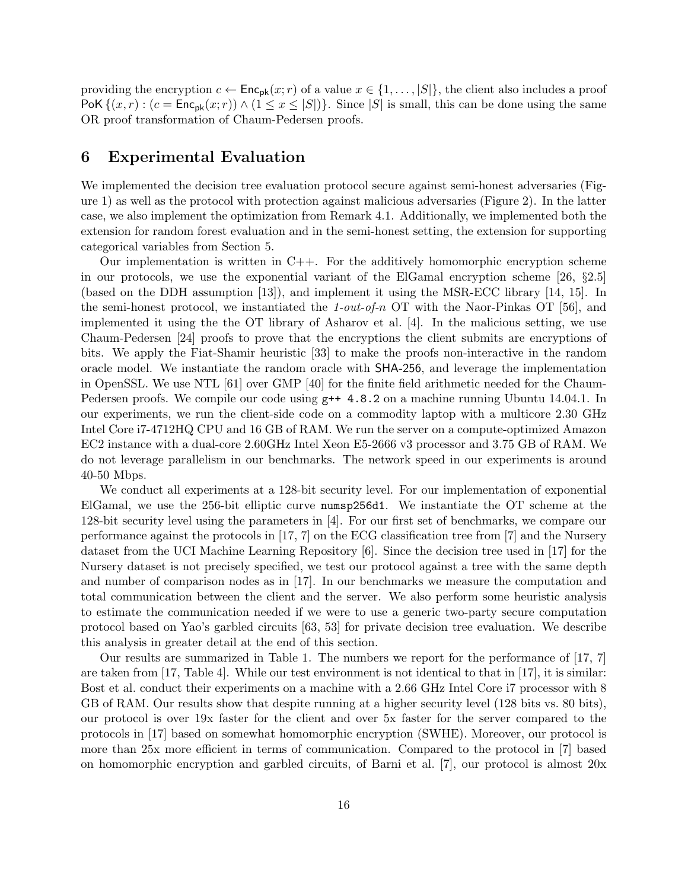providing the encryption $c \leftarrow \mathsf{Enc}_{\mathsf{pk}}(x; r)$ of a value $x \in \{1, \ldots, |S|\}$, the client also includes a proof $\mathsf{PoK}\,\{(x, r) : (c = \mathsf{Enc}_{\mathsf{pk}}(x; r)) \wedge (1 \leq x \leq |S|)\}$. Since $|S|$ is small, this can be done using the same OR proof transformation of Chaum-Pedersen proofs.

# 6 Experimental Evaluation

We implemented the decision tree evaluation protocol secure against semi-honest adversaries (Figure 1) as well as the protocol with protection against malicious adversaries (Figure 2). In the latter case, we also implement the optimization from Remark 4.1. Additionally, we implemented both the extension for random forest evaluation and in the semi-honest setting, the extension for supporting categorical variables from Section 5.

Our implementation is written in C++. For the additively homomorphic encryption scheme in our protocols, we use the exponential variant of the ElGamal encryption scheme [26, §2.5] (based on the DDH assumption [13]), and implement it using the MSR-ECC library [14, 15]. In the semi-honest protocol, we instantiated the *1-out-of-n* OT with the Naor-Pinkas OT [56], and implemented it using the the OT library of Asharov et al. [4]. In the malicious setting, we use Chaum-Pedersen [24] proofs to prove that the encryptions the client submits are encryptions of bits. We apply the Fiat-Shamir heuristic [33] to make the proofs non-interactive in the random oracle model. We instantiate the random oracle with SHA-256, and leverage the implementation in OpenSSL. We use NTL [61] over GMP [40] for the finite field arithmetic needed for the Chaum-Pedersen proofs. We compile our code using `g++ 4.8.2` on a machine running Ubuntu 14.04.1. In our experiments, we run the client-side code on a commodity laptop with a multicore 2.30 GHz Intel Core i7-4712HQ CPU and 16 GB of RAM. We run the server on a compute-optimized Amazon EC2 instance with a dual-core 2.60GHz Intel Xeon E5-2666 v3 processor and 3.75 GB of RAM. We do not leverage parallelism in our benchmarks. The network speed in our experiments is around 40-50 Mbps.

We conduct all experiments at a 128-bit security level. For our implementation of exponential ElGamal, we use the 256-bit elliptic curve `numsp256d1`. We instantiate the OT scheme at the 128-bit security level using the parameters in [4]. For our first set of benchmarks, we compare our performance against the protocols in [17, 7] on the ECG classification tree from [7] and the Nursery dataset from the UCI Machine Learning Repository [6]. Since the decision tree used in [17] for the Nursery dataset is not precisely specified, we test our protocol against a tree with the same depth and number of comparison nodes as in [17]. In our benchmarks we measure the computation and total communication between the client and the server. We also perform some heuristic analysis to estimate the communication needed if we were to use a generic two-party secure computation protocol based on Yao's garbled circuits [63, 53] for private decision tree evaluation. We describe this analysis in greater detail at the end of this section.

Our results are summarized in Table 1. The numbers we report for the performance of [17, 7] are taken from [17, Table 4]. While our test environment is not identical to that in [17], it is similar: Bost et al. conduct their experiments on a machine with a 2.66 GHz Intel Core i7 processor with 8 GB of RAM. Our results show that despite running at a higher security level (128 bits vs. 80 bits), our protocol is over 19x faster for the client and over 5x faster for the server compared to the protocols in [17] based on somewhat homomorphic encryption (SWHE). Moreover, our protocol is more than 25x more efficient in terms of communication. Compared to the protocol in [7] based on homomorphic encryption and garbled circuits, of Barni et al. [7], our protocol is almost 20x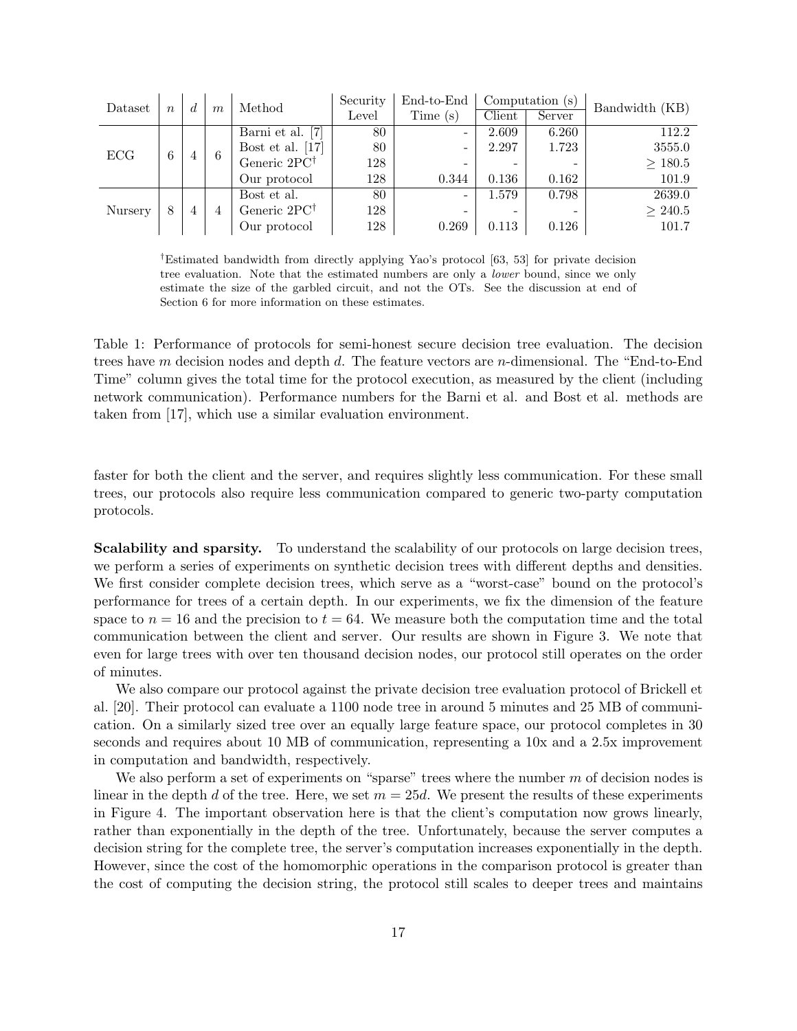| Dataset | $n$ | $d$ | $m$ | Method | Security Level | End-to-End Time (s) | Computation (s) | | Bandwidth (KB) |
|---|---|---|---|---|---|---|---|---|---|
| | | | | | | | Client | Server | |
| ECG | 6 | 4 | 6 | Barni et al. [7] | 80 | - | 2.609 | 6.260 | 112.2 |
| | | | | Bost et al. [17] | 80 | - | 2.297 | 1.723 | 3555.0 |
| | | | | Generic 2PC† | 128 | - | - | - | $\geq 180.5$ |
| | | | | Our protocol | 128 | 0.344 | 0.136 | 0.162 | 101.9 |
| Nursery | 8 | 4 | 4 | Bost et al. | 80 | - | 1.579 | 0.798 | 2639.0 |
| | | | | Generic 2PC† | 128 | - | - | - | $\geq 240.5$ |
| | | | | Our protocol | 128 | 0.269 | 0.113 | 0.126 | 101.7 |

†Estimated bandwidth from directly applying Yao's protocol [63, 53] for private decision tree evaluation. Note that the estimated numbers are only a *lower* bound, since we only estimate the size of the garbled circuit, and not the OTs. See the discussion at end of Section 6 for more information on these estimates.

Table 1: Performance of protocols for semi-honest secure decision tree evaluation. The decision trees have $m$ decision nodes and depth $d$. The feature vectors are $n$-dimensional. The "End-to-End Time" column gives the total time for the protocol execution, as measured by the client (including network communication). Performance numbers for the Barni et al. and Bost et al. methods are taken from [17], which use a similar evaluation environment.

faster for both the client and the server, and requires slightly less communication. For these small trees, our protocols also require less communication compared to generic two-party computation protocols.

**Scalability and sparsity.** To understand the scalability of our protocols on large decision trees, we perform a series of experiments on synthetic decision trees with different depths and densities. We first consider complete decision trees, which serve as a "worst-case" bound on the protocol's performance for trees of a certain depth. In our experiments, we fix the dimension of the feature space to $n = 16$ and the precision to $t = 64$. We measure both the computation time and the total communication between the client and server. Our results are shown in Figure 3. We note that even for large trees with over ten thousand decision nodes, our protocol still operates on the order of minutes.

We also compare our protocol against the private decision tree evaluation protocol of Brickell et al. [20]. Their protocol can evaluate a 1100 node tree in around 5 minutes and 25 MB of communication. On a similarly sized tree over an equally large feature space, our protocol completes in 30 seconds and requires about 10 MB of communication, representing a 10x and a 2.5x improvement in computation and bandwidth, respectively.

We also perform a set of experiments on "sparse" trees where the number $m$ of decision nodes is linear in the depth $d$ of the tree. Here, we set $m = 25d$. We present the results of these experiments in Figure 4. The important observation here is that the client's computation now grows linearly, rather than exponentially in the depth of the tree. Unfortunately, because the server computes a decision string for the complete tree, the server's computation increases exponentially in the depth. However, since the cost of the homomorphic operations in the comparison protocol is greater than the cost of computing the decision string, the protocol still scales to deeper trees and maintains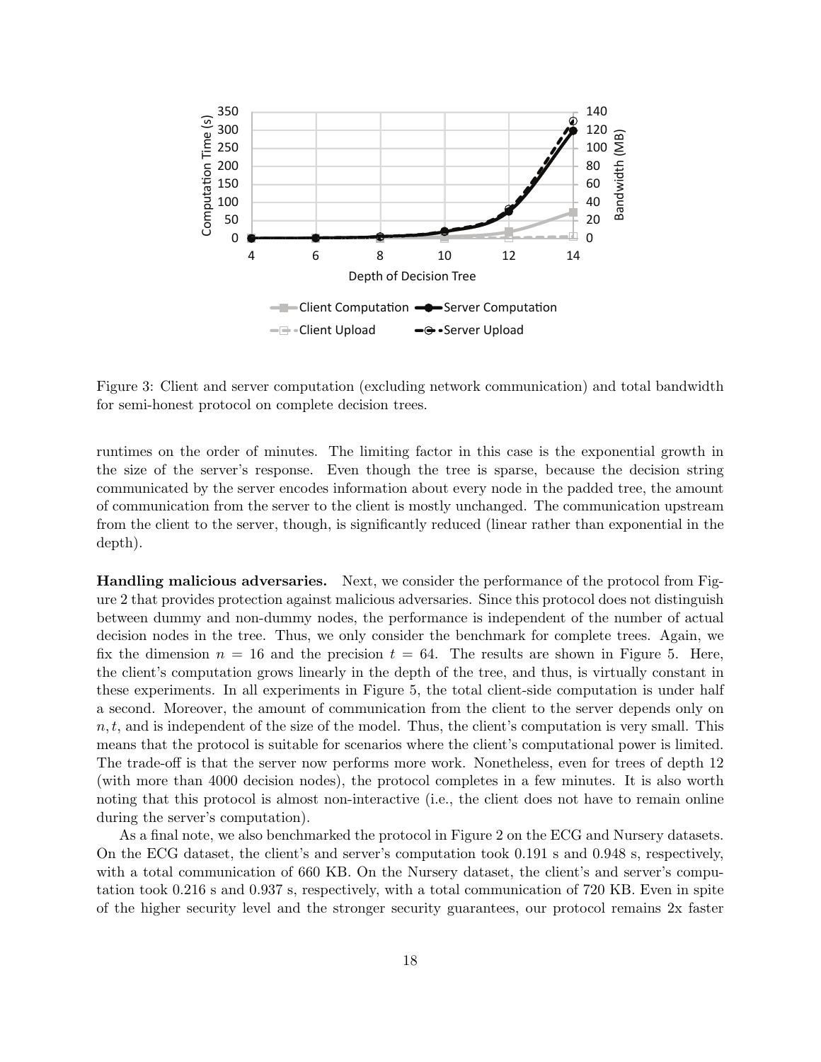Figure 3: Client and server computation (excluding network communication) and total bandwidth for semi-honest protocol on complete decision trees.

runtimes on the order of minutes. The limiting factor in this case is the exponential growth in the size of the server's response. Even though the tree is sparse, because the decision string communicated by the server encodes information about every node in the padded tree, the amount of communication from the server to the client is mostly unchanged. The communication upstream from the client to the server, though, is significantly reduced (linear rather than exponential in the depth).

**Handling malicious adversaries.** Next, we consider the performance of the protocol from Figure 2 that provides protection against malicious adversaries. Since this protocol does not distinguish between dummy and non-dummy nodes, the performance is independent of the number of actual decision nodes in the tree. Thus, we only consider the benchmark for complete trees. Again, we fix the dimension $n = 16$ and the precision $t = 64$. The results are shown in Figure 5. Here, the client's computation grows linearly in the depth of the tree, and thus, is virtually constant in these experiments. In all experiments in Figure 5, the total client-side computation is under half a second. Moreover, the amount of communication from the client to the server depends only on $n, t$, and is independent of the size of the model. Thus, the client's computation is very small. This means that the protocol is suitable for scenarios where the client's computational power is limited. The trade-off is that the server now performs more work. Nonetheless, even for trees of depth 12 (with more than 4000 decision nodes), the protocol completes in a few minutes. It is also worth noting that this protocol is almost non-interactive (i.e., the client does not have to remain online during the server's computation).

As a final note, we also benchmarked the protocol in Figure 2 on the ECG and Nursery datasets. On the ECG dataset, the client's and server's computation took 0.191 s and 0.948 s, respectively, with a total communication of 660 KB. On the Nursery dataset, the client's and server's computation took 0.216 s and 0.937 s, respectively, with a total communication of 720 KB. Even in spite of the higher security level and the stronger security guarantees, our protocol remains 2x faster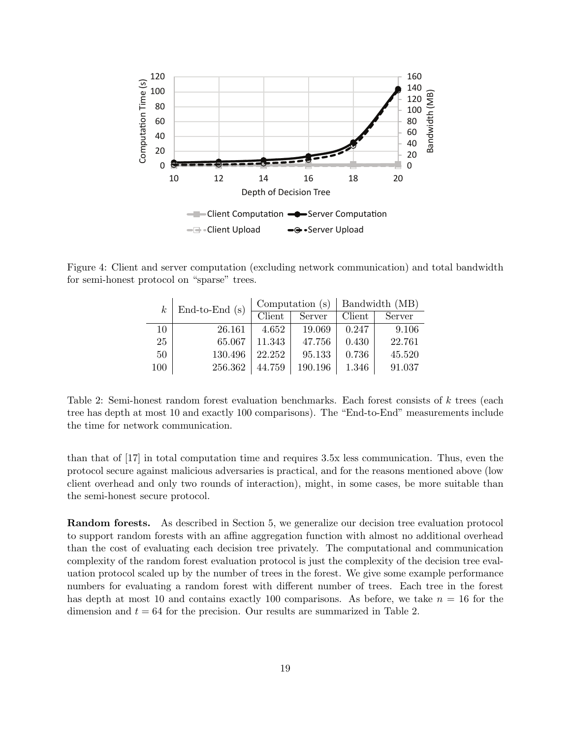Figure 4: Client and server computation (excluding network communication) and total bandwidth for semi-honest protocol on "sparse" trees.

| $k$ | End-to-End (s) | Computation (s) | | Bandwidth (MB) | |
|---|---|---|---|---|---|
| | | Client | Server | Client | Server |
| 10 | 26.161 | 4.652 | 19.069 | 0.247 | 9.106 |
| 25 | 65.067 | 11.343 | 47.756 | 0.430 | 22.761 |
| 50 | 130.496 | 22.252 | 95.133 | 0.736 | 45.520 |
| 100 | 256.362 | 44.759 | 190.196 | 1.346 | 91.037 |

Table 2: Semi-honest random forest evaluation benchmarks. Each forest consists of $k$ trees (each tree has depth at most 10 and exactly 100 comparisons). The "End-to-End" measurements include the time for network communication.

than that of [17] in total computation time and requires 3.5x less communication. Thus, even the protocol secure against malicious adversaries is practical, and for the reasons mentioned above (low client overhead and only two rounds of interaction), might, in some cases, be more suitable than the semi-honest secure protocol.

**Random forests.** As described in Section 5, we generalize our decision tree evaluation protocol to support random forests with an affine aggregation function with almost no additional overhead than the cost of evaluating each decision tree privately. The computational and communication complexity of the random forest evaluation protocol is just the complexity of the decision tree evaluation protocol scaled up by the number of trees in the forest. We give some example performance numbers for evaluating a random forest with different number of trees. Each tree in the forest has depth at most 10 and contains exactly 100 comparisons. As before, we take $n = 16$ for the dimension and $t = 64$ for the precision. Our results are summarized in Table 2.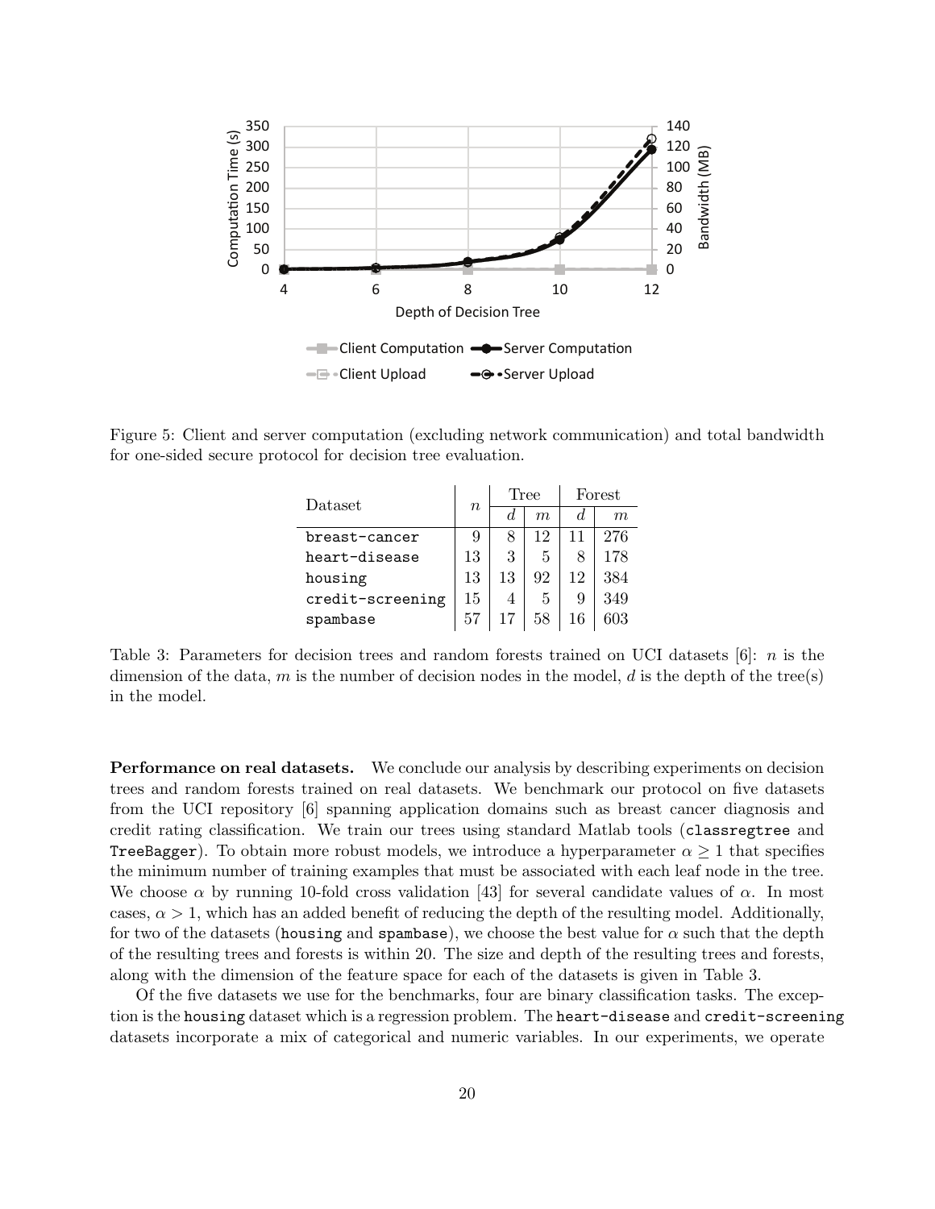Figure 5: Client and server computation (excluding network communication) and total bandwidth for one-sided secure protocol for decision tree evaluation.

| Dataset | $n$ | Tree | | Forest | |
|---|---|---|---|---|---|
| | | $d$ | $m$ | $d$ | $m$ |
| breast-cancer | 9 | 8 | 12 | 11 | 276 |
| heart-disease | 13 | 3 | 5 | 8 | 178 |
| housing | 13 | 13 | 92 | 12 | 384 |
| credit-screening | 15 | 4 | 5 | 9 | 349 |
| spambase | 57 | 17 | 58 | 16 | 603 |

Table 3: Parameters for decision trees and random forests trained on UCI datasets [6]: $n$ is the dimension of the data, $m$ is the number of decision nodes in the model, $d$ is the depth of the tree(s) in the model.

**Performance on real datasets.** We conclude our analysis by describing experiments on decision trees and random forests trained on real datasets. We benchmark our protocol on five datasets from the UCI repository [6] spanning application domains such as breast cancer diagnosis and credit rating classification. We train our trees using standard Matlab tools (classregtree and TreeBagger). To obtain more robust models, we introduce a hyperparameter $\alpha \geq 1$ that specifies the minimum number of training examples that must be associated with each leaf node in the tree. We choose $\alpha$ by running 10-fold cross validation [43] for several candidate values of $\alpha$. In most cases, $\alpha > 1$, which has an added benefit of reducing the depth of the resulting model. Additionally, for two of the datasets (housing and spambase), we choose the best value for $\alpha$ such that the depth of the resulting trees and forests is within 20. The size and depth of the resulting trees and forests, along with the dimension of the feature space for each of the datasets is given in Table 3.

Of the five datasets we use for the benchmarks, four are binary classification tasks. The exception is the housing dataset which is a regression problem. The heart-disease and credit-screening datasets incorporate a mix of categorical and numeric variables. In our experiments, we operate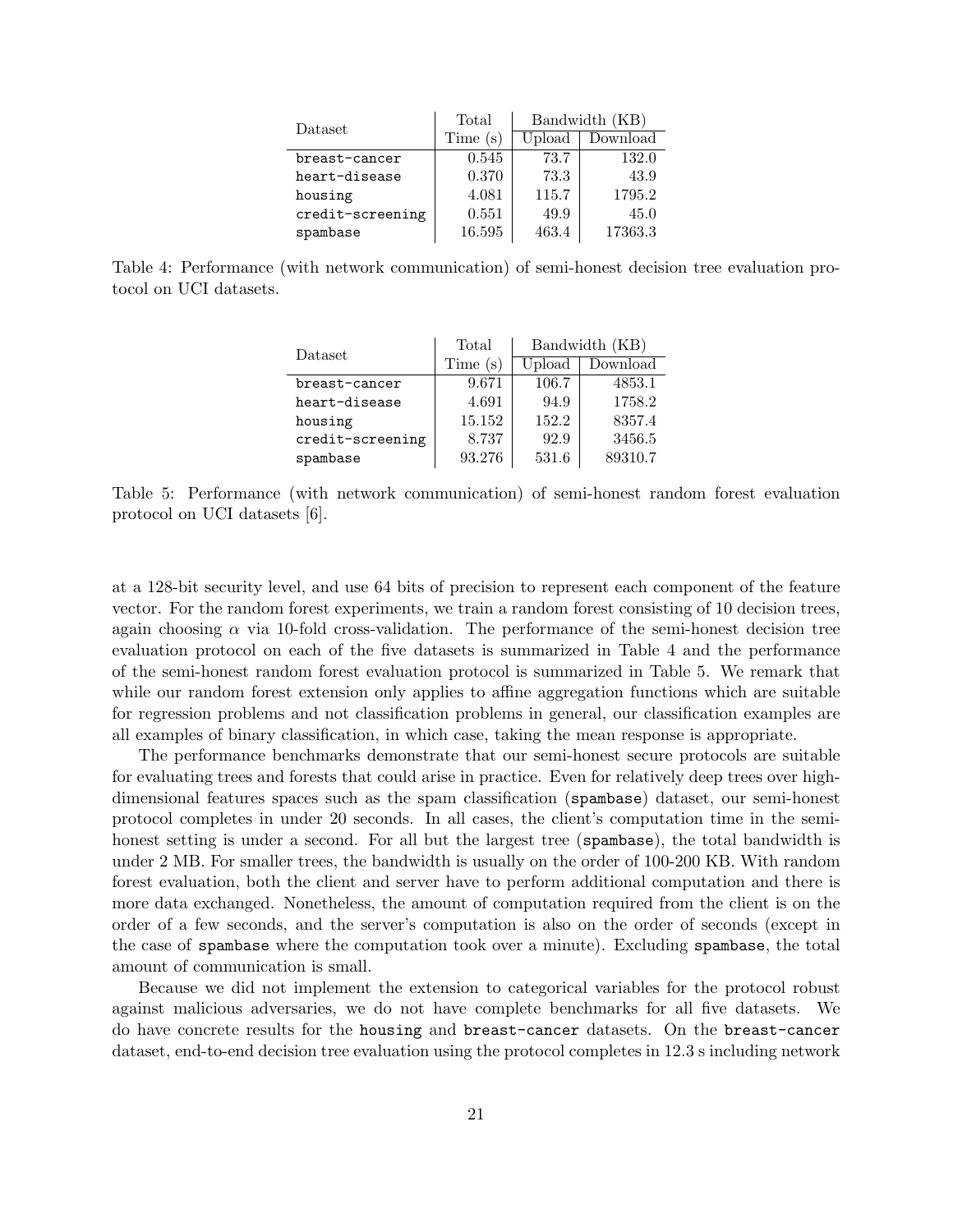| Dataset | Total | Bandwidth (KB) | |
|---|---|---|---|
| | Time (s) | Upload | Download |
| `breast-cancer` | 0.545 | 73.7 | 132.0 |
| `heart-disease` | 0.370 | 73.3 | 43.9 |
| `housing` | 4.081 | 115.7 | 1795.2 |
| `credit-screening` | 0.551 | 49.9 | 45.0 |
| `spambase` | 16.595 | 463.4 | 17363.3 |

Table 4: Performance (with network communication) of semi-honest decision tree evaluation protocol on UCI datasets.

| Dataset | Total | Bandwidth (KB) | |
|---|---|---|---|
| | Time (s) | Upload | Download |
| `breast-cancer` | 9.671 | 106.7 | 4853.1 |
| `heart-disease` | 4.691 | 94.9 | 1758.2 |
| `housing` | 15.152 | 152.2 | 8357.4 |
| `credit-screening` | 8.737 | 92.9 | 3456.5 |
| `spambase` | 93.276 | 531.6 | 89310.7 |

Table 5: Performance (with network communication) of semi-honest random forest evaluation protocol on UCI datasets [6].

at a 128-bit security level, and use 64 bits of precision to represent each component of the feature vector. For the random forest experiments, we train a random forest consisting of 10 decision trees, again choosing $\alpha$ via 10-fold cross-validation. The performance of the semi-honest decision tree evaluation protocol on each of the five datasets is summarized in Table 4 and the performance of the semi-honest random forest evaluation protocol is summarized in Table 5. We remark that while our random forest extension only applies to affine aggregation functions which are suitable for regression problems and not classification problems in general, our classification examples are all examples of binary classification, in which case, taking the mean response is appropriate.

The performance benchmarks demonstrate that our semi-honest secure protocols are suitable for evaluating trees and forests that could arise in practice. Even for relatively deep trees over high-dimensional features spaces such as the spam classification (`spambase`) dataset, our semi-honest protocol completes in under 20 seconds. In all cases, the client's computation time in the semi-honest setting is under a second. For all but the largest tree (`spambase`), the total bandwidth is under 2 MB. For smaller trees, the bandwidth is usually on the order of 100-200 KB. With random forest evaluation, both the client and server have to perform additional computation and there is more data exchanged. Nonetheless, the amount of computation required from the client is on the order of a few seconds, and the server's computation is also on the order of seconds (except in the case of `spambase` where the computation took over a minute). Excluding `spambase`, the total amount of communication is small.

Because we did not implement the extension to categorical variables for the protocol robust against malicious adversaries, we do not have complete benchmarks for all five datasets. We do have concrete results for the `housing` and `breast-cancer` datasets. On the `breast-cancer` dataset, end-to-end decision tree evaluation using the protocol completes in 12.3 s including network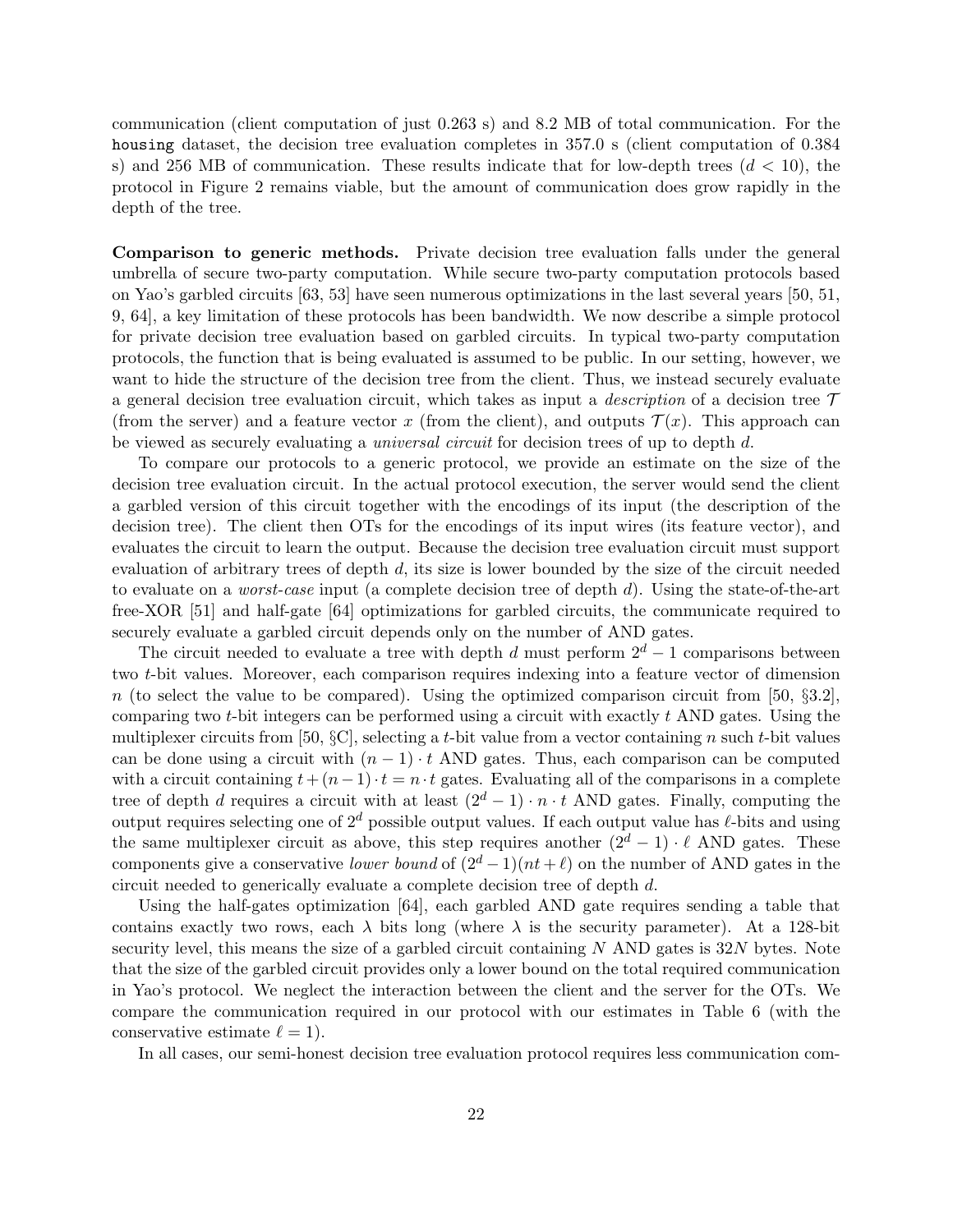communication (client computation of just 0.263 s) and 8.2 MB of total communication. For the `housing` dataset, the decision tree evaluation completes in 357.0 s (client computation of 0.384 s) and 256 MB of communication. These results indicate that for low-depth trees ($d < 10$), the protocol in Figure 2 remains viable, but the amount of communication does grow rapidly in the depth of the tree.

**Comparison to generic methods.** Private decision tree evaluation falls under the general umbrella of secure two-party computation. While secure two-party computation protocols based on Yao's garbled circuits [63, 53] have seen numerous optimizations in the last several years [50, 51, 9, 64], a key limitation of these protocols has been bandwidth. We now describe a simple protocol for private decision tree evaluation based on garbled circuits. In typical two-party computation protocols, the function that is being evaluated is assumed to be public. In our setting, however, we want to hide the structure of the decision tree from the client. Thus, we instead securely evaluate a general decision tree evaluation circuit, which takes as input a *description* of a decision tree $\mathcal{T}$ (from the server) and a feature vector $x$ (from the client), and outputs $\mathcal{T}(x)$. This approach can be viewed as securely evaluating a *universal circuit* for decision trees of up to depth $d$.

To compare our protocols to a generic protocol, we provide an estimate on the size of the decision tree evaluation circuit. In the actual protocol execution, the server would send the client a garbled version of this circuit together with the encodings of its input (the description of the decision tree). The client then OTs for the encodings of its input wires (its feature vector), and evaluates the circuit to learn the output. Because the decision tree evaluation circuit must support evaluation of arbitrary trees of depth $d$, its size is lower bounded by the size of the circuit needed to evaluate on a *worst-case* input (a complete decision tree of depth $d$). Using the state-of-the-art free-XOR [51] and half-gate [64] optimizations for garbled circuits, the communicate required to securely evaluate a garbled circuit depends only on the number of AND gates.

The circuit needed to evaluate a tree with depth $d$ must perform $2^d - 1$ comparisons between two $t$-bit values. Moreover, each comparison requires indexing into a feature vector of dimension $n$ (to select the value to be compared). Using the optimized comparison circuit from [50, §3.2], comparing two $t$-bit integers can be performed using a circuit with exactly $t$ AND gates. Using the multiplexer circuits from [50, §C], selecting a $t$-bit value from a vector containing $n$ such $t$-bit values can be done using a circuit with $(n-1) \cdot t$ AND gates. Thus, each comparison can be computed with a circuit containing $t + (n-1) \cdot t = n \cdot t$ gates. Evaluating all of the comparisons in a complete tree of depth $d$ requires a circuit with at least $(2^d - 1) \cdot n \cdot t$ AND gates. Finally, computing the output requires selecting one of $2^d$ possible output values. If each output value has $\ell$-bits and using the same multiplexer circuit as above, this step requires another $(2^d - 1) \cdot \ell$ AND gates. These components give a conservative *lower bound* of $(2^d - 1)(nt + \ell)$ on the number of AND gates in the circuit needed to generically evaluate a complete decision tree of depth $d$.

Using the half-gates optimization [64], each garbled AND gate requires sending a table that contains exactly two rows, each $\lambda$ bits long (where $\lambda$ is the security parameter). At a 128-bit security level, this means the size of a garbled circuit containing $N$ AND gates is $32N$ bytes. Note that the size of the garbled circuit provides only a lower bound on the total required communication in Yao's protocol. We neglect the interaction between the client and the server for the OTs. We compare the communication required in our protocol with our estimates in Table 6 (with the conservative estimate $\ell = 1$).

In all cases, our semi-honest decision tree evaluation protocol requires less communication com-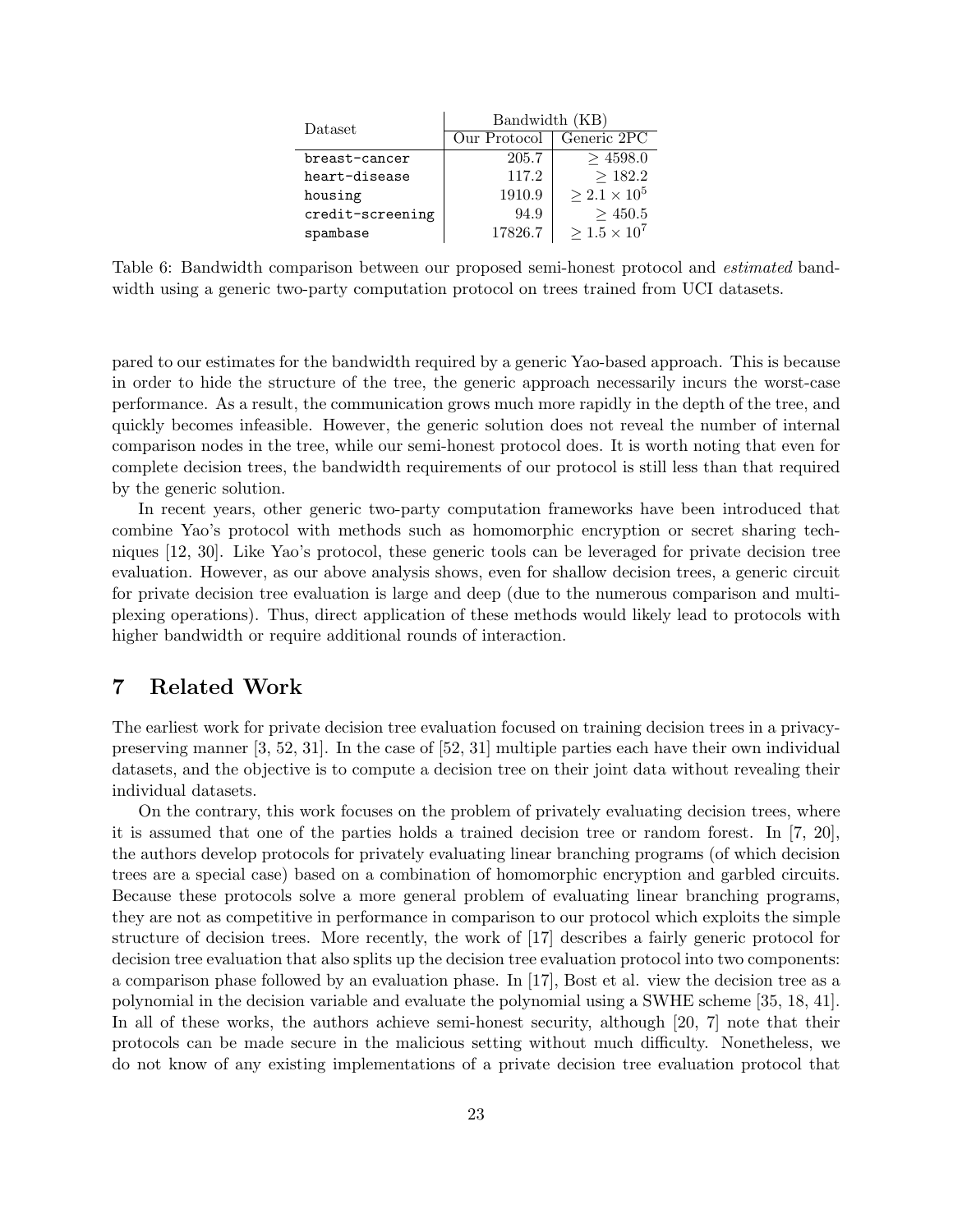| Dataset | Bandwidth (KB) | |
|---|---|---|
| | Our Protocol | Generic 2PC |
| `breast-cancer` | 205.7 | $\geq 4598.0$ |
| `heart-disease` | 117.2 | $\geq 182.2$ |
| `housing` | 1910.9 | $\geq 2.1 \times 10^5$ |
| `credit-screening` | 94.9 | $\geq 450.5$ |
| `spambase` | 17826.7 | $\geq 1.5 \times 10^7$ |

Table 6: Bandwidth comparison between our proposed semi-honest protocol and *estimated* bandwidth using a generic two-party computation protocol on trees trained from UCI datasets.

pared to our estimates for the bandwidth required by a generic Yao-based approach. This is because in order to hide the structure of the tree, the generic approach necessarily incurs the worst-case performance. As a result, the communication grows much more rapidly in the depth of the tree, and quickly becomes infeasible. However, the generic solution does not reveal the number of internal comparison nodes in the tree, while our semi-honest protocol does. It is worth noting that even for complete decision trees, the bandwidth requirements of our protocol is still less than that required by the generic solution.

In recent years, other generic two-party computation frameworks have been introduced that combine Yao's protocol with methods such as homomorphic encryption or secret sharing techniques [12, 30]. Like Yao's protocol, these generic tools can be leveraged for private decision tree evaluation. However, as our above analysis shows, even for shallow decision trees, a generic circuit for private decision tree evaluation is large and deep (due to the numerous comparison and multiplexing operations). Thus, direct application of these methods would likely lead to protocols with higher bandwidth or require additional rounds of interaction.

# 7 Related Work

The earliest work for private decision tree evaluation focused on training decision trees in a privacy-preserving manner [3, 52, 31]. In the case of [52, 31] multiple parties each have their own individual datasets, and the objective is to compute a decision tree on their joint data without revealing their individual datasets.

On the contrary, this work focuses on the problem of privately evaluating decision trees, where it is assumed that one of the parties holds a trained decision tree or random forest. In [7, 20], the authors develop protocols for privately evaluating linear branching programs (of which decision trees are a special case) based on a combination of homomorphic encryption and garbled circuits. Because these protocols solve a more general problem of evaluating linear branching programs, they are not as competitive in performance in comparison to our protocol which exploits the simple structure of decision trees. More recently, the work of [17] describes a fairly generic protocol for decision tree evaluation that also splits up the decision tree evaluation protocol into two components: a comparison phase followed by an evaluation phase. In [17], Bost et al. view the decision tree as a polynomial in the decision variable and evaluate the polynomial using a SWHE scheme [35, 18, 41]. In all of these works, the authors achieve semi-honest security, although [20, 7] note that their protocols can be made secure in the malicious setting without much difficulty. Nonetheless, we do not know of any existing implementations of a private decision tree evaluation protocol that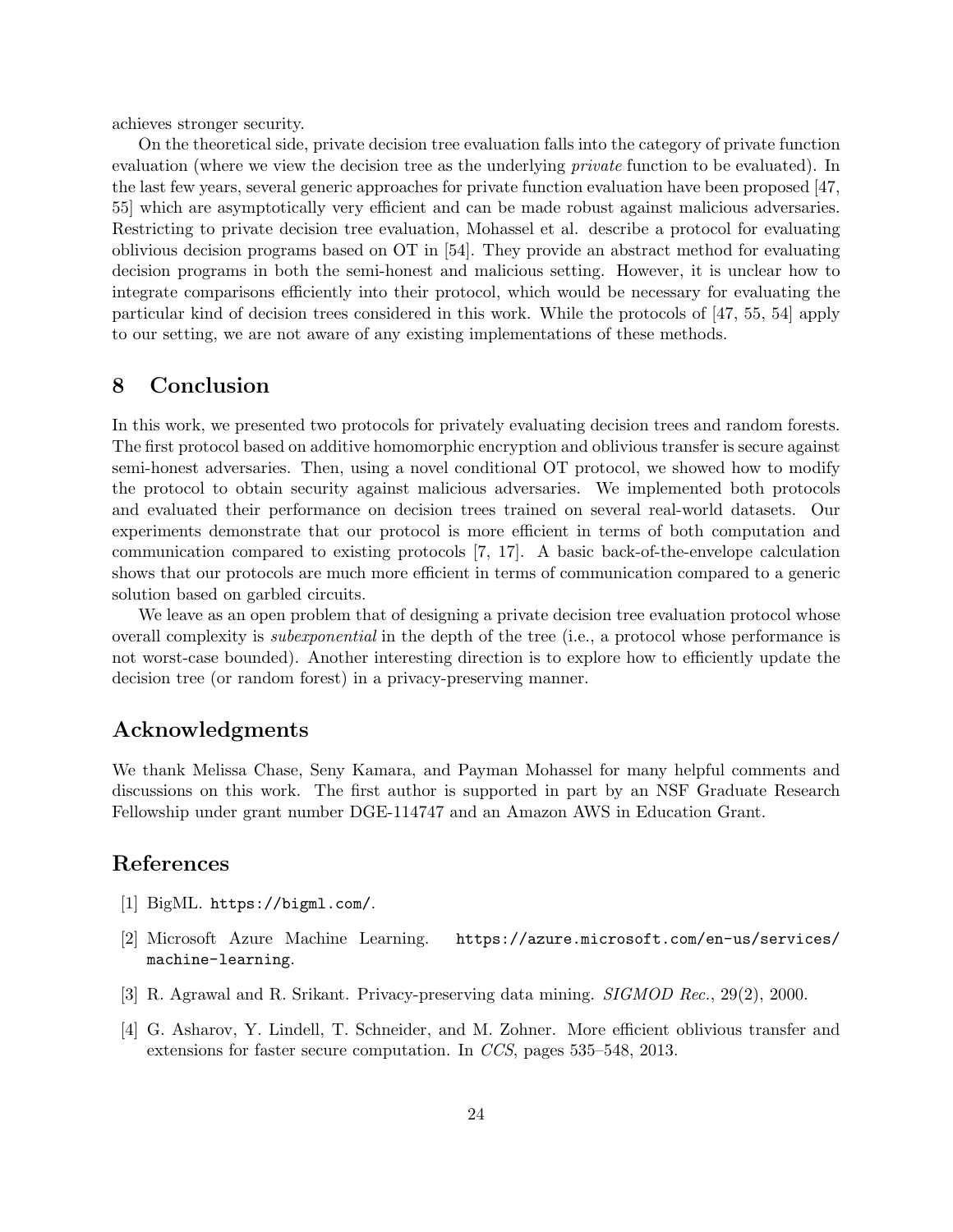achieves stronger security.

On the theoretical side, private decision tree evaluation falls into the category of private function evaluation (where we view the decision tree as the underlying *private* function to be evaluated). In the last few years, several generic approaches for private function evaluation have been proposed [47, 55] which are asymptotically very efficient and can be made robust against malicious adversaries. Restricting to private decision tree evaluation, Mohassel et al. describe a protocol for evaluating oblivious decision programs based on OT in [54]. They provide an abstract method for evaluating decision programs in both the semi-honest and malicious setting. However, it is unclear how to integrate comparisons efficiently into their protocol, which would be necessary for evaluating the particular kind of decision trees considered in this work. While the protocols of [47, 55, 54] apply to our setting, we are not aware of any existing implementations of these methods.

## 8 Conclusion

In this work, we presented two protocols for privately evaluating decision trees and random forests. The first protocol based on additive homomorphic encryption and oblivious transfer is secure against semi-honest adversaries. Then, using a novel conditional OT protocol, we showed how to modify the protocol to obtain security against malicious adversaries. We implemented both protocols and evaluated their performance on decision trees trained on several real-world datasets. Our experiments demonstrate that our protocol is more efficient in terms of both computation and communication compared to existing protocols [7, 17]. A basic back-of-the-envelope calculation shows that our protocols are much more efficient in terms of communication compared to a generic solution based on garbled circuits.

We leave as an open problem that of designing a private decision tree evaluation protocol whose overall complexity is *subexponential* in the depth of the tree (i.e., a protocol whose performance is not worst-case bounded). Another interesting direction is to explore how to efficiently update the decision tree (or random forest) in a privacy-preserving manner.

## Acknowledgments

We thank Melissa Chase, Seny Kamara, and Payman Mohassel for many helpful comments and discussions on this work. The first author is supported in part by an NSF Graduate Research Fellowship under grant number DGE-114747 and an Amazon AWS in Education Grant.

## References

[1] BigML. https://bigml.com/.

[2] Microsoft Azure Machine Learning. https://azure.microsoft.com/en-us/services/machine-learning.

[3] R. Agrawal and R. Srikant. Privacy-preserving data mining. *SIGMOD Rec.*, 29(2), 2000.

[4] G. Asharov, Y. Lindell, T. Schneider, and M. Zohner. More efficient oblivious transfer and extensions for faster secure computation. In *CCS*, pages 535–548, 2013.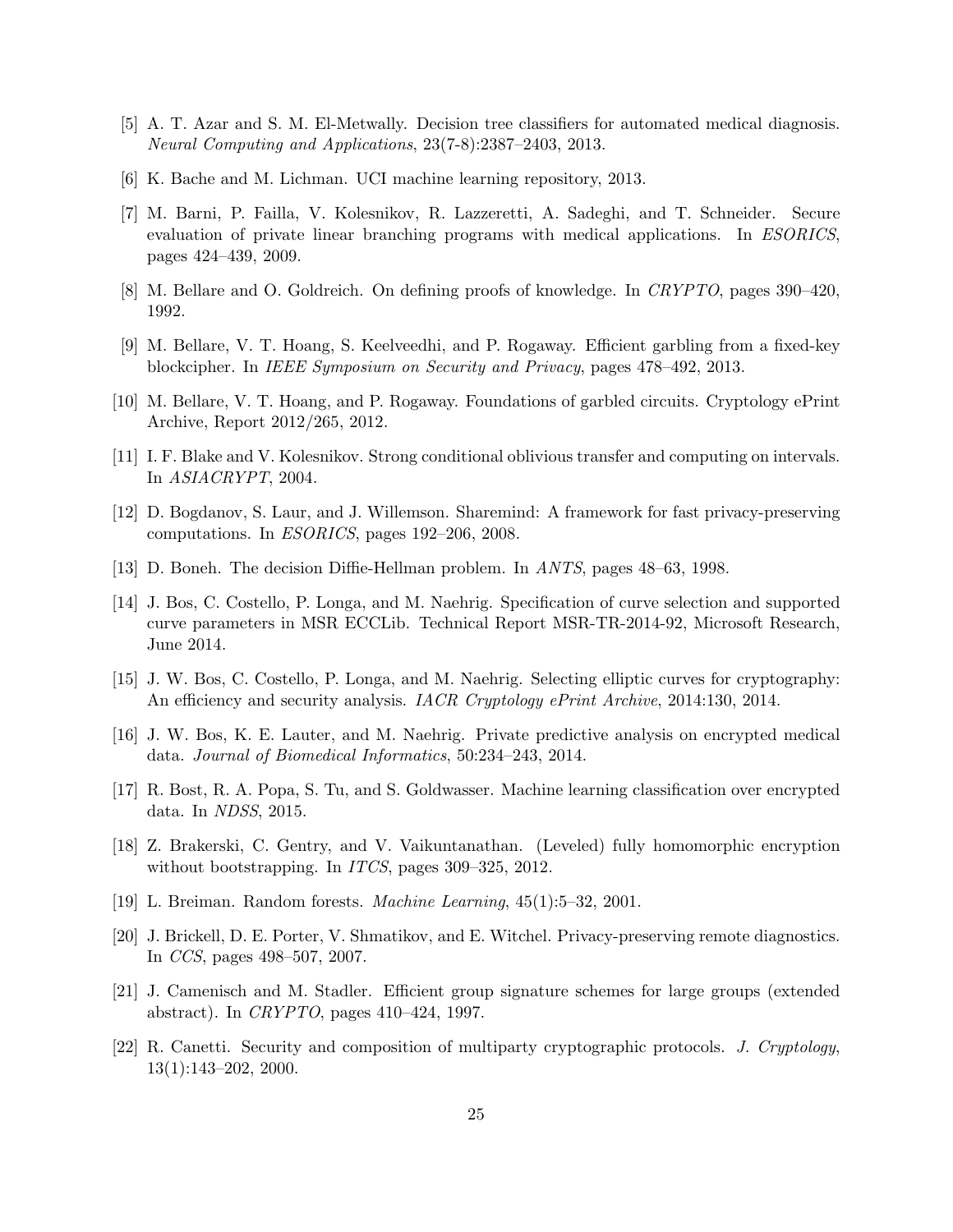[5] A. T. Azar and S. M. El-Metwally. Decision tree classifiers for automated medical diagnosis. *Neural Computing and Applications*, 23(7-8):2387–2403, 2013.

[6] K. Bache and M. Lichman. UCI machine learning repository, 2013.

[7] M. Barni, P. Failla, V. Kolesnikov, R. Lazzeretti, A. Sadeghi, and T. Schneider. Secure evaluation of private linear branching programs with medical applications. In *ESORICS*, pages 424–439, 2009.

[8] M. Bellare and O. Goldreich. On defining proofs of knowledge. In *CRYPTO*, pages 390–420, 1992.

[9] M. Bellare, V. T. Hoang, S. Keelveedhi, and P. Rogaway. Efficient garbling from a fixed-key blockcipher. In *IEEE Symposium on Security and Privacy*, pages 478–492, 2013.

[10] M. Bellare, V. T. Hoang, and P. Rogaway. Foundations of garbled circuits. Cryptology ePrint Archive, Report 2012/265, 2012.

[11] I. F. Blake and V. Kolesnikov. Strong conditional oblivious transfer and computing on intervals. In *ASIACRYPT*, 2004.

[12] D. Bogdanov, S. Laur, and J. Willemson. Sharemind: A framework for fast privacy-preserving computations. In *ESORICS*, pages 192–206, 2008.

[13] D. Boneh. The decision Diffie-Hellman problem. In *ANTS*, pages 48–63, 1998.

[14] J. Bos, C. Costello, P. Longa, and M. Naehrig. Specification of curve selection and supported curve parameters in MSR ECCLib. Technical Report MSR-TR-2014-92, Microsoft Research, June 2014.

[15] J. W. Bos, C. Costello, P. Longa, and M. Naehrig. Selecting elliptic curves for cryptography: An efficiency and security analysis. *IACR Cryptology ePrint Archive*, 2014:130, 2014.

[16] J. W. Bos, K. E. Lauter, and M. Naehrig. Private predictive analysis on encrypted medical data. *Journal of Biomedical Informatics*, 50:234–243, 2014.

[17] R. Bost, R. A. Popa, S. Tu, and S. Goldwasser. Machine learning classification over encrypted data. In *NDSS*, 2015.

[18] Z. Brakerski, C. Gentry, and V. Vaikuntanathan. (Leveled) fully homomorphic encryption without bootstrapping. In *ITCS*, pages 309–325, 2012.

[19] L. Breiman. Random forests. *Machine Learning*, 45(1):5–32, 2001.

[20] J. Brickell, D. E. Porter, V. Shmatikov, and E. Witchel. Privacy-preserving remote diagnostics. In *CCS*, pages 498–507, 2007.

[21] J. Camenisch and M. Stadler. Efficient group signature schemes for large groups (extended abstract). In *CRYPTO*, pages 410–424, 1997.

[22] R. Canetti. Security and composition of multiparty cryptographic protocols. *J. Cryptology*, 13(1):143–202, 2000.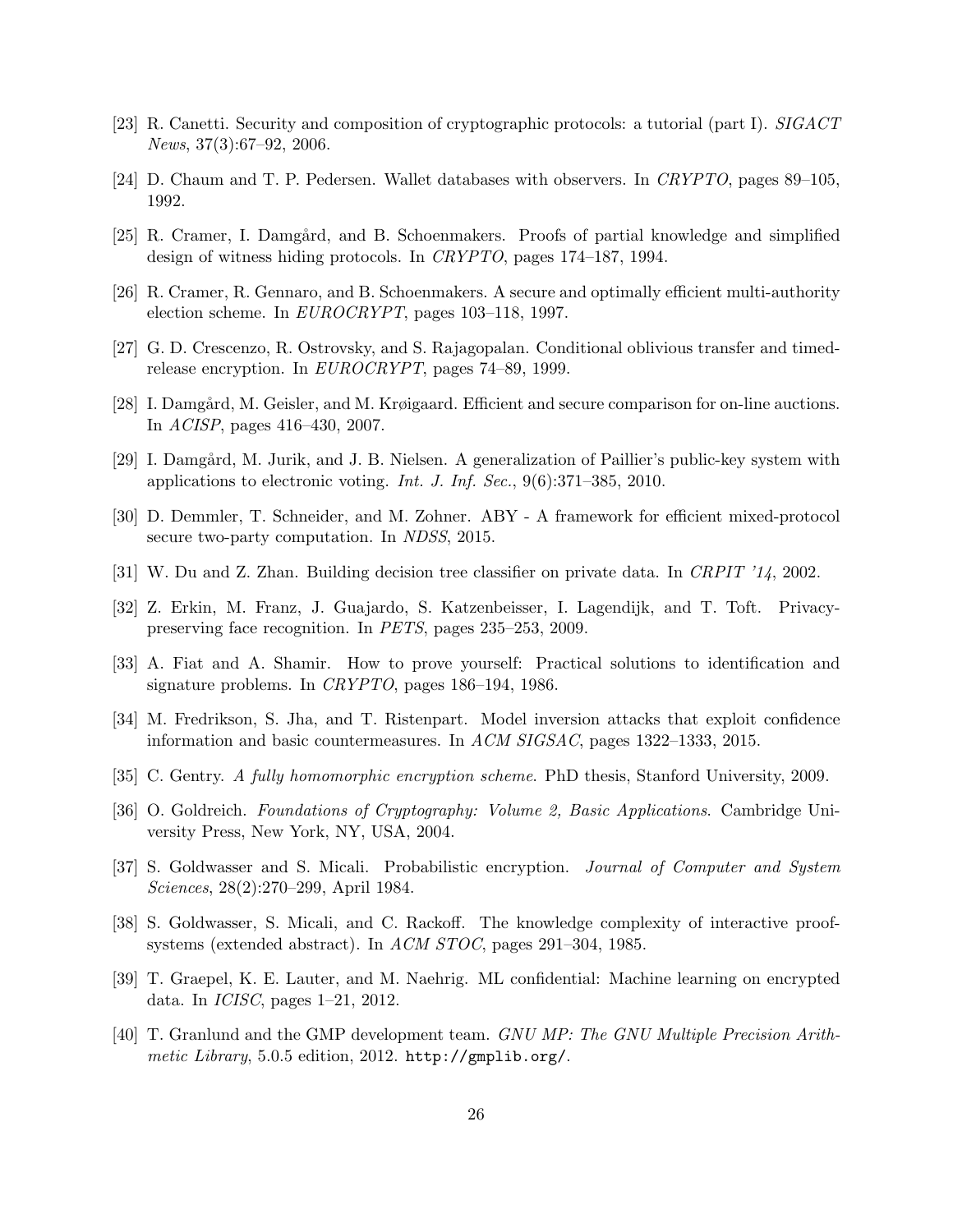[23] R. Canetti. Security and composition of cryptographic protocols: a tutorial (part I). *SIGACT News*, 37(3):67–92, 2006.

[24] D. Chaum and T. P. Pedersen. Wallet databases with observers. In *CRYPTO*, pages 89–105, 1992.

[25] R. Cramer, I. Damgård, and B. Schoenmakers. Proofs of partial knowledge and simplified design of witness hiding protocols. In *CRYPTO*, pages 174–187, 1994.

[26] R. Cramer, R. Gennaro, and B. Schoenmakers. A secure and optimally efficient multi-authority election scheme. In *EUROCRYPT*, pages 103–118, 1997.

[27] G. D. Crescenzo, R. Ostrovsky, and S. Rajagopalan. Conditional oblivious transfer and timed-release encryption. In *EUROCRYPT*, pages 74–89, 1999.

[28] I. Damgård, M. Geisler, and M. Krøigaard. Efficient and secure comparison for on-line auctions. In *ACISP*, pages 416–430, 2007.

[29] I. Damgård, M. Jurik, and J. B. Nielsen. A generalization of Paillier's public-key system with applications to electronic voting. *Int. J. Inf. Sec.*, 9(6):371–385, 2010.

[30] D. Demmler, T. Schneider, and M. Zohner. ABY - A framework for efficient mixed-protocol secure two-party computation. In *NDSS*, 2015.

[31] W. Du and Z. Zhan. Building decision tree classifier on private data. In *CRPIT '14*, 2002.

[32] Z. Erkin, M. Franz, J. Guajardo, S. Katzenbeisser, I. Lagendijk, and T. Toft. Privacy-preserving face recognition. In *PETS*, pages 235–253, 2009.

[33] A. Fiat and A. Shamir. How to prove yourself: Practical solutions to identification and signature problems. In *CRYPTO*, pages 186–194, 1986.

[34] M. Fredrikson, S. Jha, and T. Ristenpart. Model inversion attacks that exploit confidence information and basic countermeasures. In *ACM SIGSAC*, pages 1322–1333, 2015.

[35] C. Gentry. *A fully homomorphic encryption scheme*. PhD thesis, Stanford University, 2009.

[36] O. Goldreich. *Foundations of Cryptography: Volume 2, Basic Applications*. Cambridge University Press, New York, NY, USA, 2004.

[37] S. Goldwasser and S. Micali. Probabilistic encryption. *Journal of Computer and System Sciences*, 28(2):270–299, April 1984.

[38] S. Goldwasser, S. Micali, and C. Rackoff. The knowledge complexity of interactive proof-systems (extended abstract). In *ACM STOC*, pages 291–304, 1985.

[39] T. Graepel, K. E. Lauter, and M. Naehrig. ML confidential: Machine learning on encrypted data. In *ICISC*, pages 1–21, 2012.

[40] T. Granlund and the GMP development team. *GNU MP: The GNU Multiple Precision Arithmetic Library*, 5.0.5 edition, 2012. `http://gmplib.org/`.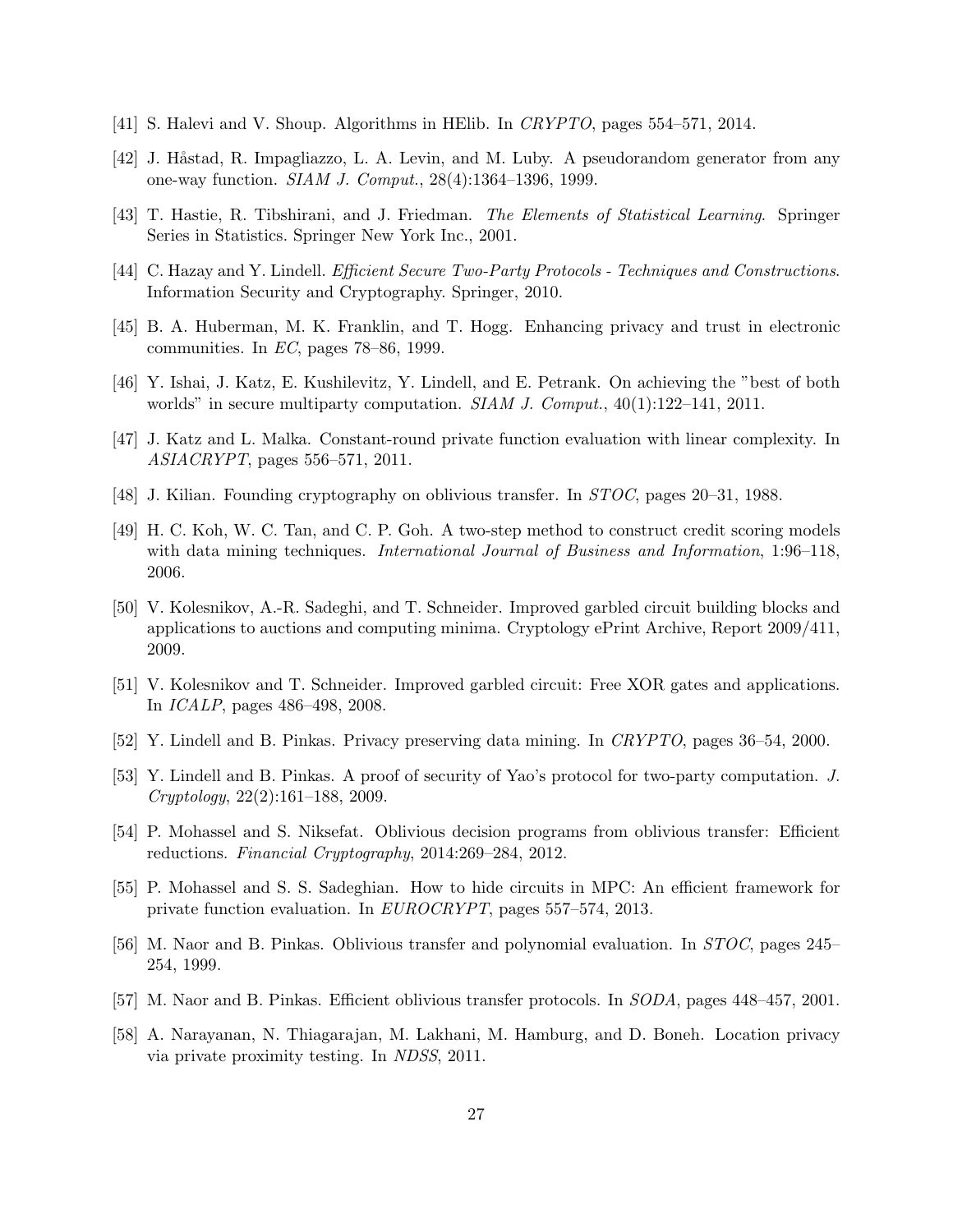[41] S. Halevi and V. Shoup. Algorithms in HElib. In *CRYPTO*, pages 554–571, 2014.

[42] J. Håstad, R. Impagliazzo, L. A. Levin, and M. Luby. A pseudorandom generator from any one-way function. *SIAM J. Comput.*, 28(4):1364–1396, 1999.

[43] T. Hastie, R. Tibshirani, and J. Friedman. *The Elements of Statistical Learning*. Springer Series in Statistics. Springer New York Inc., 2001.

[44] C. Hazay and Y. Lindell. *Efficient Secure Two-Party Protocols - Techniques and Constructions*. Information Security and Cryptography. Springer, 2010.

[45] B. A. Huberman, M. K. Franklin, and T. Hogg. Enhancing privacy and trust in electronic communities. In *EC*, pages 78–86, 1999.

[46] Y. Ishai, J. Katz, E. Kushilevitz, Y. Lindell, and E. Petrank. On achieving the "best of both worlds" in secure multiparty computation. *SIAM J. Comput.*, 40(1):122–141, 2011.

[47] J. Katz and L. Malka. Constant-round private function evaluation with linear complexity. In *ASIACRYPT*, pages 556–571, 2011.

[48] J. Kilian. Founding cryptography on oblivious transfer. In *STOC*, pages 20–31, 1988.

[49] H. C. Koh, W. C. Tan, and C. P. Goh. A two-step method to construct credit scoring models with data mining techniques. *International Journal of Business and Information*, 1:96–118, 2006.

[50] V. Kolesnikov, A.-R. Sadeghi, and T. Schneider. Improved garbled circuit building blocks and applications to auctions and computing minima. Cryptology ePrint Archive, Report 2009/411, 2009.

[51] V. Kolesnikov and T. Schneider. Improved garbled circuit: Free XOR gates and applications. In *ICALP*, pages 486–498, 2008.

[52] Y. Lindell and B. Pinkas. Privacy preserving data mining. In *CRYPTO*, pages 36–54, 2000.

[53] Y. Lindell and B. Pinkas. A proof of security of Yao's protocol for two-party computation. *J. Cryptology*, 22(2):161–188, 2009.

[54] P. Mohassel and S. Niksefat. Oblivious decision programs from oblivious transfer: Efficient reductions. *Financial Cryptography*, 2014:269–284, 2012.

[55] P. Mohassel and S. S. Sadeghian. How to hide circuits in MPC: An efficient framework for private function evaluation. In *EUROCRYPT*, pages 557–574, 2013.

[56] M. Naor and B. Pinkas. Oblivious transfer and polynomial evaluation. In *STOC*, pages 245–254, 1999.

[57] M. Naor and B. Pinkas. Efficient oblivious transfer protocols. In *SODA*, pages 448–457, 2001.

[58] A. Narayanan, N. Thiagarajan, M. Lakhani, M. Hamburg, and D. Boneh. Location privacy via private proximity testing. In *NDSS*, 2011.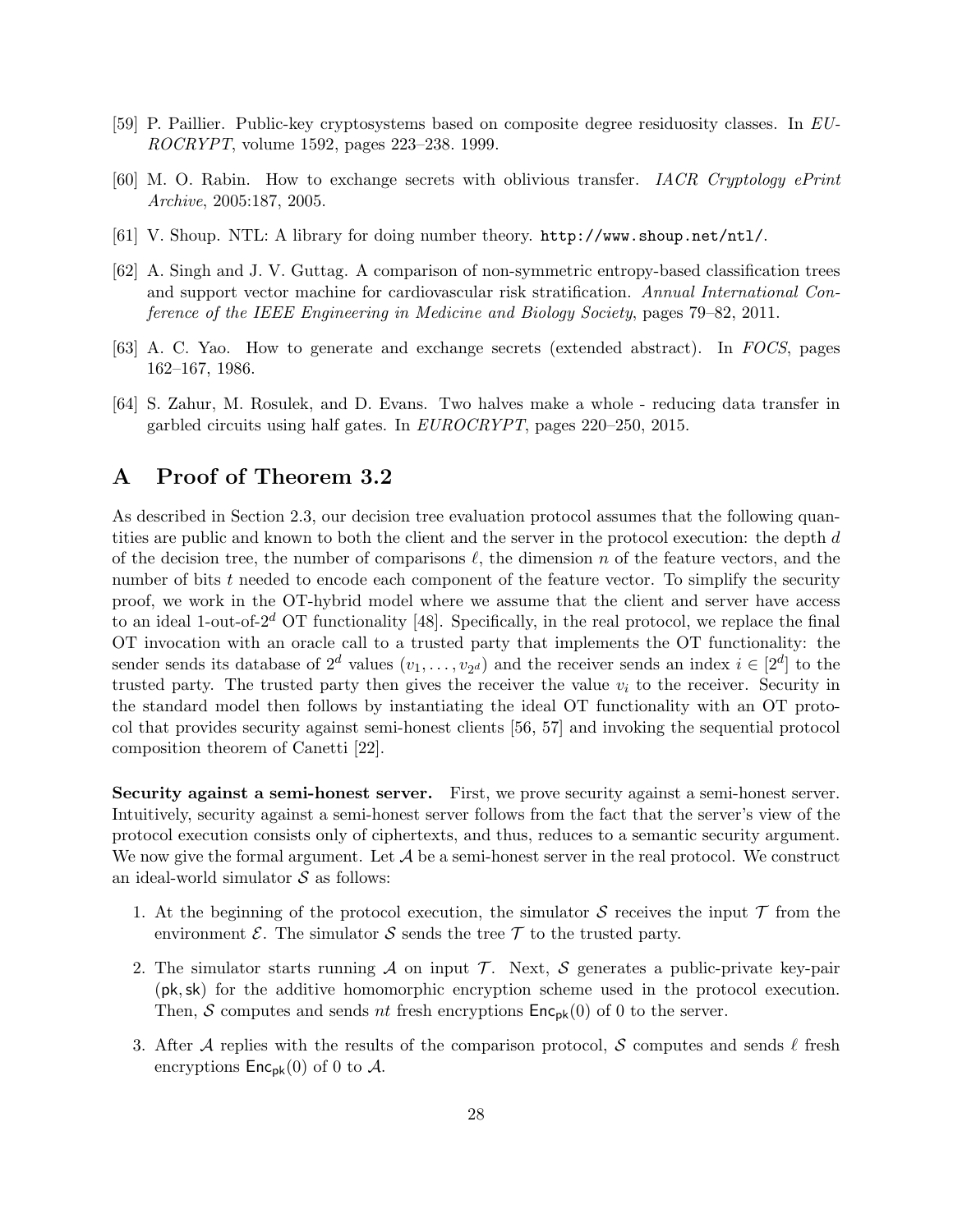[59] P. Paillier. Public-key cryptosystems based on composite degree residuosity classes. In *EUROCRYPT*, volume 1592, pages 223–238. 1999.

[60] M. O. Rabin. How to exchange secrets with oblivious transfer. *IACR Cryptology ePrint Archive*, 2005:187, 2005.

[61] V. Shoup. NTL: A library for doing number theory. `http://www.shoup.net/ntl/`.

[62] A. Singh and J. V. Guttag. A comparison of non-symmetric entropy-based classification trees and support vector machine for cardiovascular risk stratification. *Annual International Conference of the IEEE Engineering in Medicine and Biology Society*, pages 79–82, 2011.

[63] A. C. Yao. How to generate and exchange secrets (extended abstract). In *FOCS*, pages 162–167, 1986.

[64] S. Zahur, M. Rosulek, and D. Evans. Two halves make a whole - reducing data transfer in garbled circuits using half gates. In *EUROCRYPT*, pages 220–250, 2015.

# A Proof of Theorem 3.2

As described in Section 2.3, our decision tree evaluation protocol assumes that the following quantities are public and known to both the client and the server in the protocol execution: the depth $d$ of the decision tree, the number of comparisons $\ell$, the dimension $n$ of the feature vectors, and the number of bits $t$ needed to encode each component of the feature vector. To simplify the security proof, we work in the OT-hybrid model where we assume that the client and server have access to an ideal 1-out-of-$2^d$ OT functionality [48]. Specifically, in the real protocol, we replace the final OT invocation with an oracle call to a trusted party that implements the OT functionality: the sender sends its database of $2^d$ values $(v_1, \ldots, v_{2^d})$ and the receiver sends an index $i \in [2^d]$ to the trusted party. The trusted party then gives the receiver the value $v_i$ to the receiver. Security in the standard model then follows by instantiating the ideal OT functionality with an OT protocol that provides security against semi-honest clients [56, 57] and invoking the sequential protocol composition theorem of Canetti [22].

**Security against a semi-honest server.** First, we prove security against a semi-honest server. Intuitively, security against a semi-honest server follows from the fact that the server's view of the protocol execution consists only of ciphertexts, and thus, reduces to a semantic security argument. We now give the formal argument. Let $\mathcal{A}$ be a semi-honest server in the real protocol. We construct an ideal-world simulator $\mathcal{S}$ as follows:

1. At the beginning of the protocol execution, the simulator $\mathcal{S}$ receives the input $\mathcal{T}$ from the environment $\mathcal{E}$. The simulator $\mathcal{S}$ sends the tree $\mathcal{T}$ to the trusted party.
2. The simulator starts running $\mathcal{A}$ on input $\mathcal{T}$. Next, $\mathcal{S}$ generates a public-private key-pair $(\mathsf{pk}, \mathsf{sk})$ for the additive homomorphic encryption scheme used in the protocol execution. Then, $\mathcal{S}$ computes and sends $nt$ fresh encryptions $\mathsf{Enc}_{\mathsf{pk}}(0)$ of 0 to the server.
3. After $\mathcal{A}$ replies with the results of the comparison protocol, $\mathcal{S}$ computes and sends $\ell$ fresh encryptions $\mathsf{Enc}_{\mathsf{pk}}(0)$ of 0 to $\mathcal{A}$.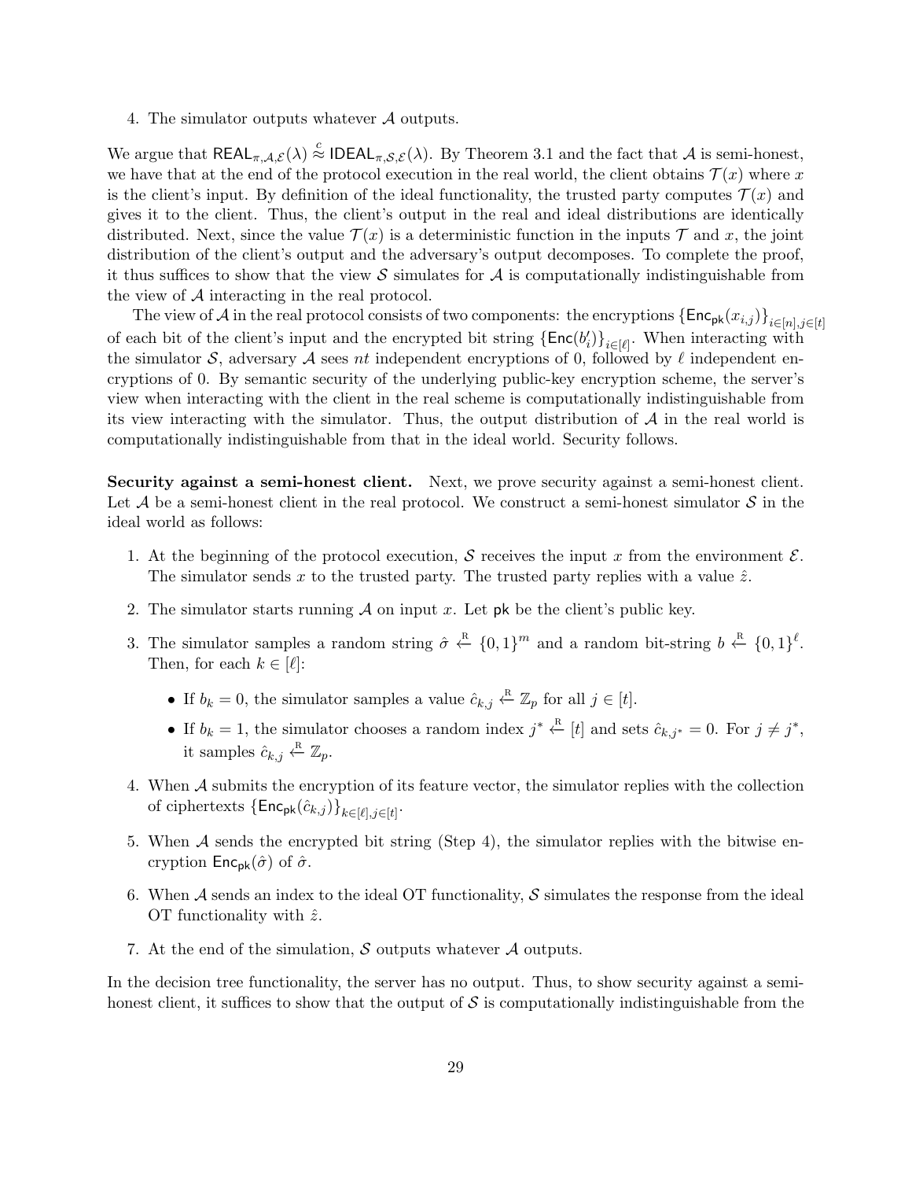4. The simulator outputs whatever $\mathcal{A}$ outputs.

We argue that $\mathsf{REAL}_{\pi,\mathcal{A},\mathcal{E}}(\lambda) \overset{c}{\approx} \mathsf{IDEAL}_{\pi,\mathcal{S},\mathcal{E}}(\lambda)$. By Theorem 3.1 and the fact that $\mathcal{A}$ is semi-honest, we have that at the end of the protocol execution in the real world, the client obtains $\mathcal{T}(x)$ where $x$ is the client's input. By definition of the ideal functionality, the trusted party computes $\mathcal{T}(x)$ and gives it to the client. Thus, the client's output in the real and ideal distributions are identically distributed. Next, since the value $\mathcal{T}(x)$ is a deterministic function in the inputs $\mathcal{T}$ and $x$, the joint distribution of the client's output and the adversary's output decomposes. To complete the proof, it thus suffices to show that the view $\mathcal{S}$ simulates for $\mathcal{A}$ is computationally indistinguishable from the view of $\mathcal{A}$ interacting in the real protocol.

The view of $\mathcal{A}$ in the real protocol consists of two components: the encryptions $\{\mathsf{Enc}_{\mathsf{pk}}(x_{i,j})\}_{i\in[n],j\in[t]}$ of each bit of the client's input and the encrypted bit string $\{\mathsf{Enc}(b'_i)\}_{i\in[\ell]}$. When interacting with the simulator $\mathcal{S}$, adversary $\mathcal{A}$ sees $nt$ independent encryptions of 0, followed by $\ell$ independent encryptions of 0. By semantic security of the underlying public-key encryption scheme, the server's view when interacting with the client in the real scheme is computationally indistinguishable from its view interacting with the simulator. Thus, the output distribution of $\mathcal{A}$ in the real world is computationally indistinguishable from that in the ideal world. Security follows.

**Security against a semi-honest client.** Next, we prove security against a semi-honest client. Let $\mathcal{A}$ be a semi-honest client in the real protocol. We construct a semi-honest simulator $\mathcal{S}$ in the ideal world as follows:

1. At the beginning of the protocol execution, $\mathcal{S}$ receives the input $x$ from the environment $\mathcal{E}$. The simulator sends $x$ to the trusted party. The trusted party replies with a value $\hat{z}$.
2. The simulator starts running $\mathcal{A}$ on input $x$. Let $\mathsf{pk}$ be the client's public key.
3. The simulator samples a random string $\hat{\sigma} \xleftarrow{\text{R}} \{0,1\}^m$ and a random bit-string $b \xleftarrow{\text{R}} \{0,1\}^\ell$. Then, for each $k \in [\ell]$:
   - If $b_k = 0$, the simulator samples a value $\hat{c}_{k,j} \xleftarrow{\text{R}} \mathbb{Z}_p$ for all $j \in [t]$.
   - If $b_k = 1$, the simulator chooses a random index $j^* \xleftarrow{\text{R}} [t]$ and sets $\hat{c}_{k,j^*} = 0$. For $j \neq j^*$, it samples $\hat{c}_{k,j} \xleftarrow{\text{R}} \mathbb{Z}_p$.
4. When $\mathcal{A}$ submits the encryption of its feature vector, the simulator replies with the collection of ciphertexts $\{\mathsf{Enc}_{\mathsf{pk}}(\hat{c}_{k,j})\}_{k\in[\ell],j\in[t]}$.
5. When $\mathcal{A}$ sends the encrypted bit string (Step 4), the simulator replies with the bitwise encryption $\mathsf{Enc}_{\mathsf{pk}}(\hat{\sigma})$ of $\hat{\sigma}$.
6. When $\mathcal{A}$ sends an index to the ideal OT functionality, $\mathcal{S}$ simulates the response from the ideal OT functionality with $\hat{z}$.
7. At the end of the simulation, $\mathcal{S}$ outputs whatever $\mathcal{A}$ outputs.

In the decision tree functionality, the server has no output. Thus, to show security against a semi-honest client, it suffices to show that the output of $\mathcal{S}$ is computationally indistinguishable from the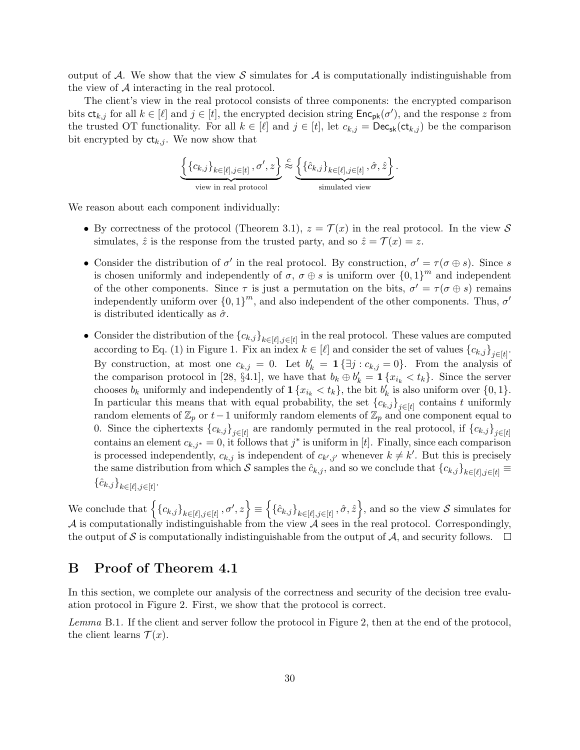output of $\mathcal{A}$. We show that the view $\mathcal{S}$ simulates for $\mathcal{A}$ is computationally indistinguishable from the view of $\mathcal{A}$ interacting in the real protocol.

The client's view in the real protocol consists of three components: the encrypted comparison bits $\mathsf{ct}_{k,j}$ for all $k \in [\ell]$ and $j \in [t]$, the encrypted decision string $\mathsf{Enc}_{\mathsf{pk}}(\sigma')$, and the response $z$ from the trusted OT functionality. For all $k \in [\ell]$ and $j \in [t]$, let $c_{k,j} = \mathsf{Dec}_{\mathsf{sk}}(\mathsf{ct}_{k,j})$ be the comparison bit encrypted by $\mathsf{ct}_{k,j}$. We now show that

$$\underbrace{\left\{ \{c_{k,j}\}_{k \in [\ell], j \in [t]}, \sigma', z \right\}}_{\text{view in real protocol}} \stackrel{c}{\approx} \underbrace{\left\{ \{\hat{c}_{k,j}\}_{k \in [\ell], j \in [t]}, \hat{\sigma}, \hat{z} \right\}}_{\text{simulated view}}.$$

We reason about each component individually:

- By correctness of the protocol (Theorem 3.1), $z = \mathcal{T}(x)$ in the real protocol. In the view $\mathcal{S}$ simulates, $\hat{z}$ is the response from the trusted party, and so $\hat{z} = \mathcal{T}(x) = z$.
- Consider the distribution of $\sigma'$ in the real protocol. By construction, $\sigma' = \tau(\sigma \oplus s)$. Since $s$ is chosen uniformly and independently of $\sigma$, $\sigma \oplus s$ is uniform over $\{0,1\}^m$ and independent of the other components. Since $\tau$ is just a permutation on the bits, $\sigma' = \tau(\sigma \oplus s)$ remains independently uniform over $\{0,1\}^m$, and also independent of the other components. Thus, $\sigma'$ is distributed identically as $\hat{\sigma}$.
- Consider the distribution of the $\{c_{k,j}\}_{k \in [\ell], j \in [t]}$ in the real protocol. These values are computed according to Eq. (1) in Figure 1. Fix an index $k \in [\ell]$ and consider the set of values $\{c_{k,j}\}_{j \in [t]}$. By construction, at most one $c_{k,j} = 0$. Let $b'_k = \mathbf{1}\{\exists j : c_{k,j} = 0\}$. From the analysis of the comparison protocol in [28, §4.1], we have that $b_k \oplus b'_k = \mathbf{1}\{x_{i_k} < t_k\}$. Since the server chooses $b_k$ uniformly and independently of $\mathbf{1}\{x_{i_k} < t_k\}$, the bit $b'_k$ is also uniform over $\{0,1\}$. In particular this means that with equal probability, the set $\{c_{k,j}\}_{j \in [t]}$ contains $t$ uniformly random elements of $\mathbb{Z}_p$ or $t-1$ uniformly random elements of $\mathbb{Z}_p$ and one component equal to 0. Since the ciphertexts $\{c_{k,j}\}_{j \in [t]}$ are randomly permuted in the real protocol, if $\{c_{k,j}\}_{j \in [t]}$ contains an element $c_{k,j^*} = 0$, it follows that $j^*$ is uniform in $[t]$. Finally, since each comparison is processed independently, $c_{k,j}$ is independent of $c_{k',j'}$ whenever $k \neq k'$. But this is precisely the same distribution from which $\mathcal{S}$ samples the $\hat{c}_{k,j}$, and so we conclude that $\{c_{k,j}\}_{k \in [\ell], j \in [t]} \equiv \{\hat{c}_{k,j}\}_{k \in [\ell], j \in [t]}$.

We conclude that $\left\{ \{c_{k,j}\}_{k \in [\ell], j \in [t]}, \sigma', z \right\} \equiv \left\{ \{\hat{c}_{k,j}\}_{k \in [\ell], j \in [t]}, \hat{\sigma}, \hat{z} \right\}$, and so the view $\mathcal{S}$ simulates for $\mathcal{A}$ is computationally indistinguishable from the view $\mathcal{A}$ sees in the real protocol. Correspondingly, the output of $\mathcal{S}$ is computationally indistinguishable from the output of $\mathcal{A}$, and security follows. □

## B Proof of Theorem 4.1

In this section, we complete our analysis of the correctness and security of the decision tree evaluation protocol in Figure 2. First, we show that the protocol is correct.

*Lemma* B.1. If the client and server follow the protocol in Figure 2, then at the end of the protocol, the client learns $\mathcal{T}(x)$.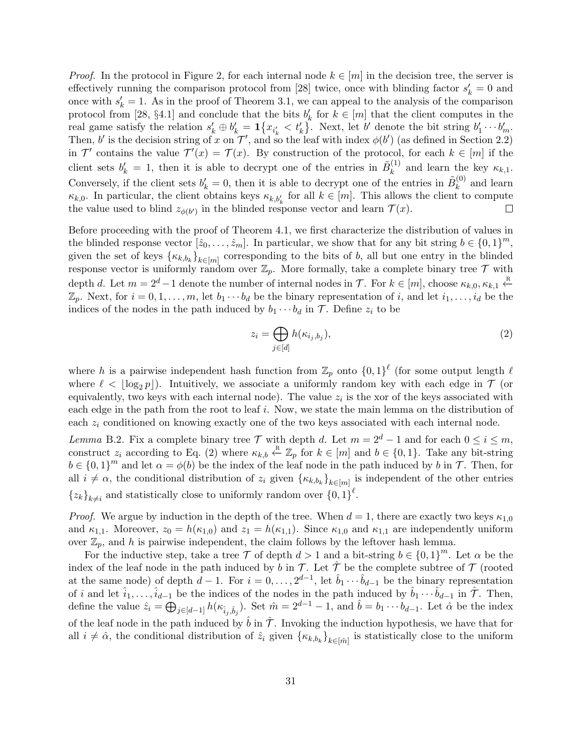*Proof.* In the protocol in Figure 2, for each internal node $k \in [m]$ in the decision tree, the server is effectively running the comparison protocol from [28] twice, once with blinding factor $s'_k = 0$ and once with $s'_k = 1$. As in the proof of Theorem 3.1, we can appeal to the analysis of the comparison protocol from [28, §4.1] and conclude that the bits $b'_k$ for $k \in [m]$ that the client computes in the real game satisfy the relation $s'_k \oplus b'_k = \mathbf{1}\{x_{i'_k} < t'_k\}$. Next, let $b'$ denote the bit string $b'_1 \cdots b'_m$. Then, $b'$ is the decision string of $x$ on $\mathcal{T}'$, and so the leaf with index $\phi(b')$ (as defined in Section 2.2) in $\mathcal{T}'$ contains the value $\mathcal{T}'(x) = \mathcal{T}(x)$. By construction of the protocol, for each $k \in [m]$ if the client sets $b'_k = 1$, then it is able to decrypt one of the entries in $\tilde{B}_k^{(1)}$ and learn the key $\kappa_{k,1}$. Conversely, if the client sets $b'_k = 0$, then it is able to decrypt one of the entries in $\tilde{B}_k^{(0)}$ and learn $\kappa_{k,0}$. In particular, the client obtains keys $\kappa_{k,b'_k}$ for all $k \in [m]$. This allows the client to compute the value used to blind $z_{\phi(b')}$ in the blinded response vector and learn $\mathcal{T}(x)$. □

Before proceeding with the proof of Theorem 4.1, we first characterize the distribution of values in the blinded response vector $[\hat{z}_0, \ldots, \hat{z}_m]$. In particular, we show that for any bit string $b \in \{0,1\}^m$, given the set of keys $\{\kappa_{k,b_k}\}_{k \in [m]}$ corresponding to the bits of $b$, all but one entry in the blinded response vector is uniformly random over $\mathbb{Z}_p$. More formally, take a complete binary tree $\mathcal{T}$ with depth $d$. Let $m = 2^d - 1$ denote the number of internal nodes in $\mathcal{T}$. For $k \in [m]$, choose $\kappa_{k,0}, \kappa_{k,1} \xleftarrow{\text{R}} \mathbb{Z}_p$. Next, for $i = 0, 1, \ldots, m$, let $b_1 \cdots b_d$ be the binary representation of $i$, and let $i_1, \ldots, i_d$ be the indices of the nodes in the path induced by $b_1 \cdots b_d$ in $\mathcal{T}$. Define $z_i$ to be

$$z_i = \bigoplus_{j \in [d]} h(\kappa_{i_j, b_j}), \tag{2}$$

where $h$ is a pairwise independent hash function from $\mathbb{Z}_p$ onto $\{0,1\}^\ell$ (for some output length $\ell$ where $\ell < \lfloor \log_2 p \rfloor$). Intuitively, we associate a uniformly random key with each edge in $\mathcal{T}$ (or equivalently, two keys with each internal node). The value $z_i$ is the xor of the keys associated with each edge in the path from the root to leaf $i$. Now, we state the main lemma on the distribution of each $z_i$ conditioned on knowing exactly one of the two keys associated with each internal node.

*Lemma* B.2. Fix a complete binary tree $\mathcal{T}$ with depth $d$. Let $m = 2^d - 1$ and for each $0 \le i \le m$, construct $z_i$ according to Eq. (2) where $\kappa_{k,b} \xleftarrow{\text{R}} \mathbb{Z}_p$ for $k \in [m]$ and $b \in \{0,1\}$. Take any bit-string $b \in \{0,1\}^m$ and let $\alpha = \phi(b)$ be the index of the leaf node in the path induced by $b$ in $\mathcal{T}$. Then, for all $i \neq \alpha$, the conditional distribution of $z_i$ given $\{\kappa_{k,b_k}\}_{k \in [m]}$ is independent of the other entries $\{z_k\}_{k \neq i}$ and statistically close to uniformly random over $\{0,1\}^\ell$.

*Proof.* We argue by induction in the depth of the tree. When $d = 1$, there are exactly two keys $\kappa_{1,0}$ and $\kappa_{1,1}$. Moreover, $z_0 = h(\kappa_{1,0})$ and $z_1 = h(\kappa_{1,1})$. Since $\kappa_{1,0}$ and $\kappa_{1,1}$ are independently uniform over $\mathbb{Z}_p$, and $h$ is pairwise independent, the claim follows by the leftover hash lemma.

For the inductive step, take a tree $\mathcal{T}$ of depth $d > 1$ and a bit-string $b \in \{0,1\}^m$. Let $\alpha$ be the index of the leaf node in the path induced by $b$ in $\mathcal{T}$. Let $\hat{\mathcal{T}}$ be the complete subtree of $\mathcal{T}$ (rooted at the same node) of depth $d-1$. For $i = 0, \ldots, 2^{d-1}$, let $\hat{b}_1 \cdots \hat{b}_{d-1}$ be the binary representation of $i$ and let $\hat{i}_1, \ldots, \hat{i}_{d-1}$ be the indices of the nodes in the path induced by $\hat{b}_1 \cdots \hat{b}_{d-1}$ in $\hat{\mathcal{T}}$. Then, define the value $\hat{z}_i = \bigoplus_{j \in [d-1]} h(\kappa_{\hat{i}_j, \hat{b}_j})$. Set $\hat{m} = 2^{d-1} - 1$, and $\hat{b} = b_1 \cdots b_{d-1}$. Let $\hat{\alpha}$ be the index of the leaf node in the path induced by $\hat{b}$ in $\hat{\mathcal{T}}$. Invoking the induction hypothesis, we have that for all $i \neq \hat{\alpha}$, the conditional distribution of $\hat{z}_i$ given $\{\kappa_{k,b_k}\}_{k \in [\hat{m}]}$ is statistically close to the uniform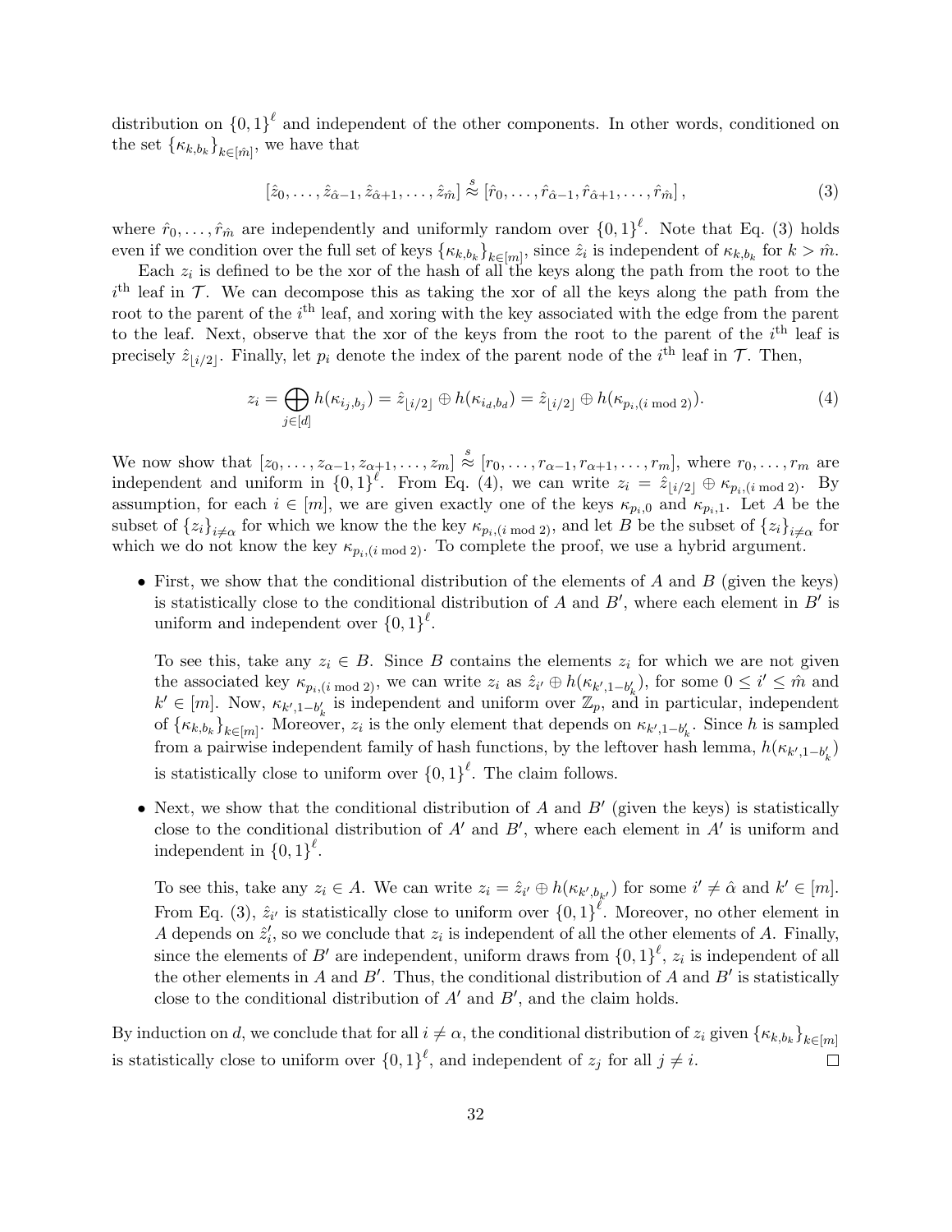distribution on $\{0,1\}^\ell$ and independent of the other components. In other words, conditioned on the set $\{\kappa_{k,b_k}\}_{k\in[\hat{m}]}$, we have that

$$[\hat{z}_0, \ldots, \hat{z}_{\hat{\alpha}-1}, \hat{z}_{\hat{\alpha}+1}, \ldots, \hat{z}_{\hat{m}}] \overset{s}{\approx} [\hat{r}_0, \ldots, \hat{r}_{\hat{\alpha}-1}, \hat{r}_{\hat{\alpha}+1}, \ldots, \hat{r}_{\hat{m}}], \tag{3}$$

where $\hat{r}_0, \ldots, \hat{r}_{\hat{m}}$ are independently and uniformly random over $\{0,1\}^\ell$. Note that Eq. (3) holds even if we condition over the full set of keys $\{\kappa_{k,b_k}\}_{k\in[m]}$, since $\hat{z}_i$ is independent of $\kappa_{k,b_k}$ for $k > \hat{m}$.

Each $z_i$ is defined to be the xor of the hash of all the keys along the path from the root to the $i^{\text{th}}$ leaf in $\mathcal{T}$. We can decompose this as taking the xor of all the keys along the path from the root to the parent of the $i^{\text{th}}$ leaf, and xoring with the key associated with the edge from the parent to the leaf. Next, observe that the xor of the keys from the root to the parent of the $i^{\text{th}}$ leaf is precisely $\hat{z}_{\lfloor i/2 \rfloor}$. Finally, let $p_i$ denote the index of the parent node of the $i^{\text{th}}$ leaf in $\mathcal{T}$. Then,

$$z_i = \bigoplus_{j\in[d]} h(\kappa_{i_j,b_j}) = \hat{z}_{\lfloor i/2 \rfloor} \oplus h(\kappa_{i_d,b_d}) = \hat{z}_{\lfloor i/2 \rfloor} \oplus h(\kappa_{p_i,(i \bmod 2)}). \tag{4}$$

We now show that $[z_0, \ldots, z_{\alpha-1}, z_{\alpha+1}, \ldots, z_m] \overset{s}{\approx} [r_0, \ldots, r_{\alpha-1}, r_{\alpha+1}, \ldots, r_m]$, where $r_0, \ldots, r_m$ are independent and uniform in $\{0,1\}^\ell$. From Eq. (4), we can write $z_i = \hat{z}_{\lfloor i/2 \rfloor} \oplus \kappa_{p_i,(i \bmod 2)}$. By assumption, for each $i \in [m]$, we are given exactly one of the keys $\kappa_{p_i,0}$ and $\kappa_{p_i,1}$. Let $A$ be the subset of $\{z_i\}_{i\neq\alpha}$ for which we know the the key $\kappa_{p_i,(i \bmod 2)}$, and let $B$ be the subset of $\{z_i\}_{i\neq\alpha}$ for which we do not know the key $\kappa_{p_i,(i \bmod 2)}$. To complete the proof, we use a hybrid argument.

- First, we show that the conditional distribution of the elements of $A$ and $B$ (given the keys) is statistically close to the conditional distribution of $A$ and $B'$, where each element in $B'$ is uniform and independent over $\{0,1\}^\ell$.

  To see this, take any $z_i \in B$. Since $B$ contains the elements $z_i$ for which we are not given the associated key $\kappa_{p_i,(i \bmod 2)}$, we can write $z_i$ as $\hat{z}_{i'} \oplus h(\kappa_{k',1-b'_k})$, for some $0 \le i' \le \hat{m}$ and $k' \in [m]$. Now, $\kappa_{k',1-b'_k}$ is independent and uniform over $\mathbb{Z}_p$, and in particular, independent of $\{\kappa_{k,b_k}\}_{k\in[m]}$. Moreover, $z_i$ is the only element that depends on $\kappa_{k',1-b'_k}$. Since $h$ is sampled from a pairwise independent family of hash functions, by the leftover hash lemma, $h(\kappa_{k',1-b'_k})$ is statistically close to uniform over $\{0,1\}^\ell$. The claim follows.

- Next, we show that the conditional distribution of $A$ and $B'$ (given the keys) is statistically close to the conditional distribution of $A'$ and $B'$, where each element in $A'$ is uniform and independent in $\{0,1\}^\ell$.

  To see this, take any $z_i \in A$. We can write $z_i = \hat{z}_{i'} \oplus h(\kappa_{k',b_{k'}})$ for some $i' \neq \hat{\alpha}$ and $k' \in [m]$. From Eq. (3), $\hat{z}_{i'}$ is statistically close to uniform over $\{0,1\}^\ell$. Moreover, no other element in $A$ depends on $\hat{z}'_i$, so we conclude that $z_i$ is independent of all the other elements of $A$. Finally, since the elements of $B'$ are independent, uniform draws from $\{0,1\}^\ell$, $z_i$ is independent of all the other elements in $A$ and $B'$. Thus, the conditional distribution of $A$ and $B'$ is statistically close to the conditional distribution of $A'$ and $B'$, and the claim holds.

By induction on $d$, we conclude that for all $i \neq \alpha$, the conditional distribution of $z_i$ given $\{\kappa_{k,b_k}\}_{k\in[m]}$ is statistically close to uniform over $\{0,1\}^\ell$, and independent of $z_j$ for all $j \neq i$. □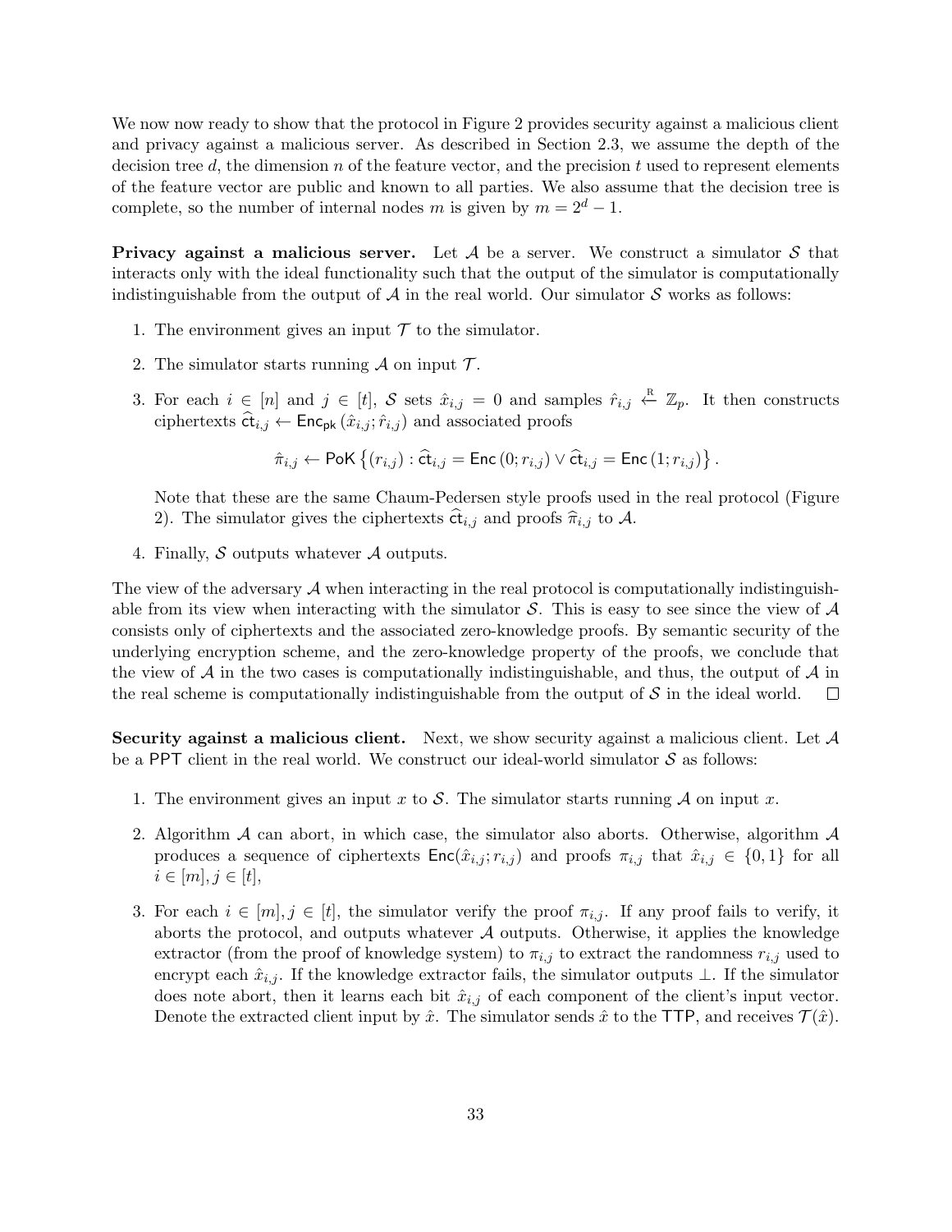We now now ready to show that the protocol in Figure 2 provides security against a malicious client and privacy against a malicious server. As described in Section 2.3, we assume the depth of the decision tree $d$, the dimension $n$ of the feature vector, and the precision $t$ used to represent elements of the feature vector are public and known to all parties. We also assume that the decision tree is complete, so the number of internal nodes $m$ is given by $m = 2^d - 1$.

**Privacy against a malicious server.** Let $\mathcal{A}$ be a server. We construct a simulator $\mathcal{S}$ that interacts only with the ideal functionality such that the output of the simulator is computationally indistinguishable from the output of $\mathcal{A}$ in the real world. Our simulator $\mathcal{S}$ works as follows:

1. The environment gives an input $\mathcal{T}$ to the simulator.
2. The simulator starts running $\mathcal{A}$ on input $\mathcal{T}$.
3. For each $i \in [n]$ and $j \in [t]$, $\mathcal{S}$ sets $\hat{x}_{i,j} = 0$ and samples $\hat{r}_{i,j} \xleftarrow{\text{R}} \mathbb{Z}_p$. It then constructs ciphertexts $\widehat{\mathsf{ct}}_{i,j} \leftarrow \mathsf{Enc}_{\mathsf{pk}}(\hat{x}_{i,j}; \hat{r}_{i,j})$ and associated proofs
$$\hat{\pi}_{i,j} \leftarrow \mathsf{PoK}\left\{(r_{i,j}) : \widehat{\mathsf{ct}}_{i,j} = \mathsf{Enc}(0; r_{i,j}) \vee \widehat{\mathsf{ct}}_{i,j} = \mathsf{Enc}(1; r_{i,j})\right\}.$$
Note that these are the same Chaum-Pedersen style proofs used in the real protocol (Figure 2). The simulator gives the ciphertexts $\widehat{\mathsf{ct}}_{i,j}$ and proofs $\widehat{\pi}_{i,j}$ to $\mathcal{A}$.
4. Finally, $\mathcal{S}$ outputs whatever $\mathcal{A}$ outputs.

The view of the adversary $\mathcal{A}$ when interacting in the real protocol is computationally indistinguishable from its view when interacting with the simulator $\mathcal{S}$. This is easy to see since the view of $\mathcal{A}$ consists only of ciphertexts and the associated zero-knowledge proofs. By semantic security of the underlying encryption scheme, and the zero-knowledge property of the proofs, we conclude that the view of $\mathcal{A}$ in the two cases is computationally indistinguishable, and thus, the output of $\mathcal{A}$ in the real scheme is computationally indistinguishable from the output of $\mathcal{S}$ in the ideal world. □

**Security against a malicious client.** Next, we show security against a malicious client. Let $\mathcal{A}$ be a PPT client in the real world. We construct our ideal-world simulator $\mathcal{S}$ as follows:

1. The environment gives an input $x$ to $\mathcal{S}$. The simulator starts running $\mathcal{A}$ on input $x$.
2. Algorithm $\mathcal{A}$ can abort, in which case, the simulator also aborts. Otherwise, algorithm $\mathcal{A}$ produces a sequence of ciphertexts $\mathsf{Enc}(\hat{x}_{i,j}; r_{i,j})$ and proofs $\pi_{i,j}$ that $\hat{x}_{i,j} \in \{0, 1\}$ for all $i \in [m], j \in [t]$,
3. For each $i \in [m], j \in [t]$, the simulator verify the proof $\pi_{i,j}$. If any proof fails to verify, it aborts the protocol, and outputs whatever $\mathcal{A}$ outputs. Otherwise, it applies the knowledge extractor (from the proof of knowledge system) to $\pi_{i,j}$ to extract the randomness $r_{i,j}$ used to encrypt each $\hat{x}_{i,j}$. If the knowledge extractor fails, the simulator outputs $\perp$. If the simulator does note abort, then it learns each bit $\hat{x}_{i,j}$ of each component of the client's input vector. Denote the extracted client input by $\hat{x}$. The simulator sends $\hat{x}$ to the TTP, and receives $\mathcal{T}(\hat{x})$.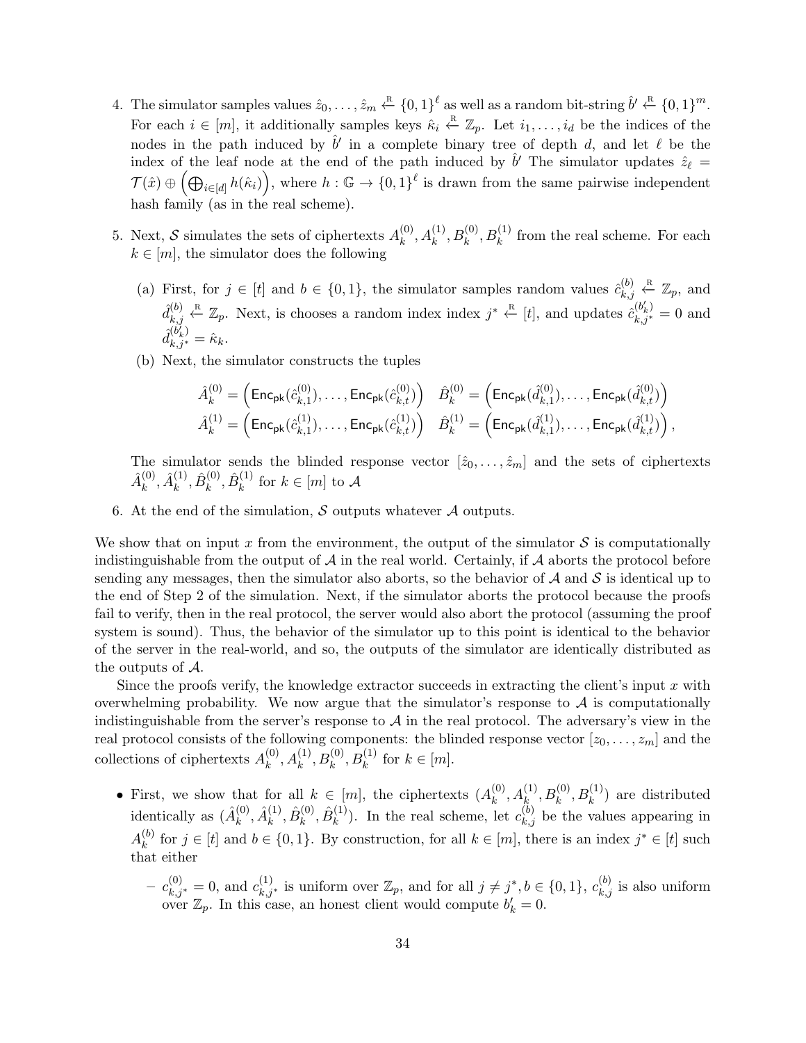4. The simulator samples values $\hat{z}_0, \ldots, \hat{z}_m \xleftarrow{\text{R}} \{0,1\}^\ell$ as well as a random bit-string $\hat{b}' \xleftarrow{\text{R}} \{0,1\}^m$. For each $i \in [m]$, it additionally samples keys $\hat{\kappa}_i \xleftarrow{\text{R}} \mathbb{Z}_p$. Let $i_1, \ldots, i_d$ be the indices of the nodes in the path induced by $\hat{b}'$ in a complete binary tree of depth $d$, and let $\ell$ be the index of the leaf node at the end of the path induced by $\hat{b}'$ The simulator updates $\hat{z}_\ell = \mathcal{T}(\hat{x}) \oplus \left(\bigoplus_{i \in [d]} h(\hat{\kappa}_i)\right)$, where $h : \mathbb{G} \to \{0,1\}^\ell$ is drawn from the same pairwise independent hash family (as in the real scheme).

5. Next, $\mathcal{S}$ simulates the sets of ciphertexts $A_k^{(0)}, A_k^{(1)}, B_k^{(0)}, B_k^{(1)}$ from the real scheme. For each $k \in [m]$, the simulator does the following

   (a) First, for $j \in [t]$ and $b \in \{0,1\}$, the simulator samples random values $\hat{c}_{k,j}^{(b)} \xleftarrow{\text{R}} \mathbb{Z}_p$, and $\hat{d}_{k,j}^{(b)} \xleftarrow{\text{R}} \mathbb{Z}_p$. Next, is chooses a random index index $j^* \xleftarrow{\text{R}} [t]$, and updates $\hat{c}_{k,j^*}^{(b'_k)} = 0$ and $\hat{d}_{k,j^*}^{(b'_k)} = \hat{\kappa}_k$.

   (b) Next, the simulator constructs the tuples

   $$\hat{A}_k^{(0)} = \left(\mathsf{Enc}_{\mathsf{pk}}(\hat{c}_{k,1}^{(0)}), \ldots, \mathsf{Enc}_{\mathsf{pk}}(\hat{c}_{k,t}^{(0)})\right) \quad \hat{B}_k^{(0)} = \left(\mathsf{Enc}_{\mathsf{pk}}(\hat{d}_{k,1}^{(0)}), \ldots, \mathsf{Enc}_{\mathsf{pk}}(\hat{d}_{k,t}^{(0)})\right)$$
   $$\hat{A}_k^{(1)} = \left(\mathsf{Enc}_{\mathsf{pk}}(\hat{c}_{k,1}^{(1)}), \ldots, \mathsf{Enc}_{\mathsf{pk}}(\hat{c}_{k,t}^{(1)})\right) \quad \hat{B}_k^{(1)} = \left(\mathsf{Enc}_{\mathsf{pk}}(\hat{d}_{k,1}^{(1)}), \ldots, \mathsf{Enc}_{\mathsf{pk}}(\hat{d}_{k,t}^{(1)})\right),$$

   The simulator sends the blinded response vector $[\hat{z}_0, \ldots, \hat{z}_m]$ and the sets of ciphertexts $\hat{A}_k^{(0)}, \hat{A}_k^{(1)}, \hat{B}_k^{(0)}, \hat{B}_k^{(1)}$ for $k \in [m]$ to $\mathcal{A}$

6. At the end of the simulation, $\mathcal{S}$ outputs whatever $\mathcal{A}$ outputs.

We show that on input $x$ from the environment, the output of the simulator $\mathcal{S}$ is computationally indistinguishable from the output of $\mathcal{A}$ in the real world. Certainly, if $\mathcal{A}$ aborts the protocol before sending any messages, then the simulator also aborts, so the behavior of $\mathcal{A}$ and $\mathcal{S}$ is identical up to the end of Step 2 of the simulation. Next, if the simulator aborts the protocol because the proofs fail to verify, then in the real protocol, the server would also abort the protocol (assuming the proof system is sound). Thus, the behavior of the simulator up to this point is identical to the behavior of the server in the real-world, and so, the outputs of the simulator are identically distributed as the outputs of $\mathcal{A}$.

Since the proofs verify, the knowledge extractor succeeds in extracting the client's input $x$ with overwhelming probability. We now argue that the simulator's response to $\mathcal{A}$ is computationally indistinguishable from the server's response to $\mathcal{A}$ in the real protocol. The adversary's view in the real protocol consists of the following components: the blinded response vector $[z_0, \ldots, z_m]$ and the collections of ciphertexts $A_k^{(0)}, A_k^{(1)}, B_k^{(0)}, B_k^{(1)}$ for $k \in [m]$.

- First, we show that for all $k \in [m]$, the ciphertexts $(A_k^{(0)}, A_k^{(1)}, B_k^{(0)}, B_k^{(1)})$ are distributed identically as $(\hat{A}_k^{(0)}, \hat{A}_k^{(1)}, \hat{B}_k^{(0)}, \hat{B}_k^{(1)})$. In the real scheme, let $c_{k,j}^{(b)}$ be the values appearing in $A_k^{(b)}$ for $j \in [t]$ and $b \in \{0,1\}$. By construction, for all $k \in [m]$, there is an index $j^* \in [t]$ such that either
  - $c_{k,j^*}^{(0)} = 0$, and $c_{k,j^*}^{(1)}$ is uniform over $\mathbb{Z}_p$, and for all $j \neq j^*, b \in \{0,1\}$, $c_{k,j}^{(b)}$ is also uniform over $\mathbb{Z}_p$. In this case, an honest client would compute $b'_k = 0$.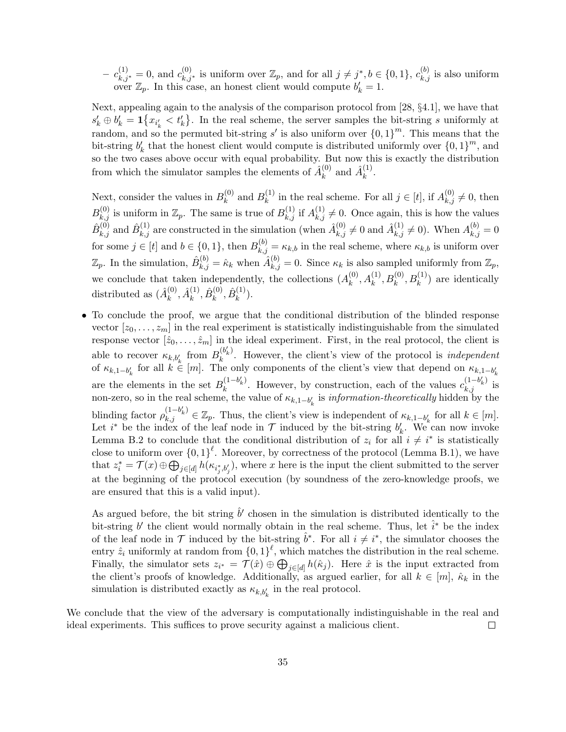- $c^{(1)}_{k,j^*} = 0$, and $c^{(0)}_{k,j^*}$ is uniform over $\mathbb{Z}_p$, and for all $j \neq j^*, b \in \{0,1\}$, $c^{(b)}_{k,j}$ is also uniform over $\mathbb{Z}_p$. In this case, an honest client would compute $b'_k = 1$.

Next, appealing again to the analysis of the comparison protocol from [28, §4.1], we have that $s'_k \oplus b'_k = \mathbf{1}\{x_{i'_k} < t'_k\}$. In the real scheme, the server samples the bit-string $s$ uniformly at random, and so the permuted bit-string $s'$ is also uniform over $\{0,1\}^m$. This means that the bit-string $b'_k$ that the honest client would compute is distributed uniformly over $\{0,1\}^m$, and so the two cases above occur with equal probability. But now this is exactly the distribution from which the simulator samples the elements of $\hat{A}^{(0)}_k$ and $\hat{A}^{(1)}_k$.

Next, consider the values in $B^{(0)}_k$ and $B^{(1)}_k$ in the real scheme. For all $j \in [t]$, if $A^{(0)}_{k,j} \neq 0$, then $B^{(0)}_{k,j}$ is uniform in $\mathbb{Z}_p$. The same is true of $B^{(1)}_{k,j}$ if $A^{(1)}_{k,j} \neq 0$. Once again, this is how the values $\hat{B}^{(0)}_{k,j}$ and $\hat{B}^{(1)}_{k,j}$ are constructed in the simulation (when $\hat{A}^{(0)}_{k,j} \neq 0$ and $\hat{A}^{(1)}_{k,j} \neq 0$). When $A^{(b)}_{k,j} = 0$ for some $j \in [t]$ and $b \in \{0,1\}$, then $B^{(b)}_{k,j} = \kappa_{k,b}$ in the real scheme, where $\kappa_{k,b}$ is uniform over $\mathbb{Z}_p$. In the simulation, $\hat{B}^{(b)}_{k,j} = \hat{\kappa}_k$ when $\hat{A}^{(b)}_{k,j} = 0$. Since $\kappa_k$ is also sampled uniformly from $\mathbb{Z}_p$, we conclude that taken independently, the collections $(A^{(0)}_k, A^{(1)}_k, B^{(0)}_k, B^{(1)}_k)$ are identically distributed as $(\hat{A}^{(0)}_k, \hat{A}^{(1)}_k, \hat{B}^{(0)}_k, \hat{B}^{(1)}_k)$.

- To conclude the proof, we argue that the conditional distribution of the blinded response vector $[z_0, \ldots, z_m]$ in the real experiment is statistically indistinguishable from the simulated response vector $[\hat{z}_0, \ldots, \hat{z}_m]$ in the ideal experiment. First, in the real protocol, the client is able to recover $\kappa_{k,b'_k}$ from $B^{(b'_k)}_k$. However, the client's view of the protocol is *independent* of $\kappa_{k,1-b'_k}$ for all $k \in [m]$. The only components of the client's view that depend on $\kappa_{k,1-b'_k}$ are the elements in the set $B^{(1-b'_k)}_k$. However, by construction, each of the values $c^{(1-b'_k)}_{k,j}$ is non-zero, so in the real scheme, the value of $\kappa_{k,1-b'_k}$ is *information-theoretically* hidden by the blinding factor $\rho^{(1-b'_k)}_{k,j} \in \mathbb{Z}_p$. Thus, the client's view is independent of $\kappa_{k,1-b'_k}$ for all $k \in [m]$. Let $i^*$ be the index of the leaf node in $\mathcal{T}$ induced by the bit-string $b'_k$. We can now invoke Lemma B.2 to conclude that the conditional distribution of $z_i$ for all $i \neq i^*$ is statistically close to uniform over $\{0,1\}^\ell$. Moreover, by correctness of the protocol (Lemma B.1), we have that $z^*_i = \mathcal{T}(x) \oplus \bigoplus_{j\in[d]} h(\kappa_{i^*_j, b'_j})$, where $x$ here is the input the client submitted to the server at the beginning of the protocol execution (by soundness of the zero-knowledge proofs, we are ensured that this is a valid input).

  As argued before, the bit string $\hat{b}'$ chosen in the simulation is distributed identically to the bit-string $b'$ the client would normally obtain in the real scheme. Thus, let $\hat{i}^*$ be the index of the leaf node in $\mathcal{T}$ induced by the bit-string $\hat{b}^*$. For all $i \neq i^*$, the simulator chooses the entry $\hat{z}_i$ uniformly at random from $\{0,1\}^\ell$, which matches the distribution in the real scheme. Finally, the simulator sets $z_{i^*} = \mathcal{T}(\hat{x}) \oplus \bigoplus_{j\in[d]} h(\hat{\kappa}_j)$. Here $\hat{x}$ is the input extracted from the client's proofs of knowledge. Additionally, as argued earlier, for all $k \in [m]$, $\hat{\kappa}_k$ in the simulation is distributed exactly as $\kappa_{k,b'_k}$ in the real protocol.

We conclude that the view of the adversary is computationally indistinguishable in the real and ideal experiments. This suffices to prove security against a malicious client. □